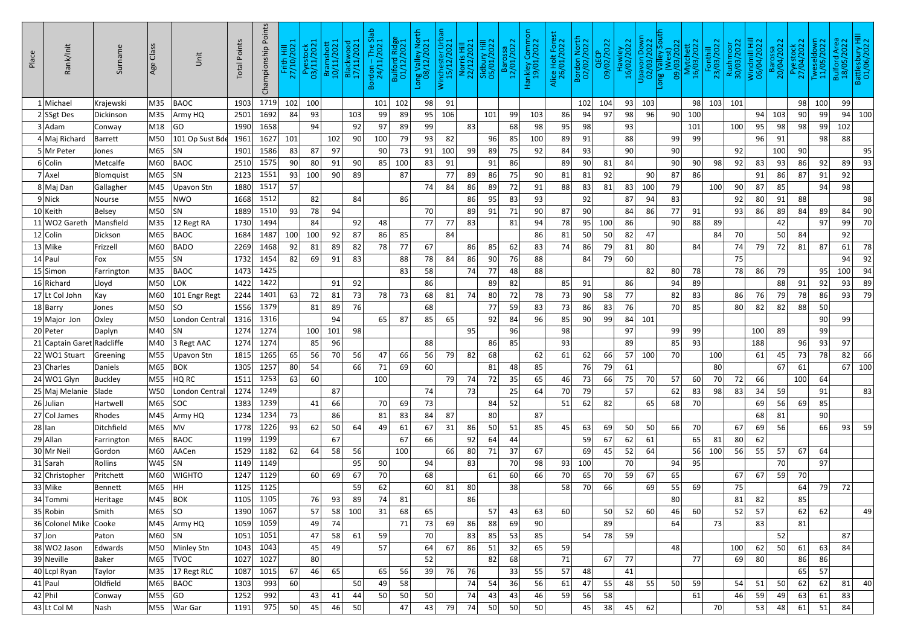| Place | Rank/Init | Surname | Age Class | Unit | Total Points | Championship Points | Frith Hill 27/10/2021 | Pyestock 03/11/2021 | Bramshott 10/11/2021 | Blackwood 17/11/2021 | Bordon – The Slab 24/11/2021 | Bulford Ridge 01/12/2021 | Long Valley North 08/12/2021 | Winchester Urban 15/12/2021 | Norris Hill 22/12/2021 | Sidbury Hill 05/01/2022 | Barossa 12/01/2022 | Hankley Common 19/01/2022 | Alice Holt Forest 26/01/2022 | Bordon North 02/02/2022 | QECP 09/02/2022 | Hawley 16/02/2022 | Upavon Down 02/03/2022 | Long Valley South (West) 09/03/2022 | Mytchett 16/03/2022 | Fonthill 23/03/2022 | Rushmoor 30/03/2022 | Windmill Hill 06/04/2022 | Barossa 20/04/2022 | Pyestock 27/04/2022 | Tweseldown 11/05/2022 | Bulford Area 18/05/2022 | Battlesbury Hill 01/06/2022 |
|---|---|---|---|---|---|---|---|---|---|---|---|---|---|---|---|---|---|---|---|---|---|---|---|---|---|---|---|---|---|---|---|---|---|
| 1 | Michael | Krajewski | M35 | BAOC | 1903 | 1719 | 102 | 100 | | | 101 | 102 | 98 | 91 | | | | | | 102 | 104 | 93 | 103 | | 98 | 103 | 101 | | | 98 | 100 | 99 | |
| 2 | SSgt Des | Dickinson | M35 | Army HQ | 2501 | 1692 | 84 | 93 | | 103 | 99 | 89 | 95 | 106 | | 101 | 99 | 103 | 86 | 94 | 97 | 98 | 96 | 90 | 100 | | | 94 | 103 | 90 | 99 | 94 | 100 |
| 3 | Adam | Conway | M18 | GO | 1990 | 1658 | | 94 | | 92 | 97 | 89 | 99 | | 83 | | 68 | 98 | 95 | 98 | | 93 | | | 101 | | 100 | 95 | 98 | 98 | 99 | 102 | |
| 4 | Maj Richard | Barrett | M50 | 101 Op Sust Bde | 1961 | 1627 | 101 | | 102 | 90 | 100 | 79 | 93 | 82 | | 96 | 85 | 100 | 89 | 91 | | 88 | | 99 | 99 | | | 96 | 91 | | 98 | 88 | |
| 5 | Mr Peter | Jones | M65 | SN | 1901 | 1586 | 83 | 87 | 97 | | 90 | 73 | 91 | 100 | 99 | 89 | 75 | 92 | 84 | 93 | | 90 | | 90 | | | 92 | | 100 | 90 | | | 95 |
| 6 | Colin | Metcalfe | M60 | BAOC | 2510 | 1575 | 90 | 80 | 91 | 90 | 85 | 100 | 83 | 91 | | 91 | 86 | | 89 | 90 | 81 | 84 | | 90 | 90 | 98 | 92 | 83 | 93 | 86 | 92 | 89 | 93 |
| 7 | Axel | Blomquist | M65 | SN | 2123 | 1551 | 93 | 100 | 90 | 89 | | 87 | | 77 | 89 | 86 | 75 | 90 | 81 | 81 | 92 | | | 87 | 86 | | | 91 | 86 | 87 | 91 | 92 | |
| 8 | Maj Dan | Gallagher | M45 | Upavon Stn | 1880 | 1517 | 57 | | | | | | 74 | 84 | 86 | 89 | 72 | 91 | 88 | 83 | 81 | 83 | 100 | 79 | | 100 | 90 | 87 | 85 | | 94 | 98 | |
| 9 | Nick | Nourse | M55 | NWO | 1668 | 1512 | | | 82 | | 84 | | 86 | | | 86 | 95 | 83 | 93 | | 92 | | 87 | 94 | 83 | | | 92 | 80 | 91 | 88 | | 98 |
| 10 | Keith | Belsey | M50 | SN | 1889 | 1510 | 93 | 78 | 94 | | | | 70 | | 89 | 91 | 71 | 90 | 87 | 90 | | 84 | 86 | 77 | 91 | | 93 | 86 | 89 | 84 | 89 | 84 | 90 |
| 11 | WO2 Gareth | Mansfield | M35 | 12 Regt RA | 1730 | 1494 | | 84 | | 92 | 48 | | 77 | 77 | 83 | | 81 | 94 | 78 | 95 | 100 | 86 | | 90 | 88 | 89 | | | 42 | | 97 | 99 | 70 |
| 12 | Colin | Dickson | M65 | BAOC | 1684 | 1487 | 100 | 100 | 92 | 87 | 86 | 85 | | 84 | | | | 86 | 81 | 50 | 50 | 82 | 47 | | | 84 | 70 | | 50 | 84 | | 92 | |
| 13 | Mike | Frizzell | M60 | BADO | 2269 | 1468 | 92 | 81 | 89 | 82 | 78 | 77 | 67 | | 86 | 85 | 62 | 83 | 74 | 86 | 79 | 81 | 80 | | 84 | | 74 | 79 | 72 | 81 | 87 | 61 | 78 |
| 14 | Paul | Fox | M55 | SN | 1732 | 1454 | 82 | 69 | 91 | 83 | | 88 | 78 | 84 | 86 | 90 | 76 | 88 | | 84 | 79 | 60 | | | | | 75 | | | | | 94 | 92 |
| 15 | Simon | Farrington | M35 | BAOC | 1473 | 1425 | | | | | | 83 | 58 | | 74 | 77 | 48 | 88 | | | | | 82 | 80 | 78 | | 78 | 86 | 79 | | 95 | 100 | 94 |
| 16 | Richard | Lloyd | M50 | LOK | 1422 | 1422 | | | 91 | 92 | | | 86 | | | 89 | 82 | | 85 | 91 | | 86 | | 94 | 89 | | | | 88 | 91 | 92 | 93 | 89 |
| 17 | Lt Col John | Kay | M60 | 101 Engr Regt | 2244 | 1401 | 63 | 72 | 81 | 73 | 78 | 73 | 68 | 81 | 74 | 80 | 72 | 78 | 73 | 90 | 58 | 77 | | 82 | 83 | | 86 | 76 | 79 | 78 | 86 | 93 | 79 |
| 18 | Barry | Jones | M50 | SO | 1556 | 1379 | | 81 | 89 | 76 | | | 68 | | | 77 | 59 | 83 | 73 | 86 | 83 | 76 | | 70 | 85 | | 80 | 82 | 82 | 88 | 50 | | |
| 19 | Major Jon | Oxley | M50 | London Central | 1316 | 1316 | | | 94 | | 65 | 87 | 85 | 65 | | 92 | 84 | 96 | 85 | 90 | 99 | 84 | 101 | | | | | | | | 90 | 99 | |
| 20 | Peter | Daplyn | M40 | SN | 1274 | 1274 | | 100 | 101 | 98 | | | | | 95 | | 96 | | 98 | | | 97 | | 99 | 99 | | | 100 | 89 | | 99 | | |
| 21 | Captain Garet | Radcliffe | M40 | 3 Regt AAC | 1274 | 1274 | | 85 | 96 | | | | 88 | | | 86 | 85 | | 93 | | | 89 | | 85 | 93 | | | 188 | | 96 | 93 | 97 | |
| 22 | WO1 Stuart | Greening | M55 | Upavon Stn | 1815 | 1265 | 65 | 56 | 70 | 56 | 47 | 66 | 56 | 79 | 82 | 68 | | 62 | 61 | 62 | 66 | 57 | 100 | 70 | | 100 | | 61 | 45 | 73 | 78 | 82 | 66 |
| 23 | Charles | Daniels | M65 | BOK | 1305 | 1257 | 80 | 54 | | 66 | 71 | 69 | 60 | | | 81 | 48 | 85 | | 76 | 79 | 61 | | | | 80 | | | 67 | 61 | | 67 | 100 |
| 24 | WO1 Glyn | Buckley | M55 | HQ RC | 1511 | 1253 | 63 | 60 | | | 100 | | | 79 | 74 | 72 | 35 | 65 | 46 | 73 | 66 | 75 | 70 | 57 | 60 | 70 | 72 | 66 | | 100 | 64 | | |
| 25 | Maj Melanie | Slade | W50 | London Central | 1274 | 1249 | | | 87 | | | | 74 | | 73 | | 25 | 64 | 70 | 79 | | 57 | | 62 | 83 | 98 | 83 | 34 | 59 | | 91 | | 83 |
| 26 | Julian | Hartwell | M65 | SOC | 1383 | 1239 | | 41 | 66 | | 70 | 69 | 73 | | | 84 | 52 | | 51 | 62 | 82 | | 65 | 68 | 70 | | | 69 | 56 | 69 | 85 | | |
| 27 | Col James | Rhodes | M45 | Army HQ | 1234 | 1234 | 73 | | 86 | | 81 | 83 | 84 | 87 | | 80 | | 87 | | | | | | | | | | 68 | 81 | | 90 | | |
| 28 | Ian | Ditchfield | M65 | MV | 1778 | 1226 | 93 | 62 | 50 | 64 | 49 | 61 | 67 | 31 | 86 | 50 | 51 | 85 | 45 | 63 | 69 | 50 | 50 | 66 | 70 | | 67 | 69 | 56 | | 66 | 93 | 59 |
| 29 | Allan | Farrington | M65 | BAOC | 1199 | 1199 | | | 67 | | | 67 | 66 | | 92 | 64 | 44 | | | 59 | 67 | 62 | 61 | | 65 | 81 | 80 | 62 | | | | | |
| 30 | Mr Neil | Gordon | M60 | AACen | 1529 | 1182 | 62 | 64 | 58 | 56 | | 100 | | 66 | 80 | 71 | 37 | 67 | | 69 | 45 | 52 | 64 | | 56 | 100 | 56 | 55 | 57 | 67 | 64 | | |
| 31 | Sarah | Rollins | W45 | SN | 1149 | 1149 | | | | 95 | 90 | | 94 | | 83 | | 70 | 98 | 93 | 100 | | 70 | | 94 | 95 | | | | 70 | | 97 | | |
| 32 | Christopher | Pritchett | M60 | WIGHTO | 1247 | 1129 | | 60 | 69 | 67 | 70 | | 68 | | | 61 | 60 | 66 | 70 | 65 | 70 | 59 | 67 | 65 | | | 67 | 67 | 59 | 70 | | | |
| 33 | Mike | Bennett | M65 | HH | 1125 | 1125 | | | | 59 | 62 | | 60 | 81 | 80 | | 38 | | 58 | 70 | 66 | | 69 | 55 | 69 | | 75 | | | 64 | 79 | 72 | |
| 34 | Tommi | Heritage | M45 | BOK | 1105 | 1105 | | 76 | 93 | 89 | 74 | 81 | | | 86 | | | | | | | | | 80 | | | 81 | 82 | | 85 | | | |
| 35 | Robin | Smith | M65 | SO | 1390 | 1067 | | 57 | 58 | 100 | 31 | 68 | 65 | | | 57 | 43 | 63 | 60 | | 50 | 52 | 60 | 46 | 60 | | 52 | 57 | | 62 | 62 | | 49 |
| 36 | Colonel Mike | Cooke | M45 | Army HQ | 1059 | 1059 | | 49 | 74 | | | 71 | 73 | 69 | 86 | 88 | 69 | 90 | | | 89 | | | 64 | | 73 | | 83 | | 81 | | | |
| 37 | Jon | Paton | M60 | SN | 1051 | 1051 | | 47 | 58 | 61 | 59 | | 70 | | 83 | 85 | 53 | 85 | | 54 | 78 | 59 | | | | | | | 52 | | | 87 | |
| 38 | WO2 Jason | Edwards | M50 | Minley Stn | 1043 | 1043 | | 45 | 49 | | 57 | | 64 | 67 | 86 | 51 | 32 | 65 | 59 | | | | | 48 | | | 100 | 62 | 50 | 61 | 63 | 84 | |
| 39 | Neville | Baker | M65 | TVOC | 1027 | 1027 | | 80 | | | | | 52 | | | 82 | 68 | | 71 | | 67 | 77 | | | 77 | | 69 | 80 | | 86 | 86 | | |
| 40 | Lcpl Ryan | Taylor | M35 | 17 Regt RLC | 1087 | 1015 | 67 | 46 | 65 | | 65 | 56 | 39 | 76 | 76 | | 33 | 55 | 57 | 48 | | 41 | | | | | | | | 65 | 57 | | |
| 41 | Paul | Oldfield | M65 | BAOC | 1303 | 993 | 60 | | | 50 | 49 | 58 | | | 74 | 54 | 36 | 56 | 61 | 47 | 55 | 48 | 55 | 50 | 59 | | 54 | 51 | 50 | 62 | 62 | 81 | 40 |
| 42 | Phil | Conway | M55 | GO | 1252 | 992 | | 43 | 41 | 44 | 50 | 50 | 50 | | 74 | 43 | 43 | 46 | 59 | 56 | 58 | | | | 61 | | 46 | 59 | 49 | 63 | 61 | 83 | |
| 43 | Lt Col M | Nash | M55 | War Gar | 1191 | 975 | 50 | 45 | 46 | 50 | | 47 | 43 | 79 | 74 | 50 | 50 | 50 | | 45 | 38 | 45 | 62 | | | 70 | | 53 | 48 | 61 | 51 | 84 | |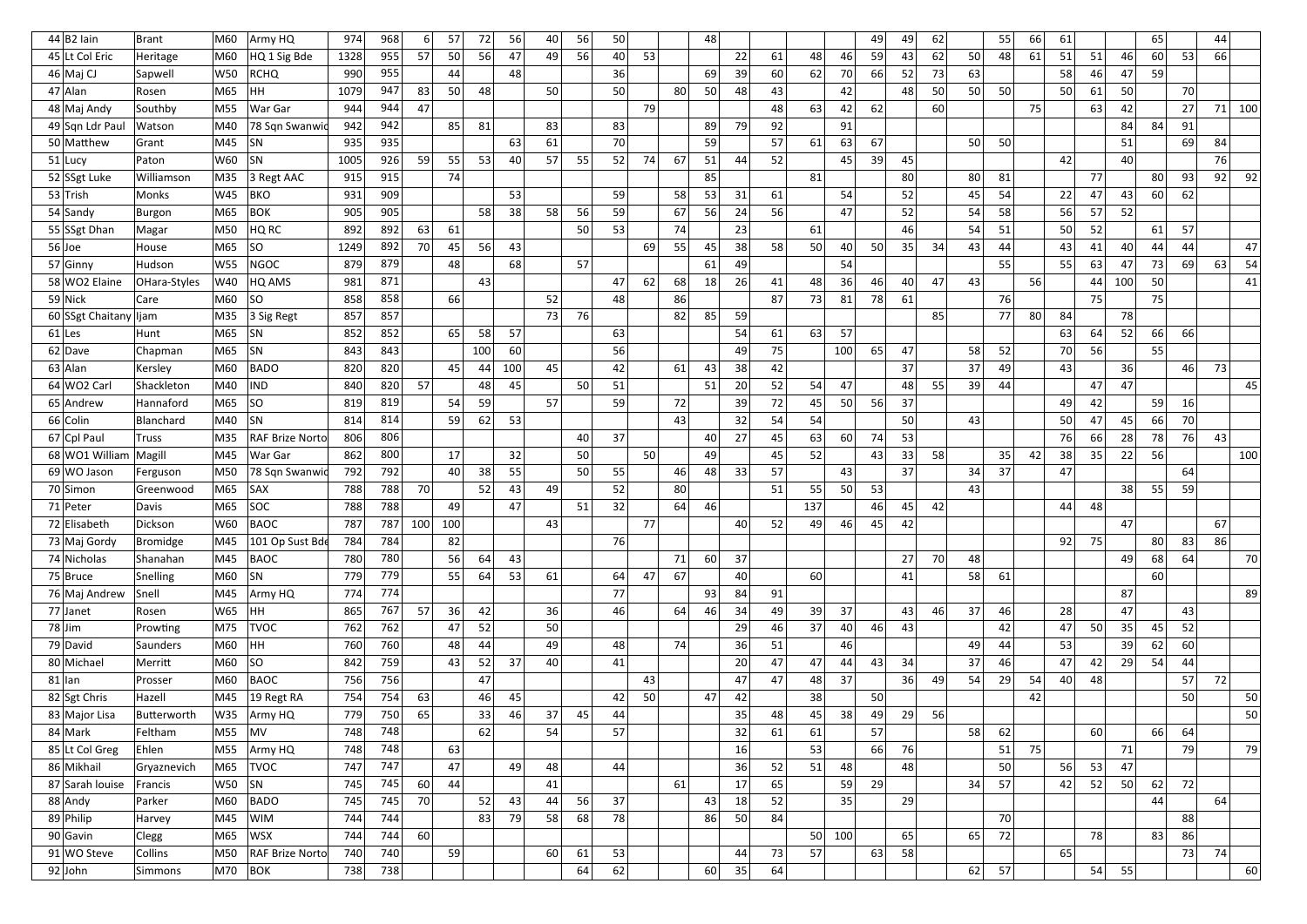| | | | | | | | | | | | | | | | | | | | | | | | | | | | | | | | | | | |
|---|---|---|---|---|---|---|---|---|---|---|---|---|---|---|---|---|---|---|---|---|---|---|---|---|---|---|---|---|---|---|---|---|---|---|
| 44 | B2 Iain | Brant | M60 | Army HQ | 974 | 968 | 6 | 57 | 72 | 56 | 40 | 56 | 50 | | | 48 | | | | | 49 | 49 | 62 | | 55 | 66 | 61 | | | 65 | | 44 | | |
| 45 | Lt Col Eric | Heritage | M60 | HQ 1 Sig Bde | 1328 | 955 | 57 | 50 | 56 | 47 | 49 | 56 | 40 | 53 | | | 22 | 61 | 48 | 46 | 59 | 43 | 62 | 50 | 48 | 61 | 51 | 51 | 46 | 60 | 53 | 66 | | |
| 46 | Maj CJ | Sapwell | W50 | RCHQ | 990 | 955 | | 44 | | | | 48 | 36 | | | 69 | 39 | 60 | 62 | 70 | 66 | 52 | 73 | 63 | | | 58 | 46 | 47 | 59 | | | | |
| 47 | Alan | Rosen | M65 | HH | 1079 | 947 | 83 | 50 | 48 | | 50 | | 50 | | 80 | 50 | 48 | 43 | | 42 | | 48 | 50 | 50 | 50 | | 50 | 61 | 50 | | | 70 | | |
| 48 | Maj Andy | Southby | M55 | War Gar | 944 | 944 | 47 | | | | | | | 79 | | | | 48 | 63 | 42 | 62 | | 60 | | | 75 | | 63 | 42 | | | 27 | 71 | 100 |
| 49 | Sqn Ldr Paul | Watson | M40 | 78 Sqn Swanwic | 942 | 942 | | 85 | 81 | | 83 | | 83 | | | 89 | 79 | 92 | | 91 | | | | | | | | | 84 | 84 | 91 | | | |
| 50 | Matthew | Grant | M45 | SN | 935 | 935 | | | | 63 | 61 | | 70 | | | 59 | | 57 | 61 | 63 | 67 | | | 50 | 50 | | | | 51 | | 69 | 84 | | |
| 51 | Lucy | Paton | W60 | SN | 1005 | 926 | 59 | 55 | 53 | 40 | 57 | 55 | 52 | 74 | 67 | 51 | 44 | 52 | | 45 | 39 | 45 | | | | | 42 | | 40 | | | 76 | | |
| 52 | SSgt Luke | Williamson | M35 | 3 Regt AAC | 915 | 915 | | 74 | | | | | | | | 85 | | | 81 | | | 80 | | 80 | 81 | | | 77 | | | 80 | 93 | 92 | 92 |
| 53 | Trish | Monks | W45 | BKO | 931 | 909 | | | | 53 | | | 59 | | 58 | 53 | 31 | 61 | | 54 | | 52 | | 45 | 54 | | 22 | 47 | 43 | 60 | 62 | | | |
| 54 | Sandy | Burgon | M65 | BOK | 905 | 905 | | | 58 | 38 | 58 | 56 | 59 | | 67 | 56 | 24 | 56 | | 47 | | 52 | | 54 | 58 | | 56 | 57 | 52 | | | | | |
| 55 | SSgt Dhan | Magar | M50 | HQ RC | 892 | 892 | 63 | 61 | | | | 50 | 53 | | 74 | | 23 | | 61 | | | 46 | | 54 | 51 | | 50 | 52 | | 61 | 57 | | | |
| 56 | Joe | House | M65 | SO | 1249 | 892 | 70 | 45 | 56 | 43 | | | | 69 | 55 | 45 | 38 | 58 | 50 | 40 | 50 | 35 | 34 | 43 | 44 | | 43 | 41 | 40 | 44 | 44 | | | 47 |
| 57 | Ginny | Hudson | W55 | NGOC | 879 | 879 | | 48 | | 68 | | 57 | | | | 61 | 49 | | | 54 | | | | | 55 | | 55 | 63 | 47 | 73 | 69 | | 63 | 54 |
| 58 | WO2 Elaine | OHara-Styles | W40 | HQ AMS | 981 | 871 | | | 43 | | | | 47 | 62 | 68 | 18 | 26 | 41 | 48 | 36 | 46 | 40 | 47 | 43 | | 56 | | 44 | 100 | 50 | | | | 41 |
| 59 | Nick | Care | M60 | SO | 858 | 858 | | 66 | | | 52 | | 48 | | 86 | | | 87 | 73 | 81 | 78 | 61 | | | 76 | | | 75 | | 75 | | | | |
| 60 | SSgt Chaitany | Ijam | M35 | 3 Sig Regt | 857 | 857 | | | | | 73 | 76 | | | 82 | 85 | 59 | | | | | | 85 | | 77 | 80 | 84 | | 78 | | | | | |
| 61 | Les | Hunt | M65 | SN | 852 | 852 | | 65 | 58 | 57 | | | 63 | | | | 54 | 61 | 63 | 57 | | | | | | | 63 | 64 | 52 | 66 | 66 | | | |
| 62 | Dave | Chapman | M65 | SN | 843 | 843 | | | 100 | 60 | | | 56 | | | | 49 | 75 | | 100 | 65 | 47 | | 58 | 52 | | 70 | 56 | | 55 | | | | |
| 63 | Alan | Kersley | M60 | BADO | 820 | 820 | | 45 | 44 | 100 | 45 | | 42 | | 61 | 43 | 38 | 42 | | | | 37 | | 37 | 49 | | 43 | | 36 | | 46 | 73 | | |
| 64 | WO2 Carl | Shackleton | M40 | IND | 840 | 820 | 57 | | 48 | 45 | | 50 | 51 | | | 51 | 20 | 52 | 54 | 47 | | 48 | 55 | 39 | 44 | | | 47 | 47 | | | | | 45 |
| 65 | Andrew | Hannaford | M65 | SO | 819 | 819 | | 54 | 59 | | 57 | | 59 | | 72 | | 39 | 72 | 45 | 50 | 56 | 37 | | | | | 49 | 42 | | 59 | 16 | | | |
| 66 | Colin | Blanchard | M40 | SN | 814 | 814 | | 59 | 62 | 53 | | | | | 43 | | 32 | 54 | 54 | | | 50 | | 43 | | | 50 | 47 | 45 | 66 | 70 | | | |
| 67 | Cpl Paul | Truss | M35 | RAF Brize Norto | 806 | 806 | | | | | | 40 | 37 | | | 40 | 27 | 45 | 63 | 60 | 74 | 53 | | | | | 76 | 66 | 28 | 78 | 76 | 43 | | |
| 68 | WO1 William | Magill | M45 | War Gar | 862 | 800 | | 17 | | 32 | | 50 | | 50 | | 49 | | 45 | 52 | | 43 | 33 | 58 | | 35 | 42 | 38 | 35 | 22 | 56 | | | | 100 |
| 69 | WO Jason | Ferguson | M50 | 78 Sqn Swanwic | 792 | 792 | | 40 | 38 | 55 | | 50 | 55 | | 46 | 48 | 33 | 57 | | 43 | | 37 | | 34 | 37 | | 47 | | | | 64 | | | |
| 70 | Simon | Greenwood | M65 | SAX | 788 | 788 | 70 | | 52 | 43 | 49 | | 52 | | 80 | | | 51 | 55 | 50 | 53 | | | 43 | | | | | 38 | 55 | 59 | | | |
| 71 | Peter | Davis | M65 | SOC | 788 | 788 | | 49 | | 47 | | 51 | 32 | | 64 | 46 | | | 137 | | 46 | 45 | 42 | | | | 44 | 48 | | | | | | |
| 72 | Elisabeth | Dickson | W60 | BAOC | 787 | 787 | 100 | 100 | | | 43 | | | 77 | | | 40 | 52 | 49 | 46 | 45 | 42 | | | | | | | 47 | | | 67 | | |
| 73 | Maj Gordy | Bromidge | M45 | 101 Op Sust Bde | 784 | 784 | | 82 | | | | | 76 | | | | | | | | | | | | | | 92 | 75 | | 80 | 83 | 86 | | |
| 74 | Nicholas | Shanahan | M45 | BAOC | 780 | 780 | | 56 | 64 | 43 | | | | | 71 | 60 | 37 | | | | | 27 | 70 | 48 | | | | | 49 | 68 | 64 | | | 70 |
| 75 | Bruce | Snelling | M60 | SN | 779 | 779 | | 55 | 64 | 53 | 61 | | 64 | 47 | 67 | | 40 | | 60 | | | 41 | | 58 | 61 | | | | | 60 | | | | |
| 76 | Maj Andrew | Snell | M45 | Army HQ | 774 | 774 | | | | | | | 77 | | | 93 | 84 | 91 | | | | | | | | | | | 87 | | | | | 89 |
| 77 | Janet | Rosen | W65 | HH | 865 | 767 | 57 | 36 | 42 | | 36 | | 46 | | 64 | 46 | 34 | 49 | 39 | 37 | | 43 | 46 | 37 | 46 | | 28 | | 47 | | 43 | | | |
| 78 | Jim | Prowting | M75 | TVOC | 762 | 762 | | 47 | 52 | | 50 | | | | | | 29 | 46 | 37 | 40 | 46 | 43 | | | 42 | | 47 | 50 | 35 | 45 | 52 | | | |
| 79 | David | Saunders | M60 | HH | 760 | 760 | | 48 | 44 | | 49 | | 48 | | 74 | | 36 | 51 | | 46 | | | | 49 | 44 | | 53 | | 39 | 62 | 60 | | | |
| 80 | Michael | Merritt | M60 | SO | 842 | 759 | | 43 | 52 | 37 | 40 | | 41 | | | | 20 | 47 | 47 | 44 | 43 | 34 | | 37 | 46 | | 47 | 42 | 29 | 54 | 44 | | | |
| 81 | Ian | Prosser | M60 | BAOC | 756 | 756 | | | 47 | | | | | 43 | | | 47 | 47 | 48 | 37 | | 36 | 49 | 54 | 29 | 54 | 40 | 48 | | | 57 | 72 | | |
| 82 | Sgt Chris | Hazell | M45 | 19 Regt RA | 754 | 754 | 63 | | 46 | 45 | | | 42 | 50 | | 47 | 42 | | 38 | | 50 | | | | | 42 | | | | | 50 | | | 50 |
| 83 | Major Lisa | Butterworth | W35 | Army HQ | 779 | 750 | 65 | | 33 | 46 | 37 | 45 | 44 | | | | 35 | 48 | 45 | 38 | 49 | 29 | 56 | | | | | | | | | | | 50 |
| 84 | Mark | Feltham | M55 | MV | 748 | 748 | | | 62 | | 54 | | 57 | | | | 32 | 61 | 61 | | 57 | | | 58 | 62 | | | 60 | | 66 | 64 | | | |
| 85 | Lt Col Greg | Ehlen | M55 | Army HQ | 748 | 748 | | 63 | | | | | | | | | 16 | | 53 | | 66 | 76 | | | 51 | 75 | | | 71 | | 79 | | | 79 |
| 86 | Mikhail | Gryaznevich | M65 | TVOC | 747 | 747 | | 47 | | 49 | 48 | | 44 | | | | 36 | 52 | 51 | 48 | | 48 | | | 50 | | 56 | 53 | 47 | | | | | |
| 87 | Sarah louise | Francis | W50 | SN | 745 | 745 | 60 | 44 | | | 41 | | | | 61 | | 17 | 65 | | 59 | 29 | | | 34 | 57 | | 42 | 52 | 50 | 62 | 72 | | | |
| 88 | Andy | Parker | M60 | BADO | 745 | 745 | 70 | | 52 | 43 | 44 | 56 | 37 | | | 43 | 18 | 52 | | 35 | | 29 | | | | | | | | 44 | | 64 | | |
| 89 | Philip | Harvey | M45 | WIM | 744 | 744 | | | 83 | 79 | 58 | 68 | 78 | | | 86 | 50 | 84 | | | | | | | 70 | | | | | | 88 | | | |
| 90 | Gavin | Clegg | M65 | WSX | 744 | 744 | 60 | | | | | | | | | | | | 50 | 100 | | 65 | | 65 | 72 | | | 78 | | 83 | 86 | | | |
| 91 | WO Steve | Collins | M50 | RAF Brize Norto | 740 | 740 | | 59 | | | 60 | 61 | 53 | | | | 44 | 73 | 57 | | 63 | 58 | | | | | 65 | | | | 73 | 74 | | |
| 92 | John | Simmons | M70 | BOK | 738 | 738 | | | | | | 64 | 62 | | | 60 | 35 | 64 | | | | | | 62 | 57 | | | 54 | 55 | | | | | 60 |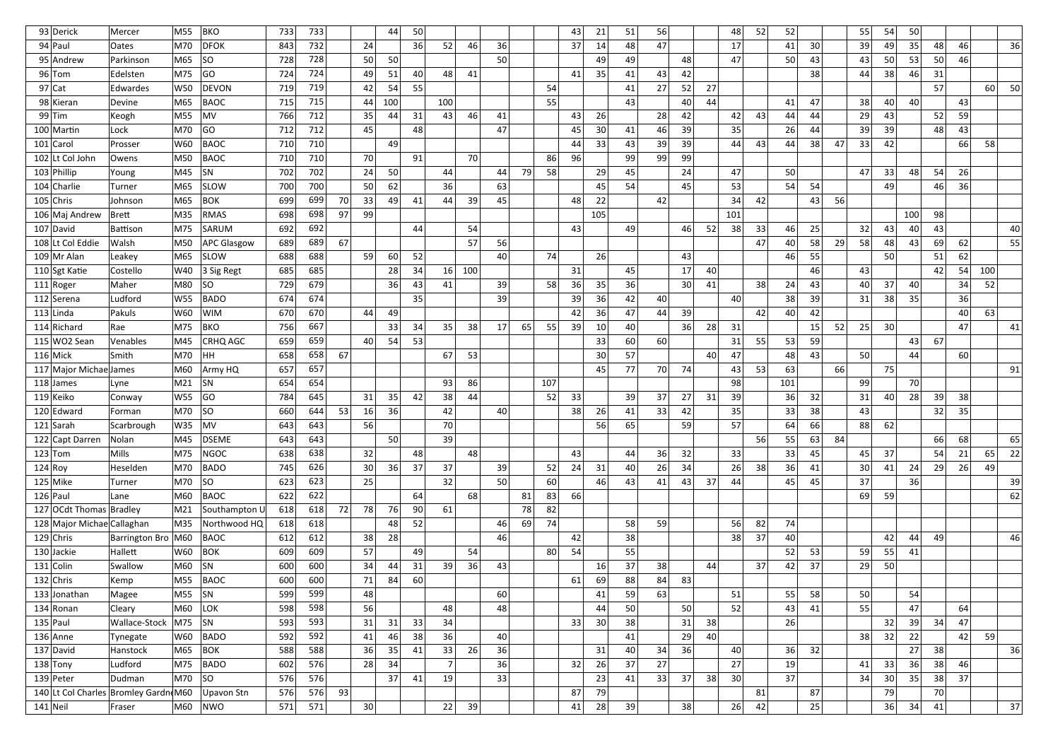| | | | | | | | | | | | | | | | | | | | | | | | | | | | | | | | | | |
|---|---|---|---|---|---|---|---|---|---|---|---|---|---|---|---|---|---|---|---|---|---|---|---|---|---|---|---|---|---|---|---|---|---|
| 93 | Derick | Mercer | M55 | BKO | 733 | 733 | | | 44 | 50 | | | | | | 43 | 21 | 51 | 56 | | | 48 | 52 | 52 | | | 55 | 54 | 50 | | | | |
| 94 | Paul | Oates | M70 | DFOK | 843 | 732 | | 24 | | 36 | 52 | 46 | 36 | | | 37 | 14 | 48 | 47 | | | 17 | | 41 | 30 | | 39 | 49 | 35 | 48 | 46 | | 36 |
| 95 | Andrew | Parkinson | M65 | SO | 728 | 728 | | 50 | 50 | | | | 50 | | | | 49 | 49 | | 48 | | 47 | | 50 | 43 | | 43 | 50 | 53 | 50 | 46 | | |
| 96 | Tom | Edelsten | M75 | GO | 724 | 724 | | 49 | 51 | 40 | 48 | 41 | | | | 41 | 35 | 41 | 43 | 42 | | | | | 38 | | 44 | 38 | 46 | 31 | | | |
| 97 | Cat | Edwardes | W50 | DEVON | 719 | 719 | | 42 | 54 | 55 | | | | | 54 | | | 41 | 27 | 52 | 27 | | | | | | | | | 57 | | 60 | 50 |
| 98 | Kieran | Devine | M65 | BAOC | 715 | 715 | | 44 | 100 | | 100 | | | | 55 | | | 43 | | 40 | 44 | | | 41 | 47 | | 38 | 40 | 40 | | 43 | | |
| 99 | Tim | Keogh | M55 | MV | 766 | 712 | | 35 | 44 | 31 | 43 | 46 | 41 | | | 43 | 26 | | 28 | 42 | | 42 | 43 | 44 | 44 | | 29 | 43 | | 52 | 59 | | |
| 100 | Martin | Lock | M70 | GO | 712 | 712 | | 45 | | 48 | | | 47 | | | 45 | 30 | 41 | 46 | 39 | | 35 | | 26 | 44 | | 39 | 39 | | 48 | 43 | | |
| 101 | Carol | Prosser | W60 | BAOC | 710 | 710 | | | 49 | | | | | | | 44 | 33 | 43 | 39 | 39 | | 44 | 43 | 44 | 38 | 47 | 33 | 42 | | | 66 | 58 | |
| 102 | Lt Col John | Owens | M50 | BAOC | 710 | 710 | | 70 | | 91 | | 70 | | | 86 | 96 | | 99 | 99 | 99 | | | | | | | | | | | | | |
| 103 | Phillip | Young | M45 | SN | 702 | 702 | | 24 | 50 | | 44 | | 44 | 79 | 58 | | 29 | 45 | | 24 | | 47 | | 50 | | | 47 | 33 | 48 | 54 | 26 | | |
| 104 | Charlie | Turner | M65 | SLOW | 700 | 700 | | 50 | 62 | | 36 | | 63 | | | | 45 | 54 | | 45 | | 53 | | 54 | 54 | | | 49 | | 46 | 36 | | |
| 105 | Chris | Johnson | M65 | BOK | 699 | 699 | 70 | 33 | 49 | 41 | 44 | 39 | 45 | | | 48 | 22 | | 42 | | | 34 | 42 | | 43 | 56 | | | | | | | |
| 106 | Maj Andrew | Brett | M35 | RMAS | 698 | 698 | 97 | 99 | | | | | | | | | 105 | | | | | 101 | | | | | | | 100 | 98 | | | |
| 107 | David | Battison | M75 | SARUM | 692 | 692 | | | | 44 | | 54 | | | | 43 | | 49 | | 46 | 52 | 38 | 33 | 46 | 25 | | 32 | 43 | 40 | 43 | | | 40 |
| 108 | Lt Col Eddie | Walsh | M50 | APC Glasgow | 689 | 689 | 67 | | | | | 57 | 56 | | | | | | | | | | 47 | 40 | 58 | 29 | 58 | 48 | 43 | 69 | 62 | | 55 |
| 109 | Mr Alan | Leakey | M65 | SLOW | 688 | 688 | | 59 | 60 | 52 | | | 40 | | 74 | | 26 | | | 43 | | | | 46 | 55 | | | 50 | | 51 | 62 | | |
| 110 | Sgt Katie | Costello | W40 | 3 Sig Regt | 685 | 685 | | | 28 | 34 | 16 | 100 | | | | 31 | | 45 | | 17 | 40 | | | | 46 | | 43 | | | 42 | 54 | 100 | |
| 111 | Roger | Maher | M80 | SO | 729 | 679 | | | 36 | 43 | 41 | | 39 | | 58 | 36 | 35 | 36 | | 30 | 41 | | 38 | 24 | 43 | | 40 | 37 | 40 | | 34 | 52 | |
| 112 | Serena | Ludford | W55 | BADO | 674 | 674 | | | | 35 | | | 39 | | | 39 | 36 | 42 | 40 | | | 40 | | 38 | 39 | | 31 | 38 | 35 | | 36 | | |
| 113 | Linda | Pakuls | W60 | WIM | 670 | 670 | | 44 | 49 | | | | | | | 42 | 36 | 47 | 44 | 39 | | | 42 | 40 | 42 | | | | | | 40 | 63 | |
| 114 | Richard | Rae | M75 | BKO | 756 | 667 | | | 33 | 34 | 35 | 38 | 17 | 65 | 55 | 39 | 10 | 40 | | 36 | 28 | 31 | | | 15 | 52 | 25 | 30 | | | 47 | | 41 |
| 115 | WO2 Sean | Venables | M45 | CRHQ AGC | 659 | 659 | | 40 | 54 | 53 | | | | | | | 33 | 60 | 60 | | | 31 | 55 | 53 | 59 | | | | 43 | 67 | | | |
| 116 | Mick | Smith | M70 | HH | 658 | 658 | 67 | | | | 67 | 53 | | | | | 30 | 57 | | | 40 | 47 | | 48 | 43 | | 50 | | 44 | | 60 | | |
| 117 | Major Michae | James | M60 | Army HQ | 657 | 657 | | | | | | | | | | | 45 | 77 | 70 | 74 | | 43 | 53 | 63 | | 66 | | 75 | | | | | 91 |
| 118 | James | Lyne | M21 | SN | 654 | 654 | | | | | 93 | 86 | | | 107 | | | | | | | 98 | | 101 | | | 99 | | 70 | | | | |
| 119 | Keiko | Conway | W55 | GO | 784 | 645 | | 31 | 35 | 42 | 38 | 44 | | | 52 | 33 | | 39 | 37 | 27 | 31 | 39 | | 36 | 32 | | 31 | 40 | 28 | 39 | 38 | | |
| 120 | Edward | Forman | M70 | SO | 660 | 644 | 53 | 16 | 36 | | 42 | | 40 | | | 38 | 26 | 41 | 33 | 42 | | 35 | | 33 | 38 | | 43 | | | 32 | 35 | | |
| 121 | Sarah | Scarbrough | W35 | MV | 643 | 643 | | 56 | | | 70 | | | | | | 56 | 65 | | 59 | | 57 | | 64 | 66 | | 88 | 62 | | | | | |
| 122 | Capt Darren | Nolan | M45 | DSEME | 643 | 643 | | | 50 | | 39 | | | | | | | | | | | | 56 | 55 | 63 | 84 | | | | 66 | 68 | | 65 |
| 123 | Tom | Mills | M75 | NGOC | 638 | 638 | | 32 | | 48 | | 48 | | | | 43 | | 44 | 36 | 32 | | 33 | | 33 | 45 | | 45 | 37 | | 54 | 21 | 65 | 22 |
| 124 | Roy | Heselden | M70 | BADO | 745 | 626 | | 30 | 36 | 37 | 37 | | 39 | | 52 | 24 | 31 | 40 | 26 | 34 | | 26 | 38 | 36 | 41 | | 30 | 41 | 24 | 29 | 26 | 49 | |
| 125 | Mike | Turner | M70 | SO | 623 | 623 | | 25 | | | 32 | | 50 | | 60 | | 46 | 43 | 41 | 43 | 37 | 44 | | 45 | 45 | | 37 | | 36 | | | | 39 |
| 126 | Paul | Lane | M60 | BAOC | 622 | 622 | | | | 64 | | 68 | | 81 | 83 | 66 | | | | | | | | | | | 69 | 59 | | | | | 62 |
| 127 | OCdt Thomas | Bradley | M21 | Southampton U | 618 | 618 | 72 | 78 | 76 | 90 | 61 | | | 78 | 82 | | | | | | | | | | | | | | | | | | |
| 128 | Major Michae | Callaghan | M35 | Northwood HQ | 618 | 618 | | | 48 | 52 | | | 46 | 69 | 74 | | | 58 | 59 | | | 56 | 82 | 74 | | | | | | | | | |
| 129 | Chris | Barrington Bro | M60 | BAOC | 612 | 612 | | 38 | 28 | | | | 46 | | | 42 | | 38 | | | | 38 | 37 | 40 | | | | 42 | 44 | 49 | | | 46 |
| 130 | Jackie | Hallett | W60 | BOK | 609 | 609 | | 57 | | 49 | | 54 | | | 80 | 54 | | 55 | | | | | | 52 | 53 | | 59 | 55 | 41 | | | | |
| 131 | Colin | Swallow | M60 | SN | 600 | 600 | | 34 | 44 | 31 | 39 | 36 | 43 | | | | 16 | 37 | 38 | | 44 | | 37 | 42 | 37 | | 29 | 50 | | | | | |
| 132 | Chris | Kemp | M55 | BAOC | 600 | 600 | | 71 | 84 | 60 | | | | | | 61 | 69 | 88 | 84 | 83 | | | | | | | | | | | | | |
| 133 | Jonathan | Magee | M55 | SN | 599 | 599 | | 48 | | | | | 60 | | | | 41 | 59 | 63 | | | 51 | | 55 | 58 | | 50 | | 54 | | | | |
| 134 | Ronan | Cleary | M60 | LOK | 598 | 598 | | 56 | | | 48 | | 48 | | | | 44 | 50 | | 50 | | 52 | | 43 | 41 | | 55 | | 47 | | 64 | | |
| 135 | Paul | Wallace-Stock | M75 | SN | 593 | 593 | | 31 | 31 | 33 | 34 | | | | | 33 | 30 | 38 | | 31 | 38 | | | 26 | | | | 32 | 39 | 34 | 47 | | |
| 136 | Anne | Tynegate | W60 | BADO | 592 | 592 | | 41 | 46 | 38 | 36 | | 40 | | | | | 41 | | 29 | 40 | | | | | | 38 | 32 | 22 | | 42 | 59 | |
| 137 | David | Hanstock | M65 | BOK | 588 | 588 | | 36 | 35 | 41 | 33 | 26 | 36 | | | | 31 | 40 | 34 | 36 | | 40 | | 36 | 32 | | | | 27 | 38 | | | 36 |
| 138 | Tony | Ludford | M75 | BADO | 602 | 576 | | 28 | 34 | | 7 | | 36 | | | 32 | 26 | 37 | 27 | | | 27 | | 19 | | | 41 | 33 | 36 | 38 | 46 | | |
| 139 | Peter | Dudman | M70 | SO | 576 | 576 | | | 37 | 41 | 19 | | 33 | | | | 23 | 41 | 33 | 37 | 38 | 30 | | 37 | | | 34 | 30 | 35 | 38 | 37 | | |
| 140 | Lt Col Charles | Bromley Gardne | M60 | Upavon Stn | 576 | 576 | 93 | | | | | | | | | 87 | 79 | | | | | | 81 | | 87 | | | 79 | | 70 | | | |
| 141 | Neil | Fraser | M60 | NWO | 571 | 571 | | 30 | | | 22 | 39 | | | | 41 | 28 | 39 | | 38 | | 26 | 42 | | 25 | | | 36 | 34 | 41 | | | 37 |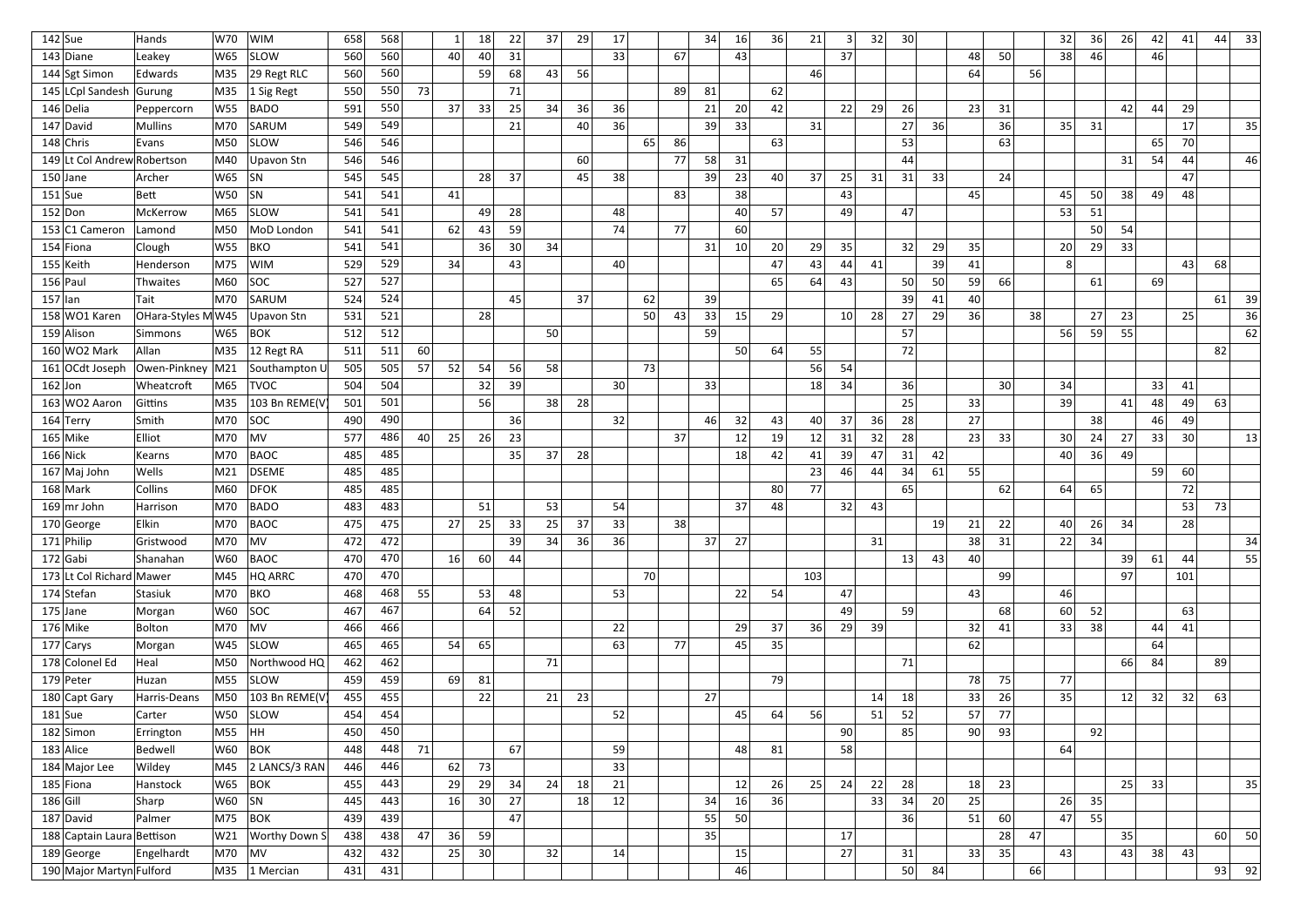| | | | | | | | | | | | | | | | | | | | | | | | | | | | | | | | | | |
|---|---|---|---|---|---|---|---|---|---|---|---|---|---|---|---|---|---|---|---|---|---|---|---|---|---|---|---|---|---|---|---|---|---|
| 142 | Sue | Hands | W70 | WIM | 658 | 568 | | 1 | 18 | 22 | 37 | 29 | 17 | | | 34 | 16 | 36 | 21 | 3 | 32 | 30 | | | | | 32 | 36 | 26 | 42 | 41 | 44 | 33 |
| 143 | Diane | Leakey | W65 | SLOW | 560 | 560 | | 40 | 40 | 31 | | | 33 | | 67 | | 43 | | | 37 | | | | 48 | 50 | | 38 | 46 | | 46 | | | |
| 144 | Sgt Simon | Edwards | M35 | 29 Regt RLC | 560 | 560 | | | 59 | 68 | 43 | 56 | | | | | | | 46 | | | | | 64 | | 56 | | | | | | | |
| 145 | LCpl Sandesh | Gurung | M35 | 1 Sig Regt | 550 | 550 | 73 | | | 71 | | | | | 89 | 81 | | 62 | | | | | | | | | | | | | | | |
| 146 | Delia | Peppercorn | W55 | BADO | 591 | 550 | | 37 | 33 | 25 | 34 | 36 | 36 | | | 21 | 20 | 42 | | 22 | 29 | 26 | | 23 | 31 | | | | | 42 | 44 | 29 | |
| 147 | David | Mullins | M70 | SARUM | 549 | 549 | | | | 21 | | 40 | 36 | | | 39 | 33 | | 31 | | | 27 | 36 | | 36 | | 35 | 31 | | | 17 | | 35 |
| 148 | Chris | Evans | M50 | SLOW | 546 | 546 | | | | | | | | 65 | 86 | | | 63 | | | | 53 | | | 63 | | | | | 65 | 70 | | |
| 149 | Lt Col Andrew | Robertson | M40 | Upavon Stn | 546 | 546 | | | | | | 60 | | | 77 | 58 | 31 | | | | | 44 | | | | | | | 31 | 54 | 44 | | 46 |
| 150 | Jane | Archer | W65 | SN | 545 | 545 | | | 28 | 37 | | 45 | 38 | | | 39 | 23 | 40 | 37 | 25 | 31 | 31 | 33 | | 24 | | | | | | 47 | | |
| 151 | Sue | Bett | W50 | SN | 541 | 541 | | 41 | | | | | | | 83 | | 38 | | | 43 | | | | 45 | | | 45 | 50 | 38 | 49 | 48 | | |
| 152 | Don | McKerrow | M65 | SLOW | 541 | 541 | | | 49 | 28 | | | 48 | | | | 40 | 57 | | 49 | | 47 | | | | | 53 | 51 | | | | | |
| 153 | C1 Cameron | Lamond | M50 | MoD London | 541 | 541 | | 62 | 43 | 59 | | | 74 | | 77 | | 60 | | | | | | | | | | | 50 | 54 | | | | |
| 154 | Fiona | Clough | W55 | BKO | 541 | 541 | | | 36 | 30 | 34 | | | | | 31 | 10 | 20 | 29 | 35 | | 32 | 29 | 35 | | | 20 | 29 | 33 | | | | |
| 155 | Keith | Henderson | M75 | WIM | 529 | 529 | | 34 | | 43 | | | 40 | | | | | 47 | 43 | 44 | 41 | | 39 | 41 | | | 8 | | | | 43 | 68 | |
| 156 | Paul | Thwaites | M60 | SOC | 527 | 527 | | | | | | | | | | | | 65 | 64 | 43 | | 50 | 50 | 59 | 66 | | | 61 | | 69 | | | |
| 157 | Ian | Tait | M70 | SARUM | 524 | 524 | | | | 45 | | 37 | | 62 | | 39 | | | | | | 39 | 41 | 40 | | | | | | | | 61 | 39 |
| 158 | WO1 Karen | OHara-Styles M | W45 | Upavon Stn | 531 | 521 | | | 28 | | | | | 50 | 43 | 33 | 15 | 29 | | 10 | 28 | 27 | 29 | 36 | | 38 | | 27 | 23 | | 25 | | 36 |
| 159 | Alison | Simmons | W65 | BOK | 512 | 512 | | | | | 50 | | | | | 59 | | | | | | 57 | | | | | 56 | 59 | 55 | | | | 62 |
| 160 | WO2 Mark | Allan | M35 | 12 Regt RA | 511 | 511 | 60 | | | | | | | | | | 50 | 64 | 55 | | | 72 | | | | | | | | | | 82 | |
| 161 | OCdt Joseph | Owen-Pinkney | M21 | Southampton U | 505 | 505 | 57 | 52 | 54 | 56 | 58 | | | 73 | | | | | 56 | 54 | | | | | | | | | | | | | |
| 162 | Jon | Wheatcroft | M65 | TVOC | 504 | 504 | | | 32 | 39 | | | 30 | | | 33 | | | 18 | 34 | | 36 | | | 30 | | 34 | | | 33 | 41 | | |
| 163 | WO2 Aaron | Gittins | M35 | 103 Bn REME(V) | 501 | 501 | | | 56 | | 38 | 28 | | | | | | | | | | 25 | | 33 | | | 39 | | 41 | 48 | 49 | 63 | |
| 164 | Terry | Smith | M70 | SOC | 490 | 490 | | | | 36 | | | 32 | | | 46 | 32 | 43 | 40 | 37 | 36 | 28 | | 27 | | | | 38 | | 46 | 49 | | |
| 165 | Mike | Elliot | M70 | MV | 577 | 486 | 40 | 25 | 26 | 23 | | | | | 37 | | 12 | 19 | 12 | 31 | 32 | 28 | | 23 | 33 | | 30 | 24 | 27 | 33 | 30 | | 13 |
| 166 | Nick | Kearns | M70 | BAOC | 485 | 485 | | | | 35 | 37 | 28 | | | | | 18 | 42 | 41 | 39 | 47 | 31 | 42 | | | | 40 | 36 | 49 | | | | |
| 167 | Maj John | Wells | M21 | DSEME | 485 | 485 | | | | | | | | | | | | | 23 | 46 | 44 | 34 | 61 | 55 | | | | | | 59 | 60 | | |
| 168 | Mark | Collins | M60 | DFOK | 485 | 485 | | | | | | | | | | | | 80 | 77 | | | 65 | | | 62 | | 64 | 65 | | | 72 | | |
| 169 | mr John | Harrison | M70 | BADO | 483 | 483 | | | 51 | | 53 | | 54 | | | | 37 | 48 | | 32 | 43 | | | | | | | | | | 53 | 73 | |
| 170 | George | Elkin | M70 | BAOC | 475 | 475 | | 27 | 25 | 33 | 25 | 37 | 33 | | 38 | | | | | | | | 19 | 21 | 22 | | 40 | 26 | 34 | | 28 | | |
| 171 | Philip | Gristwood | M70 | MV | 472 | 472 | | | | 39 | 34 | 36 | 36 | | | 37 | 27 | | | | 31 | | | 38 | 31 | | 22 | 34 | | | | | 34 |
| 172 | Gabi | Shanahan | W60 | BAOC | 470 | 470 | | 16 | 60 | 44 | | | | | | | | | | | | 13 | 43 | 40 | | | | | 39 | 61 | 44 | | 55 |
| 173 | Lt Col Richard | Mawer | M45 | HQ ARRC | 470 | 470 | | | | | | | | 70 | | | | | 103 | | | | | | 99 | | | | 97 | | 101 | | |
| 174 | Stefan | Stasiuk | M70 | BKO | 468 | 468 | 55 | | 53 | 48 | | | 53 | | | | 22 | 54 | | 47 | | | | 43 | | | 46 | | | | | | |
| 175 | Jane | Morgan | W60 | SOC | 467 | 467 | | | 64 | 52 | | | | | | | | | | 49 | | 59 | | | 68 | | 60 | 52 | | | 63 | | |
| 176 | Mike | Bolton | M70 | MV | 466 | 466 | | | | | | | 22 | | | | 29 | 37 | 36 | 29 | 39 | | | 32 | 41 | | 33 | 38 | | 44 | 41 | | |
| 177 | Carys | Morgan | W45 | SLOW | 465 | 465 | | 54 | 65 | | | | 63 | | 77 | | 45 | 35 | | | | | | 62 | | | | | | 64 | | | |
| 178 | Colonel Ed | Heal | M50 | Northwood HQ | 462 | 462 | | | | | 71 | | | | | | | | | | | 71 | | | | | | | 66 | 84 | | 89 | |
| 179 | Peter | Huzan | M55 | SLOW | 459 | 459 | | 69 | 81 | | | | | | | | | 79 | | | | | | 78 | 75 | | 77 | | | | | | |
| 180 | Capt Gary | Harris-Deans | M50 | 103 Bn REME(V) | 455 | 455 | | | 22 | | 21 | 23 | | | | 27 | | | | | 14 | 18 | | 33 | 26 | | 35 | | 12 | 32 | 32 | 63 | |
| 181 | Sue | Carter | W50 | SLOW | 454 | 454 | | | | | | | 52 | | | | 45 | 64 | 56 | | 51 | 52 | | 57 | 77 | | | | | | | | |
| 182 | Simon | Errington | M55 | HH | 450 | 450 | | | | | | | | | | | | | | 90 | | 85 | | 90 | 93 | | | 92 | | | | | |
| 183 | Alice | Bedwell | W60 | BOK | 448 | 448 | 71 | | | 67 | | | 59 | | | | 48 | 81 | | 58 | | | | | | | 64 | | | | | | |
| 184 | Major Lee | Wildey | M45 | 2 LANCS/3 RAN | 446 | 446 | | 62 | 73 | | | | 33 | | | | | | | | | | | | | | | | | | | | |
| 185 | Fiona | Hanstock | W65 | BOK | 455 | 443 | | 29 | 29 | 34 | 24 | 18 | 21 | | | | 12 | 26 | 25 | 24 | 22 | 28 | | 18 | 23 | | | | 25 | 33 | | | 35 |
| 186 | Gill | Sharp | W60 | SN | 445 | 443 | | 16 | 30 | 27 | | 18 | 12 | | | 34 | 16 | 36 | | | 33 | 34 | 20 | 25 | | | 26 | 35 | | | | | |
| 187 | David | Palmer | M75 | BOK | 439 | 439 | | | | 47 | | | | | | 55 | 50 | | | | | 36 | | 51 | 60 | | 47 | 55 | | | | | |
| 188 | Captain Laura | Bettison | W21 | Worthy Down S | 438 | 438 | 47 | 36 | 59 | | | | | | | 35 | | | | 17 | | | | | 28 | 47 | | | 35 | | | 60 | 50 |
| 189 | George | Engelhardt | M70 | MV | 432 | 432 | | 25 | 30 | | 32 | | 14 | | | | 15 | | | 27 | | 31 | | 33 | 35 | | 43 | | 43 | 38 | 43 | | |
| 190 | Major Martyn | Fulford | M35 | 1 Mercian | 431 | 431 | | | | | | | | | | | 46 | | | | | 50 | 84 | | | 66 | | | | | | 93 | 92 |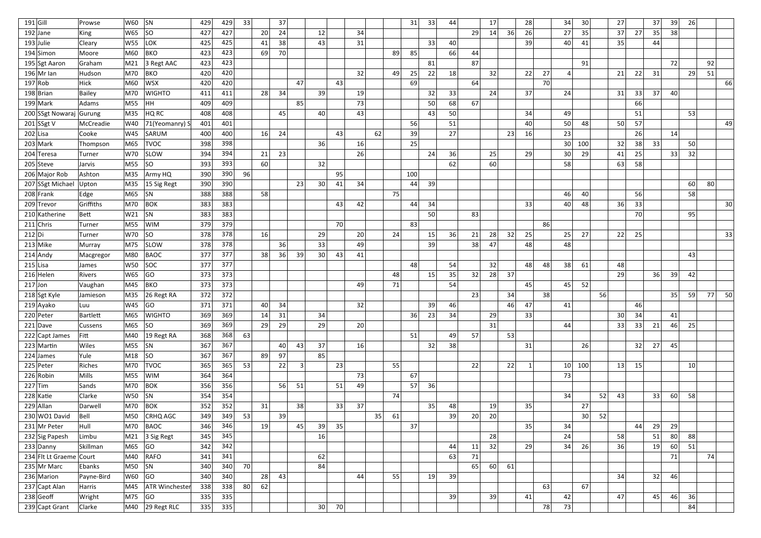| | | | | | | | | | | | | | | | | | | | | | | | | | | | | | | | | | | | | |
|---|---|---|---|---|---|---|---|---|---|---|---|---|---|---|---|---|---|---|---|---|---|---|---|---|---|---|---|---|---|---|---|---|---|---|---|---|
| 191 | Gill | Prowse | W60 | SN | 429 | 429 | 33 | | 37 | | | | | | | | 31 | 33 | 44 | | 17 | | 28 | | 34 | 30 | | 27 | | 37 | 39 | 26 | | | | |
| 192 | Jane | King | W65 | SO | 427 | 427 | | 20 | 24 | | 12 | | 34 | | | | | | | 29 | 14 | 36 | 26 | | 27 | 35 | | 37 | 27 | 35 | 38 | | | | | |
| 193 | Julie | Cleary | W55 | LOK | 425 | 425 | | 41 | 38 | | 43 | | 31 | | | | | 33 | 40 | | | | 39 | | 40 | 41 | | 35 | | 44 | | | | | | |
| 194 | Simon | Moore | M60 | BKO | 423 | 423 | | 69 | 70 | | | | | | | 89 | 85 | | 66 | 44 | | | | | | | | | | | | | | | | |
| 195 | Sgt Aaron | Graham | M21 | 3 Regt AAC | 423 | 423 | | | | | | | | | | | | 81 | | 87 | | | | | | 91 | | | | | 72 | | | | 92 | |
| 196 | Mr Ian | Hudson | M70 | BKO | 420 | 420 | | | | | | | 32 | | | 49 | 25 | 22 | 18 | | 32 | | 22 | 27 | 4 | | | 21 | 22 | 31 | | | | 29 | 51 | |
| 197 | Rob | Hick | M60 | WSX | 420 | 420 | | | | 47 | | 43 | | | | | 69 | | | 64 | | | | 70 | | | | | | | | | | | | 66 |
| 198 | Brian | Bailey | M70 | WIGHTO | 411 | 411 | | 28 | 34 | | 39 | | 19 | | | | | 32 | 33 | | 24 | | 37 | | 24 | | | 31 | 33 | 37 | 40 | | | | | |
| 199 | Mark | Adams | M55 | HH | 409 | 409 | | | | 85 | | | 73 | | | | | 50 | 68 | 67 | | | | | | | | | 66 | | | | | | | |
| 200 | SSgt Nowaraj | Gurung | M35 | HQ RC | 408 | 408 | | | 45 | | 40 | | 43 | | | | | 43 | 50 | | | | 34 | | 49 | | | | 51 | | | 53 | | | | |
| 201 | SSgt V | McCreadie | W40 | 71(Yeomanry) S | 401 | 401 | | | | | | | | | | | 56 | | 51 | | | | 40 | | 50 | 48 | | 50 | 57 | | | | | | | 49 |
| 202 | Lisa | Cooke | W45 | SARUM | 400 | 400 | | 16 | 24 | | | 43 | | 62 | | | 39 | | 27 | | | 23 | 16 | | 23 | | | | 26 | | 14 | | | | | |
| 203 | Mark | Thompson | M65 | TVOC | 398 | 398 | | | | | 36 | | 16 | | | | 25 | | | | | | | | 30 | 100 | | 32 | 38 | 33 | | 50 | | | | |
| 204 | Teresa | Turner | W70 | SLOW | 394 | 394 | | 21 | 23 | | | | 26 | | | | | 24 | 36 | | 25 | | 29 | | 30 | 29 | | 41 | 25 | | 33 | 32 | | | | |
| 205 | Steve | Jarvis | M55 | SO | 393 | 393 | | 60 | | | 32 | | | | | | | | 62 | | 60 | | | | 58 | | | 63 | 58 | | | | | | | |
| 206 | Major Rob | Ashton | M35 | Army HQ | 390 | 390 | 96 | | | | | 95 | | | | | 100 | | | | | | | | | | | | | | | | | | | |
| 207 | SSgt Michael | Upton | M35 | 15 Sig Regt | 390 | 390 | | | | 23 | 30 | 41 | 34 | | | | 44 | 39 | | | | | | | | | | | | | | | | 60 | 80 | |
| 208 | Frank | Edge | M65 | SN | 388 | 388 | | 58 | | | | | | | | 75 | | | | | | | | | 46 | 40 | | | 56 | | | 58 | | | | |
| 209 | Trevor | Griffiths | M70 | BOK | 383 | 383 | | | | | | 43 | 42 | | | | 44 | 34 | | | | | 33 | | 40 | 48 | | 36 | 33 | | | | | | | 30 |
| 210 | Katherine | Bett | W21 | SN | 383 | 383 | | | | | | | | | | | | 50 | | 83 | | | | | | | | | 70 | | | 95 | | | | |
| 211 | Chris | Turner | M55 | WIM | 379 | 379 | | | | | | 70 | | | | | 83 | | | | | | | 86 | | | | | | | | | | | | |
| 212 | Di | Turner | W70 | SO | 378 | 378 | | 16 | | | 29 | | 20 | | | 24 | | 15 | 36 | 21 | 28 | 32 | 25 | | 25 | 27 | | 22 | 25 | | | | | | | 33 |
| 213 | Mike | Murray | M75 | SLOW | 378 | 378 | | | 36 | | 33 | | 49 | | | | | 39 | | 38 | 47 | | 48 | | 48 | | | | | | | | | | | |
| 214 | Andy | Macgregor | M80 | BAOC | 377 | 377 | | 38 | 36 | 39 | 30 | 43 | 41 | | | | | | | | | | | | | | | | | | | 43 | | | | |
| 215 | Lisa | James | W50 | SOC | 377 | 377 | | | | | | | | | | | 48 | | 54 | | 32 | | 48 | 48 | 38 | 61 | | 48 | | | | | | | | |
| 216 | Helen | Rivers | W65 | GO | 373 | 373 | | | | | | | | | | 48 | | 15 | 35 | 32 | 28 | 37 | | | | | | 29 | | 36 | 39 | 42 | | | | |
| 217 | Jon | Vaughan | M45 | BKO | 373 | 373 | | | | | | | 49 | | | 71 | | | 54 | | | | 45 | | 45 | 52 | | | | | | | | | | |
| 218 | Sgt Kyle | Jamieson | M35 | 26 Regt RA | 372 | 372 | | | | | | | | | | | | | | 23 | | 34 | | 38 | | | 56 | | | | | | 35 | 59 | 77 | 50 |
| 219 | Ayako | Luu | W45 | GO | 371 | 371 | | 40 | 34 | | | | 32 | | | | | 39 | 46 | | | 46 | 47 | | 41 | | | | 46 | | 41 | | | | | |
| 220 | Peter | Bartlett | M65 | WIGHTO | 369 | 369 | | 14 | 31 | | 34 | | | | | | 36 | 23 | 34 | | 29 | | 33 | | | | | 30 | 34 | | 41 | | | | | |
| 221 | Dave | Cussens | M65 | SO | 369 | 369 | | 29 | 29 | | 29 | | 20 | | | | | | | | 31 | | | | 44 | | | 33 | 33 | 21 | 46 | 25 | | | | |
| 222 | Capt James | Fitt | M40 | 19 Regt RA | 368 | 368 | 63 | | | | | | | | | | 51 | | 49 | 57 | | 53 | | | | | | | | | | | | | | |
| 223 | Martin | Wiles | M55 | SN | 367 | 367 | | | 40 | 43 | 37 | | 16 | | | | | 32 | 38 | | | | 31 | | | 26 | | | 32 | 27 | 45 | | | | | |
| 224 | James | Yule | M18 | SO | 367 | 367 | | 89 | 97 | | 85 | | | | | | | | | | | | | | | | | | | | | | | | | |
| 225 | Peter | Riches | M70 | TVOC | 365 | 365 | 53 | | 22 | 3 | | 23 | | | | 55 | | | | 22 | | 22 | 1 | | 10 | 100 | | 13 | 15 | | | 10 | | | | |
| 226 | Robin | Mills | M55 | WIM | 364 | 364 | | | | | | | 73 | | | | 67 | | | | | | | | 73 | | | | | | | | | | | |
| 227 | Tim | Sands | M70 | BOK | 356 | 356 | | | 56 | 51 | | 51 | 49 | | | | 57 | 36 | | | | | | | | | | | | | | | | | | |
| 228 | Katie | Clarke | W50 | SN | 354 | 354 | | | | | | | | | | 74 | | | | | | | | | 34 | | 52 | 43 | | 33 | 60 | 58 | | | | |
| 229 | Allan | Darwell | M70 | BOK | 352 | 352 | | 31 | | 38 | | 33 | 37 | | | | | 35 | 48 | | 19 | | 35 | | | 27 | | | | | | | | | | |
| 230 | WO1 David | Bell | M50 | CRHQ AGC | 349 | 349 | 53 | | 39 | | | | | | 35 | 61 | | | 39 | 20 | 20 | | | | | 30 | 52 | | | | | | | | | |
| 231 | Mr Peter | Hull | M70 | BAOC | 346 | 346 | | 19 | | 45 | 39 | 35 | | | | | 37 | | | | | | 35 | | 34 | | | | 44 | 29 | 29 | | | | | |
| 232 | Sig Papesh | Limbu | M21 | 3 Sig Regt | 345 | 345 | | | | | 16 | | | | | | | | | | 28 | | | | 24 | | | 58 | | 51 | 80 | 88 | | | | |
| 233 | Danny | Skillman | M65 | GO | 342 | 342 | | | | | | | | | | | | | 44 | 11 | 32 | | 29 | | 34 | 26 | | 36 | | 19 | 60 | 51 | | | | |
| 234 | Flt Lt Graeme | Court | M40 | RAFO | 341 | 341 | | | | | 62 | | | | | | | | 63 | 71 | | | | | | | | | | | 71 | | | | 74 | |
| 235 | Mr Marc | Ebanks | M50 | SN | 340 | 340 | 70 | | | | 84 | | | | | | | | | 65 | 60 | 61 | | | | | | | | | | | | | | |
| 236 | Marion | Payne-Bird | W60 | GO | 340 | 340 | | 28 | 43 | | | | 44 | | | 55 | | 19 | 39 | | | | | | | | | 34 | | 32 | 46 | | | | | |
| 237 | Capt Alan | Harris | M45 | ATR Winchester | 338 | 338 | 80 | 62 | | | | | | | | | | | | | | | | 63 | | 67 | | | | | | | | | | |
| 238 | Geoff | Wright | M75 | GO | 335 | 335 | | | | | | | | | | | | | 39 | | 39 | | 41 | | 42 | | | 47 | | 45 | 46 | 36 | | | | |
| 239 | Capt Grant | Clarke | M40 | 29 Regt RLC | 335 | 335 | | | | | 30 | 70 | | | | | | | | | | | | 78 | 73 | | | | | | | 84 | | | | |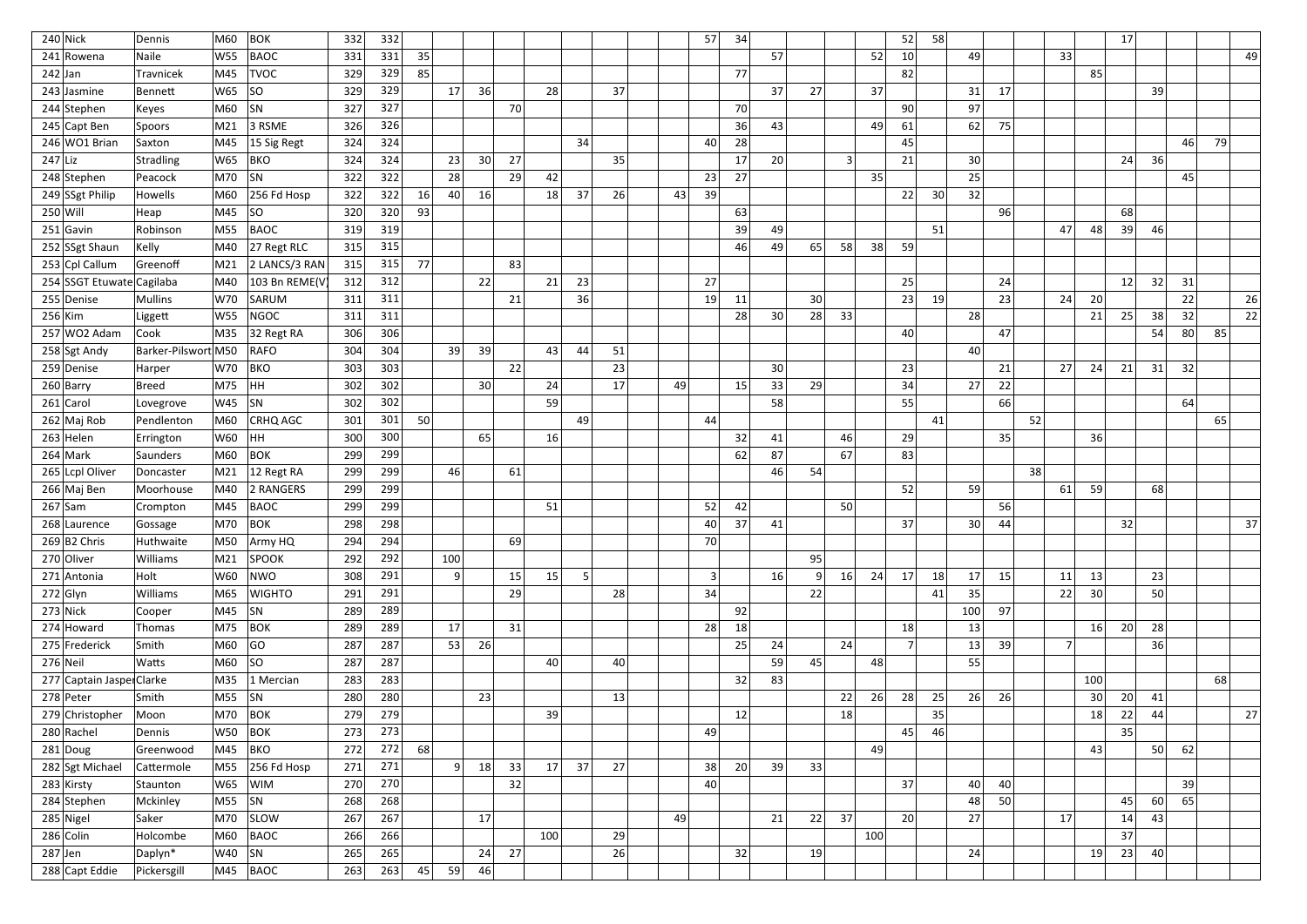| | | | | | | | | | | | | | | | | | | | | | | | | | | | | | | | | | |
|---|---|---|---|---|---|---|---|---|---|---|---|---|---|---|---|---|---|---|---|---|---|---|---|---|---|---|---|---|---|---|---|---|---|
| 240 | Nick | Dennis | M60 | BOK | 332 | 332 | | | | | | | | | | 57 | 34 | | | | | 52 | 58 | | | | | | 17 | | | | |
| 241 | Rowena | Naile | W55 | BAOC | 331 | 331 | 35 | | | | | | | | | | | 57 | | | 52 | 10 | | 49 | | | 33 | | | | | | 49 |
| 242 | Jan | Travnicek | M45 | TVOC | 329 | 329 | 85 | | | | | | | | | | 77 | | | | | 82 | | | | | | 85 | | | | | |
| 243 | Jasmine | Bennett | W65 | SO | 329 | 329 | | 17 | 36 | | 28 | | 37 | | | | | 37 | 27 | | 37 | | | 31 | 17 | | | | | 39 | | | |
| 244 | Stephen | Keyes | M60 | SN | 327 | 327 | | | | 70 | | | | | | | 70 | | | | | 90 | | 97 | | | | | | | | | |
| 245 | Capt Ben | Spoors | M21 | 3 RSME | 326 | 326 | | | | | | | | | | | 36 | 43 | | | 49 | 61 | | 62 | 75 | | | | | | | | |
| 246 | WO1 Brian | Saxton | M45 | 15 Sig Regt | 324 | 324 | | | | | | 34 | | | | 40 | 28 | | | | | 45 | | | | | | | | | 46 | 79 | |
| 247 | Liz | Stradling | W65 | BKO | 324 | 324 | | 23 | 30 | 27 | | | 35 | | | | 17 | 20 | | 3 | | 21 | | 30 | | | | | 24 | 36 | | | |
| 248 | Stephen | Peacock | M70 | SN | 322 | 322 | | 28 | | 29 | 42 | | | | | 23 | 27 | | | | 35 | | | 25 | | | | | | | 45 | | |
| 249 | SSgt Philip | Howells | M60 | 256 Fd Hosp | 322 | 322 | 16 | 40 | 16 | | 18 | 37 | 26 | | 43 | 39 | | | | | | 22 | 30 | 32 | | | | | | | | | |
| 250 | Will | Heap | M45 | SO | 320 | 320 | 93 | | | | | | | | | | 63 | | | | | | | | 96 | | | | 68 | | | | |
| 251 | Gavin | Robinson | M55 | BAOC | 319 | 319 | | | | | | | | | | | 39 | 49 | | | | | 51 | | | | 47 | 48 | 39 | 46 | | | |
| 252 | SSgt Shaun | Kelly | M40 | 27 Regt RLC | 315 | 315 | | | | | | | | | | | 46 | 49 | 65 | 58 | 38 | 59 | | | | | | | | | | | |
| 253 | Cpl Callum | Greenoff | M21 | 2 LANCS/3 RAN | 315 | 315 | 77 | | | 83 | | | | | | | | | | | | | | | | | | | | | | | |
| 254 | SSGT Etuwate | Cagilaba | M40 | 103 Bn REME(V) | 312 | 312 | | | 22 | | 21 | 23 | | | | 27 | | | | | | 25 | | | 24 | | | | 12 | 32 | 31 | | |
| 255 | Denise | Mullins | W70 | SARUM | 311 | 311 | | | | 21 | | 36 | | | | 19 | 11 | | 30 | | | 23 | 19 | | 23 | | 24 | 20 | | | 22 | | 26 |
| 256 | Kim | Liggett | W55 | NGOC | 311 | 311 | | | | | | | | | | | 28 | 30 | 28 | 33 | | | | 28 | | | | 21 | 25 | 38 | 32 | | 22 |
| 257 | WO2 Adam | Cook | M35 | 32 Regt RA | 306 | 306 | | | | | | | | | | | | | | | | 40 | | | 47 | | | | | 54 | 80 | 85 | |
| 258 | Sgt Andy | Barker-Pilsworth | M50 | RAFO | 304 | 304 | | 39 | 39 | | 43 | 44 | 51 | | | | | | | | | | | 40 | | | | | | | | | |
| 259 | Denise | Harper | W70 | BKO | 303 | 303 | | | | 22 | | | 23 | | | | | 30 | | | | 23 | | | 21 | | 27 | 24 | 21 | 31 | 32 | | |
| 260 | Barry | Breed | M75 | HH | 302 | 302 | | | 30 | | 24 | | 17 | | 49 | | 15 | 33 | 29 | | | 34 | | 27 | 22 | | | | | | | | |
| 261 | Carol | Lovegrove | W45 | SN | 302 | 302 | | | | | 59 | | | | | | | 58 | | | | 55 | | | 66 | | | | | | 64 | | |
| 262 | Maj Rob | Pendlenton | M60 | CRHQ AGC | 301 | 301 | 50 | | | | | 49 | | | | 44 | | | | | | | 41 | | | 52 | | | | | | 65 | |
| 263 | Helen | Errington | W60 | HH | 300 | 300 | | | 65 | | 16 | | | | | | 32 | 41 | | 46 | | 29 | | | 35 | | | 36 | | | | | |
| 264 | Mark | Saunders | M60 | BOK | 299 | 299 | | | | | | | | | | | 62 | 87 | | 67 | | 83 | | | | | | | | | | | |
| 265 | Lcpl Oliver | Doncaster | M21 | 12 Regt RA | 299 | 299 | | 46 | | 61 | | | | | | | | 46 | 54 | | | | | | | 38 | | | | | | | |
| 266 | Maj Ben | Moorhouse | M40 | 2 RANGERS | 299 | 299 | | | | | | | | | | | | | | | | 52 | | 59 | | | 61 | 59 | | 68 | | | |
| 267 | Sam | Crompton | M45 | BAOC | 299 | 299 | | | | | 51 | | | | | 52 | 42 | | | 50 | | | | | 56 | | | | | | | | |
| 268 | Laurence | Gossage | M70 | BOK | 298 | 298 | | | | | | | | | | 40 | 37 | 41 | | | | 37 | | 30 | 44 | | | | 32 | | | | 37 |
| 269 | B2 Chris | Huthwaite | M50 | Army HQ | 294 | 294 | | | | 69 | | | | | | 70 | | | | | | | | | | | | | | | | | |
| 270 | Oliver | Williams | M21 | SPOOK | 292 | 292 | | 100 | | | | | | | | | | | 95 | | | | | | | | | | | | | | |
| 271 | Antonia | Holt | W60 | NWO | 308 | 291 | | 9 | | 15 | 15 | 5 | | | | 3 | | 16 | 9 | 16 | 24 | 17 | 18 | 17 | 15 | | 11 | 13 | | 23 | | | |
| 272 | Glyn | Williams | M65 | WIGHTO | 291 | 291 | | | | 29 | | | 28 | | | 34 | | | 22 | | | | 41 | 35 | | | 22 | 30 | | 50 | | | |
| 273 | Nick | Cooper | M45 | SN | 289 | 289 | | | | | | | | | | | 92 | | | | | | | 100 | 97 | | | | | | | | |
| 274 | Howard | Thomas | M75 | BOK | 289 | 289 | | 17 | | 31 | | | | | | 28 | 18 | | | | | 18 | | 13 | | | | 16 | 20 | 28 | | | |
| 275 | Frederick | Smith | M60 | GO | 287 | 287 | | 53 | 26 | | | | | | | | 25 | 24 | | 24 | | 7 | | 13 | 39 | | 7 | | | 36 | | | |
| 276 | Neil | Watts | M60 | SO | 287 | 287 | | | | | 40 | | 40 | | | | | 59 | 45 | | 48 | | | 55 | | | | | | | | | |
| 277 | Captain Jasper | Clarke | M35 | 1 Mercian | 283 | 283 | | | | | | | | | | | 32 | 83 | | | | | | | | | | 100 | | | | 68 | |
| 278 | Peter | Smith | M55 | SN | 280 | 280 | | | 23 | | | | 13 | | | | | | | 22 | 26 | 28 | 25 | 26 | 26 | | | 30 | 20 | 41 | | | |
| 279 | Christopher | Moon | M70 | BOK | 279 | 279 | | | | | 39 | | | | | | 12 | | | 18 | | | 35 | | | | | 18 | 22 | 44 | | | 27 |
| 280 | Rachel | Dennis | W50 | BOK | 273 | 273 | | | | | | | | | | 49 | | | | | | 45 | 46 | | | | | | 35 | | | | |
| 281 | Doug | Greenwood | M45 | BKO | 272 | 272 | 68 | | | | | | | | | | | | | | 49 | | | | | | | 43 | | 50 | 62 | | |
| 282 | Sgt Michael | Cattermole | M55 | 256 Fd Hosp | 271 | 271 | | 9 | 18 | 33 | 17 | 37 | 27 | | | 38 | 20 | 39 | 33 | | | | | | | | | | | | | | |
| 283 | Kirsty | Staunton | W65 | WIM | 270 | 270 | | | | 32 | | | | | | 40 | | | | | | 37 | | 40 | 40 | | | | | | 39 | | |
| 284 | Stephen | Mckinley | M55 | SN | 268 | 268 | | | | | | | | | | | | | | | | | | 48 | 50 | | | | 45 | 60 | 65 | | |
| 285 | Nigel | Saker | M70 | SLOW | 267 | 267 | | | 17 | | | | | | 49 | | | 21 | 22 | 37 | | 20 | | 27 | | | 17 | | 14 | 43 | | | |
| 286 | Colin | Holcombe | M60 | BAOC | 266 | 266 | | | | | 100 | | 29 | | | | | | | | 100 | | | | | | | | 37 | | | | |
| 287 | Jen | Daplyn* | W40 | SN | 265 | 265 | | | 24 | 27 | | | 26 | | | | 32 | | 19 | | | | | 24 | | | | 19 | 23 | 40 | | | |
| 288 | Capt Eddie | Pickersgill | M45 | BAOC | 263 | 263 | 45 | 59 | 46 | | | | | | | | | | | | | | | | | | | | | | | | |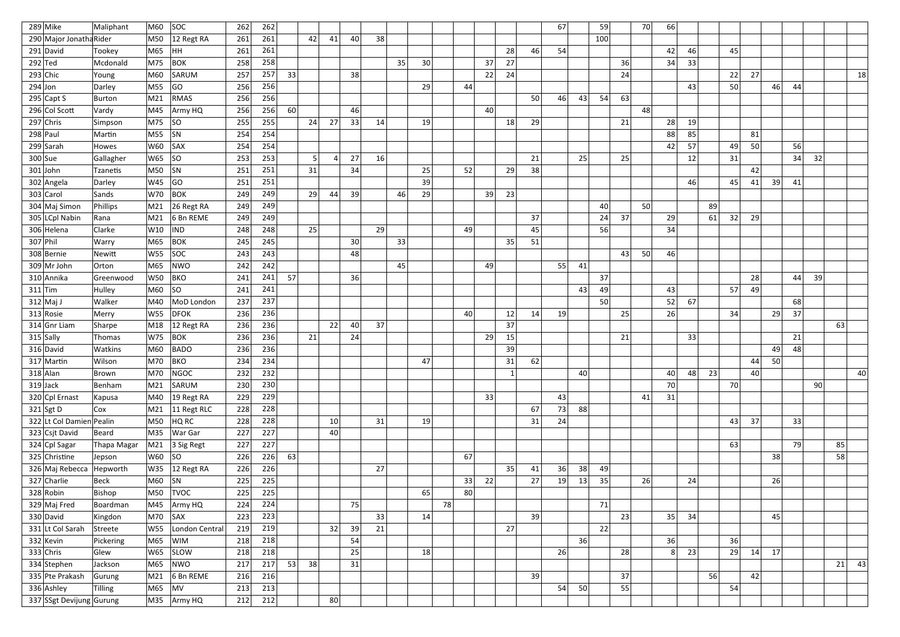| | | | | | | | | | | | | | | | | | | | | | | | | | | | | | | | | | |
|---|---|---|---|---|---|---|---|---|---|---|---|---|---|---|---|---|---|---|---|---|---|---|---|---|---|---|---|---|---|---|---|---|---|
| 289 | Mike | Maliphant | M60 | SOC | 262 | 262 | | | | | | | | | | | | 67 | | 59 | | 70 | 66 | | | | | | | | | | |
| 290 | Major Jonatha | Rider | M50 | 12 Regt RA | 261 | 261 | | 42 | 41 | 40 | 38 | | | | | | | | | 100 | | | | | | | | | | | | | |
| 291 | David | Tookey | M65 | HH | 261 | 261 | | | | | | | | | | | 28 | 46 | 54 | | | | | 42 | 46 | | 45 | | | | | | |
| 292 | Ted | Mcdonald | M75 | BOK | 258 | 258 | | | | | | 35 | 30 | | | 37 | 27 | | | | | 36 | | 34 | 33 | | | | | | | | |
| 293 | Chic | Young | M60 | SARUM | 257 | 257 | 33 | | | 38 | | | | | | 22 | 24 | | | | | 24 | | | | | 22 | 27 | | | | | 18 |
| 294 | Jon | Darley | M55 | GO | 256 | 256 | | | | | | | 29 | | 44 | | | | | | | | | | 43 | | 50 | | 46 | 44 | | | |
| 295 | Capt S | Burton | M21 | RMAS | 256 | 256 | | | | | | | | | | | | 50 | 46 | 43 | 54 | 63 | | | | | | | | | | | |
| 296 | Col Scott | Vardy | M45 | Army HQ | 256 | 256 | 60 | | | 46 | | | | | | 40 | | | | | | | 48 | | | | | | | | | | |
| 297 | Chris | Simpson | M75 | SO | 255 | 255 | | 24 | 27 | 33 | 14 | | 19 | | | | 18 | 29 | | | | 21 | | 28 | 19 | | | | | | | | |
| 298 | Paul | Martin | M55 | SN | 254 | 254 | | | | | | | | | | | | | | | | | | 88 | 85 | | | 81 | | | | | |
| 299 | Sarah | Howes | W60 | SAX | 254 | 254 | | | | | | | | | | | | | | | | | | 42 | 57 | | 49 | 50 | | 56 | | | |
| 300 | Sue | Gallagher | W65 | SO | 253 | 253 | | 5 | 4 | 27 | 16 | | | | | | | 21 | | 25 | | 25 | | | 12 | | 31 | | | 34 | 32 | | |
| 301 | John | Tzanetis | M50 | SN | 251 | 251 | | 31 | | 34 | | | 25 | | 52 | | 29 | 38 | | | | | | | | | | 42 | | | | | |
| 302 | Angela | Darley | W45 | GO | 251 | 251 | | | | | | | 39 | | | | | | | | | | | | 46 | | 45 | 41 | 39 | 41 | | | |
| 303 | Carol | Sands | W70 | BOK | 249 | 249 | | 29 | 44 | 39 | | 46 | 29 | | | 39 | 23 | | | | | | | | | | | | | | | | |
| 304 | Maj Simon | Phillips | M21 | 26 Regt RA | 249 | 249 | | | | | | | | | | | | | | | 40 | | 50 | | | 89 | | | | | | | |
| 305 | LCpl Nabin | Rana | M21 | 6 Bn REME | 249 | 249 | | | | | | | | | | | | 37 | | | 24 | 37 | | 29 | | 61 | 32 | 29 | | | | | |
| 306 | Helena | Clarke | W10 | IND | 248 | 248 | | 25 | | | 29 | | | | 49 | | | 45 | | | 56 | | | 34 | | | | | | | | | |
| 307 | Phil | Warry | M65 | BOK | 245 | 245 | | | | 30 | | 33 | | | | | 35 | 51 | | | | | | | | | | | | | | | |
| 308 | Bernie | Newitt | W55 | SOC | 243 | 243 | | | | 48 | | | | | | | | | | | | 43 | 50 | 46 | | | | | | | | | |
| 309 | Mr John | Orton | M65 | NWO | 242 | 242 | | | | | | 45 | | | | 49 | | | 55 | 41 | | | | | | | | | | | | | |
| 310 | Annika | Greenwood | W50 | BKO | 241 | 241 | 57 | | | 36 | | | | | | | | | | | 37 | | | | | | | 28 | | 44 | 39 | | |
| 311 | Tim | Hulley | M60 | SO | 241 | 241 | | | | | | | | | | | | | | 43 | 49 | | | 43 | | | 57 | 49 | | | | | |
| 312 | Maj J | Walker | M40 | MoD London | 237 | 237 | | | | | | | | | | | | | | | 50 | | | 52 | 67 | | | | | 68 | | | |
| 313 | Rosie | Merry | W55 | DFOK | 236 | 236 | | | | | | | | | 40 | | 12 | 14 | 19 | | | 25 | | 26 | | | 34 | | 29 | 37 | | | |
| 314 | Gnr Liam | Sharpe | M18 | 12 Regt RA | 236 | 236 | | | 22 | 40 | 37 | | | | | | 37 | | | | | | | | | | | | | | | 63 | |
| 315 | Sally | Thomas | W75 | BOK | 236 | 236 | | 21 | | 24 | | | | | | 29 | 15 | | | | | 21 | | | 33 | | | | | 21 | | | |
| 316 | David | Watkins | M60 | BADO | 236 | 236 | | | | | | | | | | | 39 | | | | | | | | | | | | 49 | 48 | | | |
| 317 | Martin | Wilson | M70 | BKO | 234 | 234 | | | | | | | 47 | | | | 31 | 62 | | | | | | | | | | 44 | 50 | | | | |
| 318 | Alan | Brown | M70 | NGOC | 232 | 232 | | | | | | | | | | | 1 | | | 40 | | | | 40 | 48 | 23 | | 40 | | | | | 40 |
| 319 | Jack | Benham | M21 | SARUM | 230 | 230 | | | | | | | | | | | | | | | | | | 70 | | | 70 | | | | 90 | | |
| 320 | Cpl Ernast | Kapusa | M40 | 19 Regt RA | 229 | 229 | | | | | | | | | | 33 | | | 43 | | | | 41 | 31 | | | | | | | | | |
| 321 | Sgt D | Cox | M21 | 11 Regt RLC | 228 | 228 | | | | | | | | | | | | 67 | 73 | 88 | | | | | | | | | | | | | |
| 322 | Lt Col Damien | Pealin | M50 | HQ RC | 228 | 228 | | | 10 | | 31 | | 19 | | | | | 31 | 24 | | | | | | | | 43 | 37 | | 33 | | | |
| 323 | Csjt David | Beard | M35 | War Gar | 227 | 227 | | | 40 | | | | | | | | | | | | | | | | | | | | | | | | |
| 324 | Cpl Sagar | Thapa Magar | M21 | 3 Sig Regt | 227 | 227 | | | | | | | | | | | | | | | | | | | | | 63 | | | 79 | | 85 | |
| 325 | Christine | Jepson | W60 | SO | 226 | 226 | 63 | | | | | | | | 67 | | | | | | | | | | | | | | 38 | | | 58 | |
| 326 | Maj Rebecca | Hepworth | W35 | 12 Regt RA | 226 | 226 | | | | | 27 | | | | | | 35 | 41 | 36 | 38 | 49 | | | | | | | | | | | | |
| 327 | Charlie | Beck | M60 | SN | 225 | 225 | | | | | | | | | 33 | 22 | | 27 | 19 | 13 | 35 | 26 | | | 24 | | | | 26 | | | | |
| 328 | Robin | Bishop | M50 | TVOC | 225 | 225 | | | | | | | 65 | | 80 | | | | | | | | | | | | | | | | | | |
| 329 | Maj Fred | Boardman | M45 | Army HQ | 224 | 224 | | | | 75 | | | | 78 | | | | | | | 71 | | | | | | | | | | | | |
| 330 | David | Kingdon | M70 | SAX | 223 | 223 | | | | | 33 | | 14 | | | | | 39 | | | | 23 | | 35 | 34 | | | | 45 | | | | |
| 331 | Lt Col Sarah | Streete | W55 | London Central | 219 | 219 | | | 32 | 39 | 21 | | | | | | 27 | | | | 22 | | | | | | | | | | | | |
| 332 | Kevin | Pickering | M65 | WIM | 218 | 218 | | | | 54 | | | | | | | | | | 36 | | | | 36 | | | 36 | | | | | | |
| 333 | Chris | Glew | W65 | SLOW | 218 | 218 | | | | 25 | | | 18 | | | | | | 26 | | | 28 | | 8 | 23 | | 29 | 14 | 17 | | | | |
| 334 | Stephen | Jackson | M65 | NWO | 217 | 217 | 53 | 38 | | 31 | | | | | | | | | | | | | | | | | | | | | | 21 | 43 |
| 335 | Pte Prakash | Gurung | M21 | 6 Bn REME | 216 | 216 | | | | | | | | | | | | 39 | | | | 37 | | | | 56 | | 42 | | | | | |
| 336 | Ashley | Tilling | M65 | MV | 213 | 213 | | | | | | | | | | | | | 54 | 50 | | 55 | | | | | 54 | | | | | | |
| 337 | SSgt Devijung | Gurung | M35 | Army HQ | 212 | 212 | | | 80 | | | | | | | | | | | | | | | | | | | | | | | | |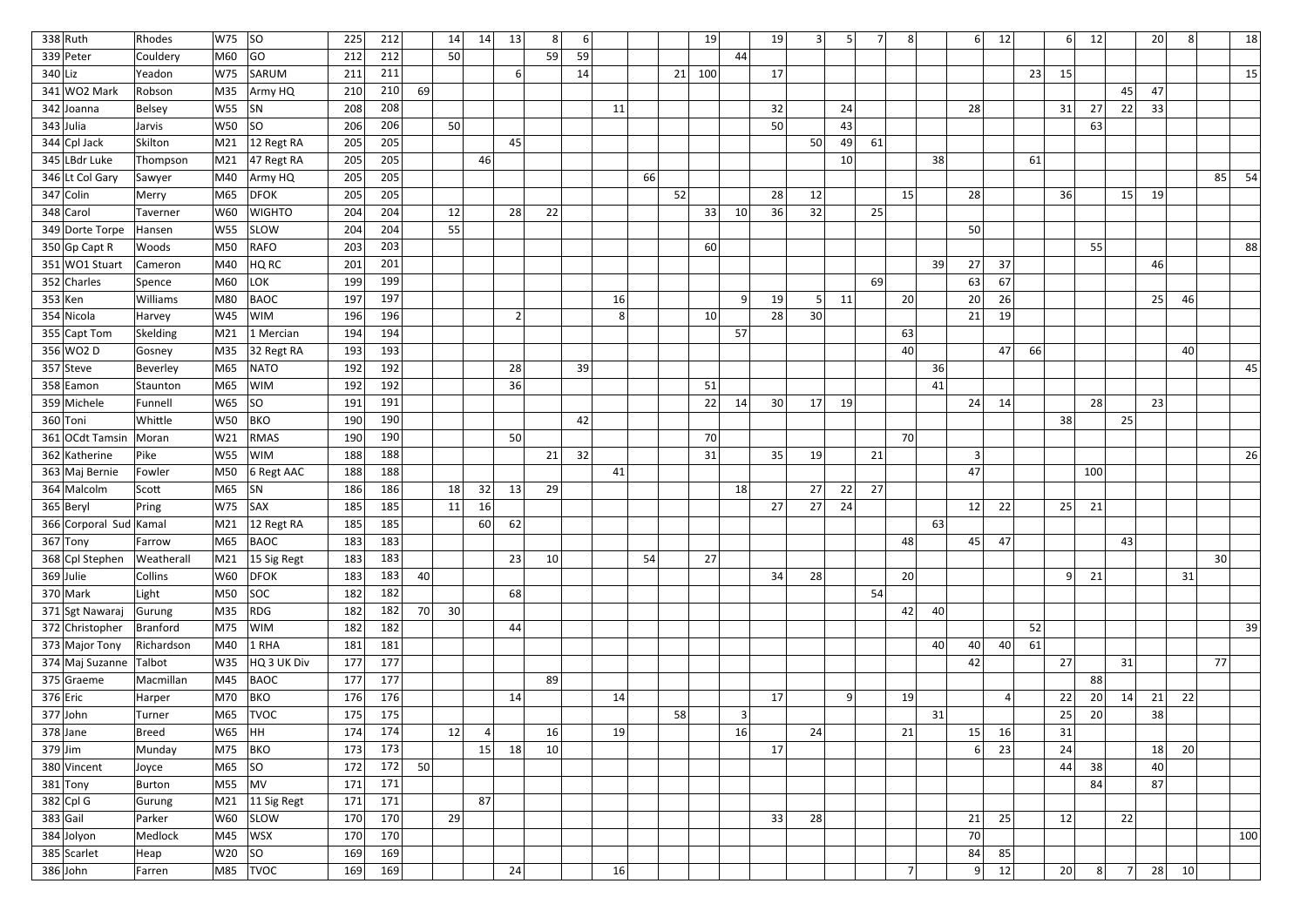| | | | | | | | | | | | | | | | | | | | | | | | | | | | | | | | | | |
|---|---|---|---|---|---|---|---|---|---|---|---|---|---|---|---|---|---|---|---|---|---|---|---|---|---|---|---|---|---|---|---|---|---|
| 338 | Ruth | Rhodes | W75 | SO | 225 | 212 | | 14 | 14 | 13 | 8 | 6 | | | | 19 | | 19 | 3 | 5 | 7 | 8 | | 6 | 12 | | 6 | 12 | | 20 | 8 | | 18 |
| 339 | Peter | Couldery | M60 | GO | 212 | 212 | | 50 | | | 59 | 59 | | | | | 44 | | | | | | | | | | | | | | | | |
| 340 | Liz | Yeadon | W75 | SARUM | 211 | 211 | | | | 6 | | 14 | | | 21 | 100 | | 17 | | | | | | | | 23 | 15 | | | | | | 15 |
| 341 | WO2 Mark | Robson | M35 | Army HQ | 210 | 210 | 69 | | | | | | | | | | | | | | | | | | | | | | 45 | 47 | | | |
| 342 | Joanna | Belsey | W55 | SN | 208 | 208 | | | | | | | 11 | | | | | 32 | | 24 | | | | 28 | | | 31 | 27 | 22 | 33 | | | |
| 343 | Julia | Jarvis | W50 | SO | 206 | 206 | | 50 | | | | | | | | | | 50 | | 43 | | | | | | | | 63 | | | | | |
| 344 | Cpl Jack | Skilton | M21 | 12 Regt RA | 205 | 205 | | | | 45 | | | | | | | | | 50 | 49 | 61 | | | | | | | | | | | | |
| 345 | LBdr Luke | Thompson | M21 | 47 Regt RA | 205 | 205 | | | 46 | | | | | | | | | | | 10 | | | 38 | | | 61 | | | | | | | |
| 346 | Lt Col Gary | Sawyer | M40 | Army HQ | 205 | 205 | | | | | | | | 66 | | | | | | | | | | | | | | | | | | 85 | 54 |
| 347 | Colin | Merry | M65 | DFOK | 205 | 205 | | | | | | | | | 52 | | | 28 | 12 | | | 15 | | 28 | | | 36 | | 15 | 19 | | | |
| 348 | Carol | Taverner | W60 | WIGHTO | 204 | 204 | | 12 | | 28 | 22 | | | | | 33 | 10 | 36 | 32 | | 25 | | | | | | | | | | | | |
| 349 | Dorte Torpe | Hansen | W55 | SLOW | 204 | 204 | | 55 | | | | | | | | | | | | | | | | 50 | | | | | | | | | |
| 350 | Gp Capt R | Woods | M50 | RAFO | 203 | 203 | | | | | | | | | | 60 | | | | | | | | | | | | 55 | | | | | 88 |
| 351 | WO1 Stuart | Cameron | M40 | HQ RC | 201 | 201 | | | | | | | | | | | | | | | | | 39 | 27 | 37 | | | | | 46 | | | |
| 352 | Charles | Spence | M60 | LOK | 199 | 199 | | | | | | | | | | | | | | | 69 | | | 63 | 67 | | | | | | | | |
| 353 | Ken | Williams | M80 | BAOC | 197 | 197 | | | | | | | 16 | | | | 9 | 19 | 5 | 11 | | 20 | | 20 | 26 | | | | | 25 | 46 | | |
| 354 | Nicola | Harvey | W45 | WIM | 196 | 196 | | | | 2 | | | 8 | | | 10 | | 28 | 30 | | | | | 21 | 19 | | | | | | | | |
| 355 | Capt Tom | Skelding | M21 | 1 Mercian | 194 | 194 | | | | | | | | | | | 57 | | | | | 63 | | | | | | | | | | | |
| 356 | WO2 D | Gosney | M35 | 32 Regt RA | 193 | 193 | | | | | | | | | | | | | | | | 40 | | | 47 | 66 | | | | | 40 | | |
| 357 | Steve | Beverley | M65 | NATO | 192 | 192 | | | | 28 | | 39 | | | | | | | | | | | 36 | | | | | | | | | | 45 |
| 358 | Eamon | Staunton | M65 | WIM | 192 | 192 | | | | 36 | | | | | | 51 | | | | | | | 41 | | | | | | | | | | |
| 359 | Michele | Funnell | W65 | SO | 191 | 191 | | | | | | | | | | 22 | 14 | 30 | 17 | 19 | | | | 24 | 14 | | | 28 | | 23 | | | |
| 360 | Toni | Whittle | W50 | BKO | 190 | 190 | | | | | | 42 | | | | | | | | | | | | | | | 38 | | 25 | | | | |
| 361 | OCdt Tamsin | Moran | W21 | RMAS | 190 | 190 | | | | 50 | | | | | | 70 | | | | | | 70 | | | | | | | | | | | |
| 362 | Katherine | Pike | W55 | WIM | 188 | 188 | | | | | 21 | 32 | | | | 31 | | 35 | 19 | | 21 | | | 3 | | | | | | | | | 26 |
| 363 | Maj Bernie | Fowler | M50 | 6 Regt AAC | 188 | 188 | | | | | | | 41 | | | | | | | | | | | 47 | | | | 100 | | | | | |
| 364 | Malcolm | Scott | M65 | SN | 186 | 186 | | 18 | 32 | 13 | 29 | | | | | | 18 | | 27 | 22 | 27 | | | | | | | | | | | | |
| 365 | Beryl | Pring | W75 | SAX | 185 | 185 | | 11 | 16 | | | | | | | | | 27 | 27 | 24 | | | | 12 | 22 | | 25 | 21 | | | | | |
| 366 | Corporal Sud | Kamal | M21 | 12 Regt RA | 185 | 185 | | | 60 | 62 | | | | | | | | | | | | | 63 | | | | | | | | | | |
| 367 | Tony | Farrow | M65 | BAOC | 183 | 183 | | | | | | | | | | | | | | | | 48 | | 45 | 47 | | | | 43 | | | | |
| 368 | Cpl Stephen | Weatherall | M21 | 15 Sig Regt | 183 | 183 | | | | 23 | 10 | | | 54 | | 27 | | | | | | | | | | | | | | | | 30 | |
| 369 | Julie | Collins | W60 | DFOK | 183 | 183 | 40 | | | | | | | | | | | 34 | 28 | | | 20 | | | | | 9 | 21 | | | 31 | | |
| 370 | Mark | Light | M50 | SOC | 182 | 182 | | | | 68 | | | | | | | | | | | 54 | | | | | | | | | | | | |
| 371 | Sgt Nawaraj | Gurung | M35 | RDG | 182 | 182 | 70 | 30 | | | | | | | | | | | | | | 42 | 40 | | | | | | | | | | |
| 372 | Christopher | Branford | M75 | WIM | 182 | 182 | | | | 44 | | | | | | | | | | | | | | | | 52 | | | | | | | 39 |
| 373 | Major Tony | Richardson | M40 | 1 RHA | 181 | 181 | | | | | | | | | | | | | | | | | 40 | 40 | 40 | 61 | | | | | | | |
| 374 | Maj Suzanne | Talbot | W35 | HQ 3 UK Div | 177 | 177 | | | | | | | | | | | | | | | | | | 42 | | | 27 | | 31 | | | 77 | |
| 375 | Graeme | Macmillan | M45 | BAOC | 177 | 177 | | | | | 89 | | | | | | | | | | | | | | | | | 88 | | | | | |
| 376 | Eric | Harper | M70 | BKO | 176 | 176 | | | | 14 | | | 14 | | | | | 17 | | 9 | | 19 | | | 4 | | 22 | 20 | 14 | 21 | 22 | | |
| 377 | John | Turner | M65 | TVOC | 175 | 175 | | | | | | | | | 58 | | 3 | | | | | | 31 | | | | 25 | 20 | | 38 | | | |
| 378 | Jane | Breed | W65 | HH | 174 | 174 | | 12 | 4 | | 16 | | 19 | | | | 16 | | 24 | | | 21 | | 15 | 16 | | 31 | | | | | | |
| 379 | Jim | Munday | M75 | BKO | 173 | 173 | | | 15 | 18 | 10 | | | | | | | 17 | | | | | | 6 | 23 | | 24 | | | 18 | 20 | | |
| 380 | Vincent | Joyce | M65 | SO | 172 | 172 | 50 | | | | | | | | | | | | | | | | | | | | 44 | 38 | | 40 | | | |
| 381 | Tony | Burton | M55 | MV | 171 | 171 | | | | | | | | | | | | | | | | | | | | | | 84 | | 87 | | | |
| 382 | Cpl G | Gurung | M21 | 11 Sig Regt | 171 | 171 | | | 87 | | | | | | | | | | | | | | | | | | | | | | | | |
| 383 | Gail | Parker | W60 | SLOW | 170 | 170 | | 29 | | | | | | | | | | 33 | 28 | | | | | 21 | 25 | | 12 | | 22 | | | | |
| 384 | Jolyon | Medlock | M45 | WSX | 170 | 170 | | | | | | | | | | | | | | | | | | 70 | | | | | | | | | 100 |
| 385 | Scarlet | Heap | W20 | SO | 169 | 169 | | | | | | | | | | | | | | | | | | 84 | 85 | | | | | | | | |
| 386 | John | Farren | M85 | TVOC | 169 | 169 | | | | 24 | | | 16 | | | | | | | | | 7 | | 9 | 12 | | 20 | 8 | 7 | 28 | 10 | | |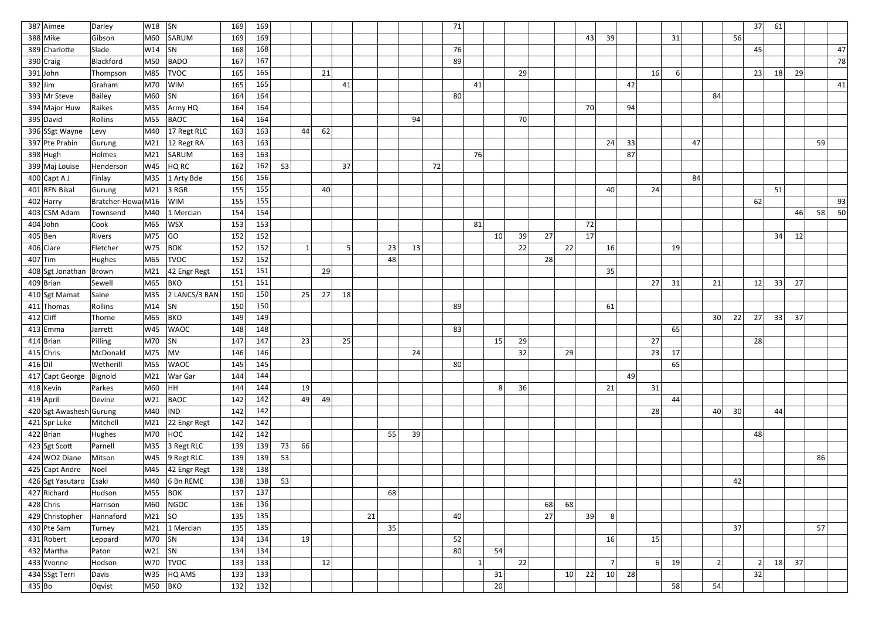| | | | | | | | | | | | | | | | | | | | | | | | | | | | | | | | | | | |
|---|---|---|---|---|---|---|---|---|---|---|---|---|---|---|---|---|---|---|---|---|---|---|---|---|---|---|---|---|---|---|---|---|---|---|
| 387 | Aimee | Darley | W18 | SN | 169 | 169 | | | | | | | | | 71 | | | | | | | | | | | | | | 37 | 61 | | | |
| 388 | Mike | Gibson | M60 | SARUM | 169 | 169 | | | | | | | | | | | | | | | 43 | 39 | | | 31 | | | 56 | | | | | |
| 389 | Charlotte | Slade | W14 | SN | 168 | 168 | | | | | | | | | 76 | | | | | | | | | | | | | | 45 | | | | 47 |
| 390 | Craig | Blackford | M50 | BADO | 167 | 167 | | | | | | | | | 89 | | | | | | | | | | | | | | | | | | 78 |
| 391 | John | Thompson | M85 | TVOC | 165 | 165 | | | 21 | | | | | | | | | 29 | | | | | | 16 | 6 | | | | 23 | 18 | 29 | | |
| 392 | Jim | Graham | M70 | WIM | 165 | 165 | | | | 41 | | | | | | 41 | | | | | | | 42 | | | | | | | | | | 41 |
| 393 | Mr Steve | Bailey | M60 | SN | 164 | 164 | | | | | | | | | 80 | | | | | | | | | | | | 84 | | | | | | |
| 394 | Major Huw | Raikes | M35 | Army HQ | 164 | 164 | | | | | | | | | | | | | | | 70 | | 94 | | | | | | | | | | |
| 395 | David | Rollins | M55 | BAOC | 164 | 164 | | | | | | | 94 | | | | | 70 | | | | | | | | | | | | | | | |
| 396 | SSgt Wayne | Levy | M40 | 17 Regt RLC | 163 | 163 | | 44 | 62 | | | | | | | | | | | | | | | | | | | | | | | | |
| 397 | Pte Prabin | Gurung | M21 | 12 Regt RA | 163 | 163 | | | | | | | | | | | | | | | | 24 | 33 | | | 47 | | | | | | 59 | |
| 398 | Hugh | Holmes | M21 | SARUM | 163 | 163 | | | | | | | | | | 76 | | | | | | | 87 | | | | | | | | | | |
| 399 | Maj Louise | Henderson | W45 | HQ RC | 162 | 162 | 53 | | | 37 | | | | 72 | | | | | | | | | | | | | | | | | | | |
| 400 | Capt A J | Finlay | M35 | 1 Arty Bde | 156 | 156 | | | | | | | | | | | | | | | | | | | | 84 | | | | | | | |
| 401 | RFN Bikal | Gurung | M21 | 3 RGR | 155 | 155 | | | 40 | | | | | | | | | | | | | 40 | | 24 | | | | | | 51 | | | |
| 402 | Harry | Bratcher-HowarM16 | | WIM | 155 | 155 | | | | | | | | | | | | | | | | | | | | | | | 62 | | | | 93 |
| 403 | CSM Adam | Townsend | M40 | 1 Mercian | 154 | 154 | | | | | | | | | | | | | | | | | | | | | | | | | 46 | 58 | 50 |
| 404 | John | Cook | M65 | WSX | 153 | 153 | | | | | | | | | | 81 | | | | | 72 | | | | | | | | | | | | |
| 405 | Ben | Rivers | M75 | GO | 152 | 152 | | | | | | | | | | | 10 | 39 | 27 | | 17 | | | | | | | | | 34 | 12 | | |
| 406 | Clare | Fletcher | W75 | BOK | 152 | 152 | | 1 | | 5 | | 23 | 13 | | | | | 22 | | 22 | | 16 | | | 19 | | | | | | | | |
| 407 | Tim | Hughes | M65 | TVOC | 152 | 152 | | | | | | 48 | | | | | | | 28 | | | | | | | | | | | | | | |
| 408 | Sgt Jonathan | Brown | M21 | 42 Engr Regt | 151 | 151 | | | 29 | | | | | | | | | | | | | 35 | | | | | | | | | | | |
| 409 | Brian | Sewell | M65 | BKO | 151 | 151 | | | | | | | | | | | | | | | | | | 27 | 31 | | 21 | | 12 | 33 | 27 | | |
| 410 | Sgt Mamat | Saine | M35 | 2 LANCS/3 RAN | 150 | 150 | | 25 | 27 | 18 | | | | | | | | | | | | | | | | | | | | | | | |
| 411 | Thomas | Rollins | M14 | SN | 150 | 150 | | | | | | | | | 89 | | | | | | | 61 | | | | | | | | | | | |
| 412 | Cliff | Thorne | M65 | BKO | 149 | 149 | | | | | | | | | | | | | | | | | | | | | 30 | 22 | 27 | 33 | 37 | | |
| 413 | Emma | Jarrett | W45 | WAOC | 148 | 148 | | | | | | | | | 83 | | | | | | | | | | 65 | | | | | | | | |
| 414 | Brian | Pilling | M70 | SN | 147 | 147 | | 23 | | 25 | | | | | | | 15 | 29 | | | | | | 27 | | | | | 28 | | | | |
| 415 | Chris | McDonald | M75 | MV | 146 | 146 | | | | | | | 24 | | | | | 32 | | 29 | | | | 23 | 17 | | | | | | | | |
| 416 | Dil | Wetherill | M55 | WAOC | 145 | 145 | | | | | | | | | 80 | | | | | | | | | | 65 | | | | | | | | |
| 417 | Capt George | Bignold | M21 | War Gar | 144 | 144 | | | | | | | | | | | | | | | | | 49 | | | | | | | | | | |
| 418 | Kevin | Parkes | M60 | HH | 144 | 144 | | 19 | | | | | | | | | 8 | 36 | | | | 21 | | 31 | | | | | | | | | |
| 419 | April | Devine | W21 | BAOC | 142 | 142 | | 49 | 49 | | | | | | | | | | | | | | | | 44 | | | | | | | | |
| 420 | Sgt Awashesh | Gurung | M40 | IND | 142 | 142 | | | | | | | | | | | | | | | | | | 28 | | | 40 | 30 | | 44 | | | |
| 421 | Spr Luke | Mitchell | M21 | 22 Engr Regt | 142 | 142 | | | | | | | | | | | | | | | | | | | | | | | | | | | |
| 422 | Brian | Hughes | M70 | HOC | 142 | 142 | | | | | | 55 | 39 | | | | | | | | | | | | | | | | 48 | | | | |
| 423 | Sgt Scott | Parnell | M35 | 3 Regt RLC | 139 | 139 | 73 | 66 | | | | | | | | | | | | | | | | | | | | | | | | | |
| 424 | WO2 Diane | Mitson | W45 | 9 Regt RLC | 139 | 139 | 53 | | | | | | | | | | | | | | | | | | | | | | | | | 86 | |
| 425 | Capt Andre | Noel | M45 | 42 Engr Regt | 138 | 138 | | | | | | | | | | | | | | | | | | | | | | | | | | | |
| 426 | Sgt Yasutaro | Esaki | M40 | 6 Bn REME | 138 | 138 | 53 | | | | | | | | | | | | | | | | | | | | | 42 | | | | | |
| 427 | Richard | Hudson | M55 | BOK | 137 | 137 | | | | | | 68 | | | | | | | | | | | | | | | | | | | | | |
| 428 | Chris | Harrison | M60 | NGOC | 136 | 136 | | | | | | | | | | | | | 68 | 68 | | | | | | | | | | | | | |
| 429 | Christopher | Hannaford | M21 | SO | 135 | 135 | | | | | 21 | | | | 40 | | | | 27 | | 39 | 8 | | | | | | | | | | | |
| 430 | Pte Sam | Turney | M21 | 1 Mercian | 135 | 135 | | | | | | 35 | | | | | | | | | | | | | | | | 37 | | | | 57 | |
| 431 | Robert | Leppard | M70 | SN | 134 | 134 | | 19 | | | | | | | 52 | | | | | | | 16 | | 15 | | | | | | | | | |
| 432 | Martha | Paton | W21 | SN | 134 | 134 | | | | | | | | | 80 | | 54 | | | | | | | | | | | | | | | | |
| 433 | Yvonne | Hodson | W70 | TVOC | 133 | 133 | | | 12 | | | | | | | 1 | | 22 | | | | 7 | | 6 | 19 | | 2 | | 2 | 18 | 37 | | |
| 434 | SSgt Terri | Davis | W35 | HQ AMS | 133 | 133 | | | | | | | | | | | 31 | | | 10 | 22 | 10 | 28 | | | | | | 32 | | | | |
| 435 | Bo | Oqvist | M50 | BKO | 132 | 132 | | | | | | | | | | | 20 | | | | | | | | 58 | | 54 | | | | | | |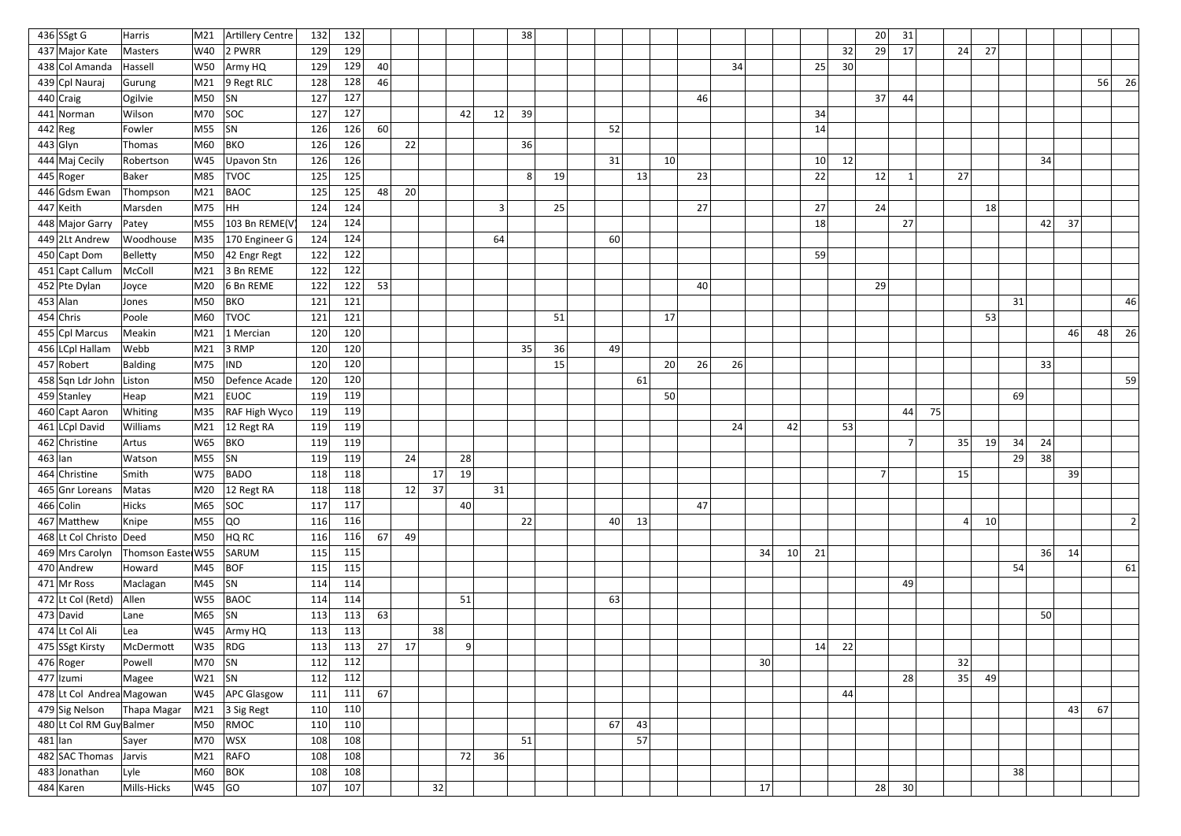| | | | | | | | | | | | | | | | | | | | | | | | | | | | | | | | | | | |
|---|---|---|---|---|---|---|---|---|---|---|---|---|---|---|---|---|---|---|---|---|---|---|---|---|---|---|---|---|---|---|---|---|---|---|
| 436 | SSgt G | Harris | M21 | Artillery Centre | 132 | 132 | | | | | | 38 | | | | | | | | | | | | 20 | 31 | | | | | | | | | |
| 437 | Major Kate | Masters | W40 | 2 PWRR | 129 | 129 | | | | | | | | | | | | | | | | | 32 | 29 | 17 | | 24 | 27 | | | | | | |
| 438 | Col Amanda | Hassell | W50 | Army HQ | 129 | 129 | 40 | | | | | | | | | | | | 34 | | | 25 | 30 | | | | | | | | | | | |
| 439 | Cpl Nauraj | Gurung | M21 | 9 Regt RLC | 128 | 128 | 46 | | | | | | | | | | | | | | | | | | | | | | | | | | 56 | 26 |
| 440 | Craig | Ogilvie | M50 | SN | 127 | 127 | | | | | | | | | | | | 46 | | | | | | 37 | 44 | | | | | | | | | |
| 441 | Norman | Wilson | M70 | SOC | 127 | 127 | | | | 42 | 12 | 39 | | | | | | | | | | 34 | | | | | | | | | | | | |
| 442 | Reg | Fowler | M55 | SN | 126 | 126 | 60 | | | | | | | | 52 | | | | | | | 14 | | | | | | | | | | | | |
| 443 | Glyn | Thomas | M60 | BKO | 126 | 126 | | 22 | | | | 36 | | | | | | | | | | | | | | | | | | | | | | |
| 444 | Maj Cecily | Robertson | W45 | Upavon Stn | 126 | 126 | | | | | | | | | 31 | | 10 | | | | | 10 | 12 | | | | | | | 34 | | | | |
| 445 | Roger | Baker | M85 | TVOC | 125 | 125 | | | | | | 8 | 19 | | | 13 | | 23 | | | | 22 | | 12 | 1 | | 27 | | | | | | | |
| 446 | Gdsm Ewan | Thompson | M21 | BAOC | 125 | 125 | 48 | 20 | | | | | | | | | | | | | | | | | | | | | | | | | | |
| 447 | Keith | Marsden | M75 | HH | 124 | 124 | | | | | 3 | | 25 | | | | | 27 | | | | 27 | | 24 | | | | 18 | | | | | | |
| 448 | Major Garry | Patey | M55 | 103 Bn REME(V) | 124 | 124 | | | | | | | | | | | | | | | | 18 | | | 27 | | | | | 42 | 37 | | | |
| 449 | 2Lt Andrew | Woodhouse | M35 | 170 Engineer G | 124 | 124 | | | | | 64 | | | | 60 | | | | | | | | | | | | | | | | | | | |
| 450 | Capt Dom | Belletty | M50 | 42 Engr Regt | 122 | 122 | | | | | | | | | | | | | | | | 59 | | | | | | | | | | | | |
| 451 | Capt Callum | McColl | M21 | 3 Bn REME | 122 | 122 | | | | | | | | | | | | | | | | | | | | | | | | | | | | |
| 452 | Pte Dylan | Joyce | M20 | 6 Bn REME | 122 | 122 | 53 | | | | | | | | | | | 40 | | | | | | 29 | | | | | | | | | | |
| 453 | Alan | Jones | M50 | BKO | 121 | 121 | | | | | | | | | | | | | | | | | | | | | | | 31 | | | | | 46 |
| 454 | Chris | Poole | M60 | TVOC | 121 | 121 | | | | | | | 51 | | | | 17 | | | | | | | | | | | 53 | | | | | | |
| 455 | Cpl Marcus | Meakin | M21 | 1 Mercian | 120 | 120 | | | | | | | | | | | | | | | | | | | | | | | | | | 46 | 48 | 26 |
| 456 | LCpl Hallam | Webb | M21 | 3 RMP | 120 | 120 | | | | | | 35 | 36 | | 49 | | | | | | | | | | | | | | | | | | | |
| 457 | Robert | Balding | M75 | IND | 120 | 120 | | | | | | | 15 | | | | 20 | 26 | 26 | | | | | | | | | | | 33 | | | | |
| 458 | Sqn Ldr John | Liston | M50 | Defence Acade | 120 | 120 | | | | | | | | | | 61 | | | | | | | | | | | | | | | | | | 59 |
| 459 | Stanley | Heap | M21 | EUOC | 119 | 119 | | | | | | | | | | | 50 | | | | | | | | | | | | 69 | | | | | |
| 460 | Capt Aaron | Whiting | M35 | RAF High Wyco | 119 | 119 | | | | | | | | | | | | | | | | | | | 44 | 75 | | | | | | | | |
| 461 | LCpl David | Williams | M21 | 12 Regt RA | 119 | 119 | | | | | | | | | | | | | 24 | | 42 | | 53 | | | | | | | | | | | |
| 462 | Christine | Artus | W65 | BKO | 119 | 119 | | | | | | | | | | | | | | | | | | | 7 | | 35 | 19 | 34 | 24 | | | | |
| 463 | Ian | Watson | M55 | SN | 119 | 119 | | 24 | | 28 | | | | | | | | | | | | | | | | | | | 29 | 38 | | | | |
| 464 | Christine | Smith | W75 | BADO | 118 | 118 | | | 17 | 19 | | | | | | | | | | | | | | 7 | | | 15 | | | | 39 | | | |
| 465 | Gnr Loreans | Matas | M20 | 12 Regt RA | 118 | 118 | | 12 | 37 | | 31 | | | | | | | | | | | | | | | | | | | | | | | |
| 466 | Colin | Hicks | M65 | SOC | 117 | 117 | | | | 40 | | | | | | | | 47 | | | | | | | | | | | | | | | | |
| 467 | Matthew | Knipe | M55 | QO | 116 | 116 | | | | | | 22 | | | 40 | 13 | | | | | | | | | | | 4 | 10 | | | | | | 2 |
| 468 | Lt Col Christo | Deed | M50 | HQ RC | 116 | 116 | 67 | 49 | | | | | | | | | | | | | | | | | | | | | | | | | | |
| 469 | Mrs Carolyn | Thomson Easter | W55 | SARUM | 115 | 115 | | | | | | | | | | | | | | 34 | 10 | 21 | | | | | | | | 36 | 14 | | | |
| 470 | Andrew | Howard | M45 | BOF | 115 | 115 | | | | | | | | | | | | | | | | | | | | | | | 54 | | | | | 61 |
| 471 | Mr Ross | Maclagan | M45 | SN | 114 | 114 | | | | | | | | | | | | | | | | | | | 49 | | | | | | | | | |
| 472 | Lt Col (Retd) | Allen | W55 | BAOC | 114 | 114 | | | | 51 | | | | | 63 | | | | | | | | | | | | | | | | | | | |
| 473 | David | Lane | M65 | SN | 113 | 113 | 63 | | | | | | | | | | | | | | | | | | | | | | | 50 | | | | |
| 474 | Lt Col Ali | Lea | W45 | Army HQ | 113 | 113 | | | 38 | | | | | | | | | | | | | | | | | | | | | | | | | |
| 475 | SSgt Kirsty | McDermott | W35 | RDG | 113 | 113 | 27 | 17 | | 9 | | | | | | | | | | | | 14 | 22 | | | | | | | | | | | |
| 476 | Roger | Powell | M70 | SN | 112 | 112 | | | | | | | | | | | | | | 30 | | | | | | | 32 | | | | | | | |
| 477 | Izumi | Magee | W21 | SN | 112 | 112 | | | | | | | | | | | | | | | | | | | 28 | | 35 | 49 | | | | | | |
| 478 | Lt Col Andrea | Magowan | W45 | APC Glasgow | 111 | 111 | 67 | | | | | | | | | | | | | | | | 44 | | | | | | | | | | | |
| 479 | Sig Nelson | Thapa Magar | M21 | 3 Sig Regt | 110 | 110 | | | | | | | | | | | | | | | | | | | | | | | | | | 43 | 67 | |
| 480 | Lt Col RM Guy | Balmer | M50 | RMOC | 110 | 110 | | | | | | | | | 67 | 43 | | | | | | | | | | | | | | | | | | |
| 481 | Ian | Sayer | M70 | WSX | 108 | 108 | | | | | | 51 | | | | 57 | | | | | | | | | | | | | | | | | | |
| 482 | SAC Thomas | Jarvis | M21 | RAFO | 108 | 108 | | | | 72 | 36 | | | | | | | | | | | | | | | | | | | | | | | |
| 483 | Jonathan | Lyle | M60 | BOK | 108 | 108 | | | | | | | | | | | | | | | | | | | | | | | 38 | | | | | |
| 484 | Karen | Mills-Hicks | W45 | GO | 107 | 107 | | | 32 | | | | | | | | | | | 17 | | | | 28 | 30 | | | | | | | | | |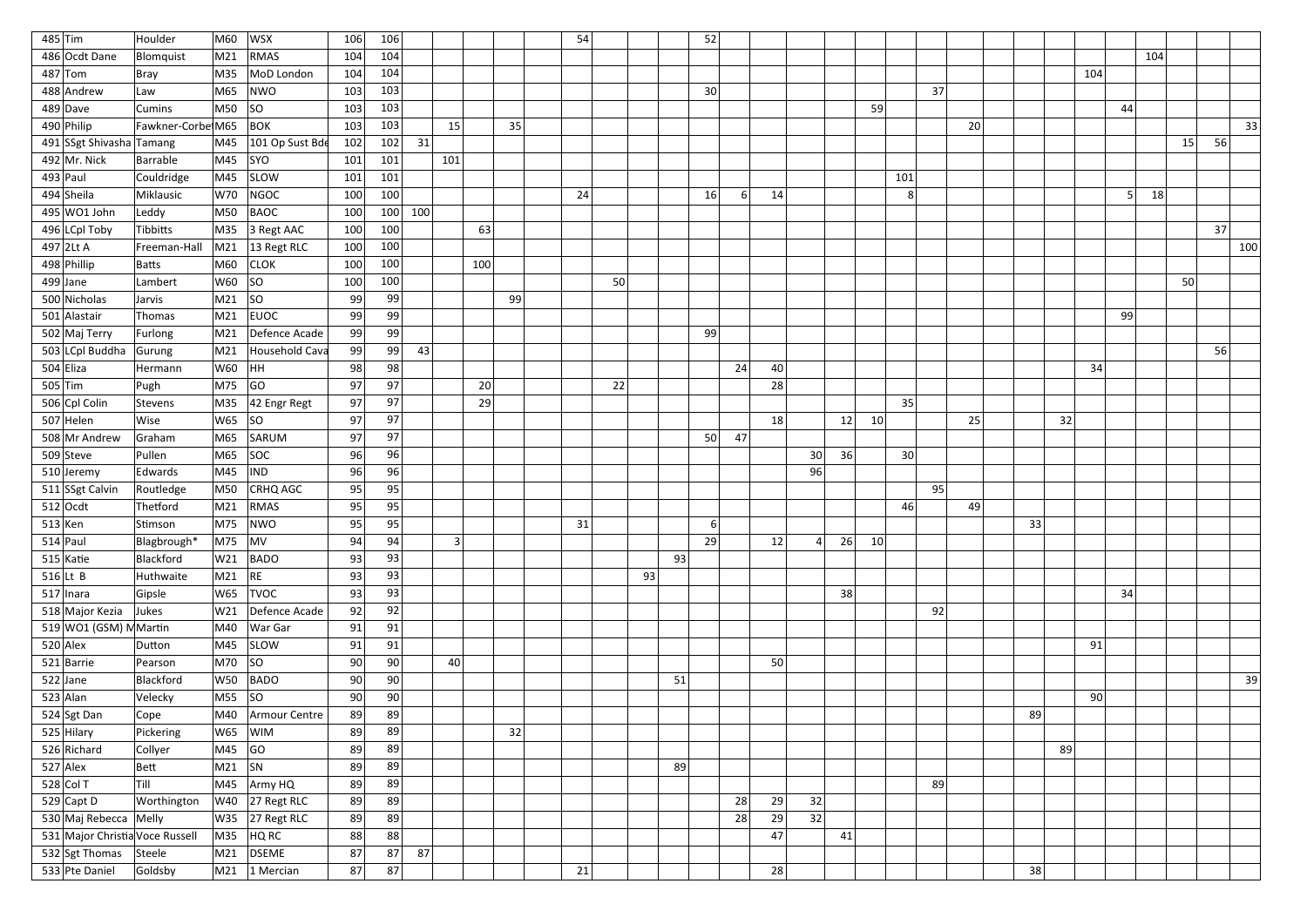| | | | | | | | | | | | | | | | | | | | | | | | | | | | | | | | | | |
|---|---|---|---|---|---|---|---|---|---|---|---|---|---|---|---|---|---|---|---|---|---|---|---|---|---|---|---|---|---|---|---|---|---|
| 485 | Tim | Houlder | M60 | WSX | 106 | 106 | | | | | | 54 | | | | 52 | | | | | | | | | | | | | | | | | |
| 486 | Ocdt Dane | Blomquist | M21 | RMAS | 104 | 104 | | | | | | | | | | | | | | | | | | | | | | | | | 104 | | | |
| 487 | Tom | Bray | M35 | MoD London | 104 | 104 | | | | | | | | | | | | | | | | | | | | | | | 104 | | | | | |
| 488 | Andrew | Law | M65 | NWO | 103 | 103 | | | | | | | | | | 30 | | | | | | | 37 | | | | | | | | | | | |
| 489 | Dave | Cumins | M50 | SO | 103 | 103 | | | | | | | | | | | | | | | 59 | | | | | | | | | 44 | | | | |
| 490 | Philip | Fawkner-Corbe | M65 | BOK | 103 | 103 | | 15 | | 35 | | | | | | | | | | | | | | 20 | | | | | | | | | | 33 |
| 491 | SSgt Shivasha | Tamang | M45 | 101 Op Sust Bde | 102 | 102 | 31 | | | | | | | | | | | | | | | | | | | | | | | | | 15 | 56 | |
| 492 | Mr. Nick | Barrable | M45 | SYO | 101 | 101 | | 101 | | | | | | | | | | | | | | | | | | | | | | | | | | |
| 493 | Paul | Couldridge | M45 | SLOW | 101 | 101 | | | | | | | | | | | | | | | | 101 | | | | | | | | | | | | |
| 494 | Sheila | Miklausic | W70 | NGOC | 100 | 100 | | | | | | 24 | | | | 16 | 6 | 14 | | | | 8 | | | | | | | | 5 | 18 | | | |
| 495 | WO1 John | Leddy | M50 | BAOC | 100 | 100 | 100 | | | | | | | | | | | | | | | | | | | | | | | | | | | |
| 496 | LCpl Toby | Tibbitts | M35 | 3 Regt AAC | 100 | 100 | | | 63 | | | | | | | | | | | | | | | | | | | | | | | | 37 | |
| 497 | 2Lt A | Freeman-Hall | M21 | 13 Regt RLC | 100 | 100 | | | | | | | | | | | | | | | | | | | | | | | | | | | | 100 |
| 498 | Phillip | Batts | M60 | CLOK | 100 | 100 | | | 100 | | | | | | | | | | | | | | | | | | | | | | | | | |
| 499 | Jane | Lambert | W60 | SO | 100 | 100 | | | | | | | 50 | | | | | | | | | | | | | | | | | | | 50 | | |
| 500 | Nicholas | Jarvis | M21 | SO | 99 | 99 | | | | 99 | | | | | | | | | | | | | | | | | | | | | | | | |
| 501 | Alastair | Thomas | M21 | EUOC | 99 | 99 | | | | | | | | | | | | | | | | | | | | | | | | 99 | | | | |
| 502 | Maj Terry | Furlong | M21 | Defence Acade | 99 | 99 | | | | | | | | | | 99 | | | | | | | | | | | | | | | | | | |
| 503 | LCpl Buddha | Gurung | M21 | Household Cava | 99 | 99 | 43 | | | | | | | | | | | | | | | | | | | | | | | | | | 56 | |
| 504 | Eliza | Hermann | W60 | HH | 98 | 98 | | | | | | | | | | | 24 | 40 | | | | | | | | | | | 34 | | | | | |
| 505 | Tim | Pugh | M75 | GO | 97 | 97 | | | 20 | | | | 22 | | | | | 28 | | | | | | | | | | | | | | | | |
| 506 | Cpl Colin | Stevens | M35 | 42 Engr Regt | 97 | 97 | | | 29 | | | | | | | | | | | | | 35 | | | | | | | | | | | | |
| 507 | Helen | Wise | W65 | SO | 97 | 97 | | | | | | | | | | | | 18 | | 12 | 10 | | | 25 | | | 32 | | | | | | | |
| 508 | Mr Andrew | Graham | M65 | SARUM | 97 | 97 | | | | | | | | | | 50 | 47 | | | | | | | | | | | | | | | | | |
| 509 | Steve | Pullen | M65 | SOC | 96 | 96 | | | | | | | | | | | | | 30 | 36 | | 30 | | | | | | | | | | | | |
| 510 | Jeremy | Edwards | M45 | IND | 96 | 96 | | | | | | | | | | | | | 96 | | | | | | | | | | | | | | | |
| 511 | SSgt Calvin | Routledge | M50 | CRHQ AGC | 95 | 95 | | | | | | | | | | | | | | | | | 95 | | | | | | | | | | | |
| 512 | Ocdt | Thetford | M21 | RMAS | 95 | 95 | | | | | | | | | | | | | | | | 46 | | 49 | | | | | | | | | | |
| 513 | Ken | Stimson | M75 | NWO | 95 | 95 | | | | | | 31 | | | | 6 | | | | | | | | | | 33 | | | | | | | | |
| 514 | Paul | Blagbrough* | M75 | MV | 94 | 94 | | 3 | | | | | | | | 29 | | 12 | 4 | 26 | 10 | | | | | | | | | | | | | |
| 515 | Katie | Blackford | W21 | BADO | 93 | 93 | | | | | | | | | 93 | | | | | | | | | | | | | | | | | | | |
| 516 | Lt B | Huthwaite | M21 | RE | 93 | 93 | | | | | | | | 93 | | | | | | | | | | | | | | | | | | | | |
| 517 | Inara | Gipsle | W65 | TVOC | 93 | 93 | | | | | | | | | | | | | | 38 | | | | | | | | | | 34 | | | | |
| 518 | Major Kezia | Jukes | W21 | Defence Acade | 92 | 92 | | | | | | | | | | | | | | | | | 92 | | | | | | | | | | | |
| 519 | WO1 (GSM) M | Martin | M40 | War Gar | 91 | 91 | | | | | | | | | | | | | | | | | | | | | | | | | | | | |
| 520 | Alex | Dutton | M45 | SLOW | 91 | 91 | | | | | | | | | | | | | | | | | | | | | | | 91 | | | | | |
| 521 | Barrie | Pearson | M70 | SO | 90 | 90 | | 40 | | | | | | | | | | 50 | | | | | | | | | | | | | | | | |
| 522 | Jane | Blackford | W50 | BADO | 90 | 90 | | | | | | | | | 51 | | | | | | | | | | | | | | | | | | | 39 |
| 523 | Alan | Velecky | M55 | SO | 90 | 90 | | | | | | | | | | | | | | | | | | | | | | | 90 | | | | | |
| 524 | Sgt Dan | Cope | M40 | Armour Centre | 89 | 89 | | | | | | | | | | | | | | | | | | | | 89 | | | | | | | | |
| 525 | Hilary | Pickering | W65 | WIM | 89 | 89 | | | | 32 | | | | | | | | | | | | | | | | | | | | | | | | |
| 526 | Richard | Collyer | M45 | GO | 89 | 89 | | | | | | | | | | | | | | | | | | | | | 89 | | | | | | | |
| 527 | Alex | Bett | M21 | SN | 89 | 89 | | | | | | | | | 89 | | | | | | | | | | | | | | | | | | | |
| 528 | Col T | Till | M45 | Army HQ | 89 | 89 | | | | | | | | | | | | | | | | | 89 | | | | | | | | | | | |
| 529 | Capt D | Worthington | W40 | 27 Regt RLC | 89 | 89 | | | | | | | | | | | 28 | 29 | 32 | | | | | | | | | | | | | | | |
| 530 | Maj Rebecca | Melly | W35 | 27 Regt RLC | 89 | 89 | | | | | | | | | | | 28 | 29 | 32 | | | | | | | | | | | | | | | |
| 531 | Major Christia | Voce Russell | M35 | HQ RC | 88 | 88 | | | | | | | | | | | | 47 | | 41 | | | | | | | | | | | | | | |
| 532 | Sgt Thomas | Steele | M21 | DSEME | 87 | 87 | 87 | | | | | | | | | | | | | | | | | | | | | | | | | | | |
| 533 | Pte Daniel | Goldsby | M21 | 1 Mercian | 87 | 87 | | | | | | 21 | | | | | | 28 | | | | | | | | 38 | | | | | | | | |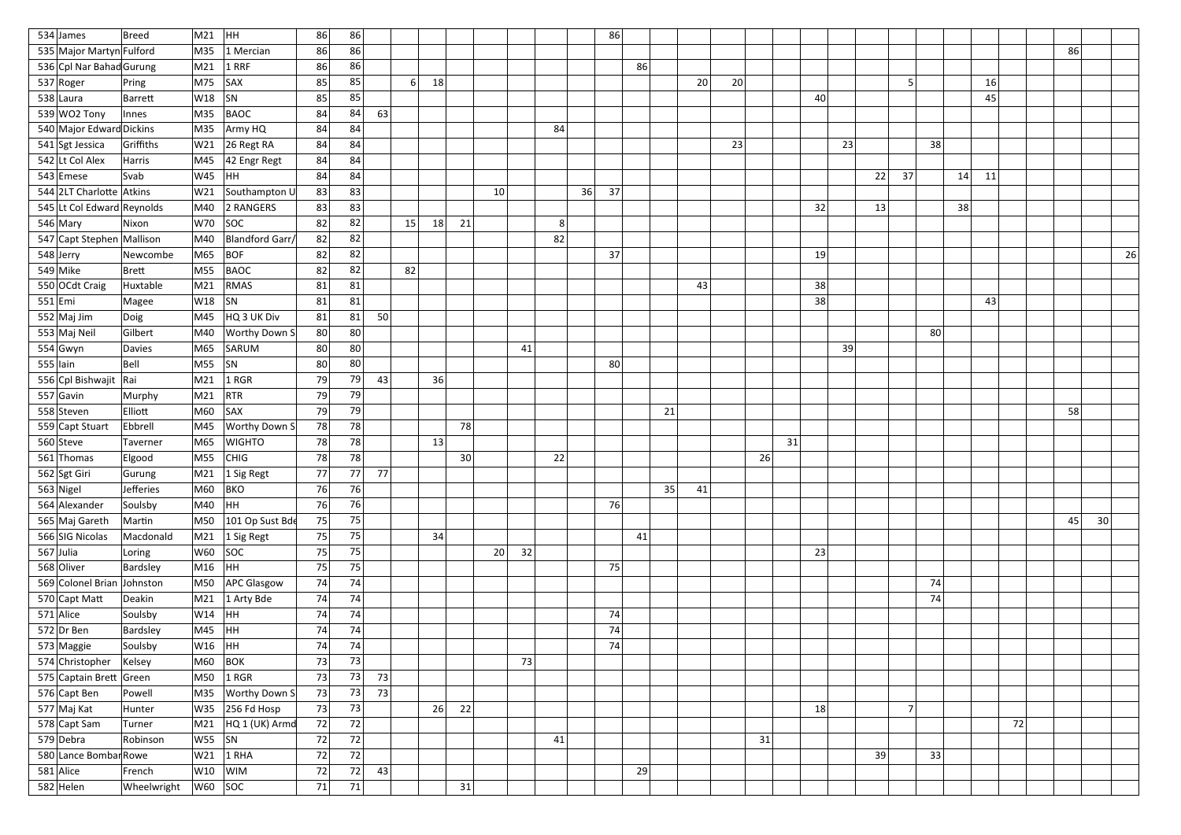| | | | | | | | | | | | | | | | | | | | | | | | | | | | | | | | | | |
|---|---|---|---|---|---|---|---|---|---|---|---|---|---|---|---|---|---|---|---|---|---|---|---|---|---|---|---|---|---|---|---|---|---|
| 534 | James | Breed | M21 | HH | 86 | 86 | | | | | | | | | 86 | | | | | | | | | | | | | | | | | | |
| 535 | Major Martyn | Fulford | M35 | 1 Mercian | 86 | 86 | | | | | | | | | | | | | | | | | | | | | | | | | 86 | | |
| 536 | Cpl Nar Bahad | Gurung | M21 | 1 RRF | 86 | 86 | | | | | | | | | | 86 | | | | | | | | | | | | | | | | | |
| 537 | Roger | Pring | M75 | SAX | 85 | 85 | | 6 | 18 | | | | | | | | | 20 | 20 | | | | | | 5 | | | 16 | | | | | |
| 538 | Laura | Barrett | W18 | SN | 85 | 85 | | | | | | | | | | | | | | | | 40 | | | | | | 45 | | | | | |
| 539 | WO2 Tony | Innes | M35 | BAOC | 84 | 84 | 63 | | | | | | | | | | | | | | | | | | | | | | | | | | |
| 540 | Major Edward | Dickins | M35 | Army HQ | 84 | 84 | | | | | | | 84 | | | | | | | | | | | | | | | | | | | | |
| 541 | Sgt Jessica | Griffiths | W21 | 26 Regt RA | 84 | 84 | | | | | | | | | | | | | 23 | | | | 23 | | | 38 | | | | | | | |
| 542 | Lt Col Alex | Harris | M45 | 42 Engr Regt | 84 | 84 | | | | | | | | | | | | | | | | | | | | | | | | | | | |
| 543 | Emese | Svab | W45 | HH | 84 | 84 | | | | | | | | | | | | | | | | | | 22 | 37 | | 14 | 11 | | | | | |
| 544 | 2LT Charlotte | Atkins | W21 | Southampton U | 83 | 83 | | | | | 10 | | | 36 | 37 | | | | | | | | | | | | | | | | | | |
| 545 | Lt Col Edward | Reynolds | M40 | 2 RANGERS | 83 | 83 | | | | | | | | | | | | | | | | 32 | | 13 | | | 38 | | | | | | |
| 546 | Mary | Nixon | W70 | SOC | 82 | 82 | | 15 | 18 | 21 | | | 8 | | | | | | | | | | | | | | | | | | | | |
| 547 | Capt Stephen | Mallison | M40 | Blandford Garr/ | 82 | 82 | | | | | | | 82 | | | | | | | | | | | | | | | | | | | | |
| 548 | Jerry | Newcombe | M65 | BOF | 82 | 82 | | | | | | | | | 37 | | | | | | | 19 | | | | | | | | | | | 26 |
| 549 | Mike | Brett | M55 | BAOC | 82 | 82 | | 82 | | | | | | | | | | | | | | | | | | | | | | | | | |
| 550 | OCdt Craig | Huxtable | M21 | RMAS | 81 | 81 | | | | | | | | | | | | 43 | | | | 38 | | | | | | | | | | | |
| 551 | Emi | Magee | W18 | SN | 81 | 81 | | | | | | | | | | | | | | | | 38 | | | | | | 43 | | | | | |
| 552 | Maj Jim | Doig | M45 | HQ 3 UK Div | 81 | 81 | 50 | | | | | | | | | | | | | | | | | | | | | | | | | | |
| 553 | Maj Neil | Gilbert | M40 | Worthy Down S | 80 | 80 | | | | | | | | | | | | | | | | | | | | 80 | | | | | | | |
| 554 | Gwyn | Davies | M65 | SARUM | 80 | 80 | | | | | | 41 | | | | | | | | | | | 39 | | | | | | | | | | |
| 555 | Iain | Bell | M55 | SN | 80 | 80 | | | | | | | | | 80 | | | | | | | | | | | | | | | | | | |
| 556 | Cpl Bishwajit | Rai | M21 | 1 RGR | 79 | 79 | 43 | | 36 | | | | | | | | | | | | | | | | | | | | | | | | |
| 557 | Gavin | Murphy | M21 | RTR | 79 | 79 | | | | | | | | | | | | | | | | | | | | | | | | | | | |
| 558 | Steven | Elliott | M60 | SAX | 79 | 79 | | | | | | | | | | | 21 | | | | | | | | | | | | | | 58 | | |
| 559 | Capt Stuart | Ebbrell | M45 | Worthy Down S | 78 | 78 | | | | 78 | | | | | | | | | | | | | | | | | | | | | | | |
| 560 | Steve | Taverner | M65 | WIGHTO | 78 | 78 | | | 13 | | | | | | | | | | | | 31 | | | | | | | | | | | | |
| 561 | Thomas | Elgood | M55 | CHIG | 78 | 78 | | | | 30 | | | 22 | | | | | | | 26 | | | | | | | | | | | | | |
| 562 | Sgt Giri | Gurung | M21 | 1 Sig Regt | 77 | 77 | 77 | | | | | | | | | | | | | | | | | | | | | | | | | | |
| 563 | Nigel | Jefferies | M60 | BKO | 76 | 76 | | | | | | | | | | | 35 | 41 | | | | | | | | | | | | | | | |
| 564 | Alexander | Soulsby | M40 | HH | 76 | 76 | | | | | | | | | 76 | | | | | | | | | | | | | | | | | | |
| 565 | Maj Gareth | Martin | M50 | 101 Op Sust Bde | 75 | 75 | | | | | | | | | | | | | | | | | | | | | | | | | 45 | 30 | |
| 566 | SIG Nicolas | Macdonald | M21 | 1 Sig Regt | 75 | 75 | | | 34 | | | | | | | 41 | | | | | | | | | | | | | | | | | |
| 567 | Julia | Loring | W60 | SOC | 75 | 75 | | | | | 20 | 32 | | | | | | | | | | 23 | | | | | | | | | | | |
| 568 | Oliver | Bardsley | M16 | HH | 75 | 75 | | | | | | | | | 75 | | | | | | | | | | | | | | | | | | |
| 569 | Colonel Brian | Johnston | M50 | APC Glasgow | 74 | 74 | | | | | | | | | | | | | | | | | | | | 74 | | | | | | | |
| 570 | Capt Matt | Deakin | M21 | 1 Arty Bde | 74 | 74 | | | | | | | | | | | | | | | | | | | | 74 | | | | | | | |
| 571 | Alice | Soulsby | W14 | HH | 74 | 74 | | | | | | | | | 74 | | | | | | | | | | | | | | | | | | |
| 572 | Dr Ben | Bardsley | M45 | HH | 74 | 74 | | | | | | | | | 74 | | | | | | | | | | | | | | | | | | |
| 573 | Maggie | Soulsby | W16 | HH | 74 | 74 | | | | | | | | | 74 | | | | | | | | | | | | | | | | | | |
| 574 | Christopher | Kelsey | M60 | BOK | 73 | 73 | | | | | | 73 | | | | | | | | | | | | | | | | | | | | | |
| 575 | Captain Brett | Green | M50 | 1 RGR | 73 | 73 | 73 | | | | | | | | | | | | | | | | | | | | | | | | | | |
| 576 | Capt Ben | Powell | M35 | Worthy Down S | 73 | 73 | 73 | | | | | | | | | | | | | | | | | | | | | | | | | | |
| 577 | Maj Kat | Hunter | W35 | 256 Fd Hosp | 73 | 73 | | | 26 | 22 | | | | | | | | | | | | 18 | | | 7 | | | | | | | | |
| 578 | Capt Sam | Turner | M21 | HQ 1 (UK) Armd | 72 | 72 | | | | | | | | | | | | | | | | | | | | | | | 72 | | | | |
| 579 | Debra | Robinson | W55 | SN | 72 | 72 | | | | | | | 41 | | | | | | | 31 | | | | | | | | | | | | | |
| 580 | Lance Bombar | Rowe | W21 | 1 RHA | 72 | 72 | | | | | | | | | | | | | | | | | | 39 | | 33 | | | | | | | |
| 581 | Alice | French | W10 | WIM | 72 | 72 | 43 | | | | | | | | | 29 | | | | | | | | | | | | | | | | | |
| 582 | Helen | Wheelwright | W60 | SOC | 71 | 71 | | | | 31 | | | | | | | | | | | | | | | | | | | | | | | |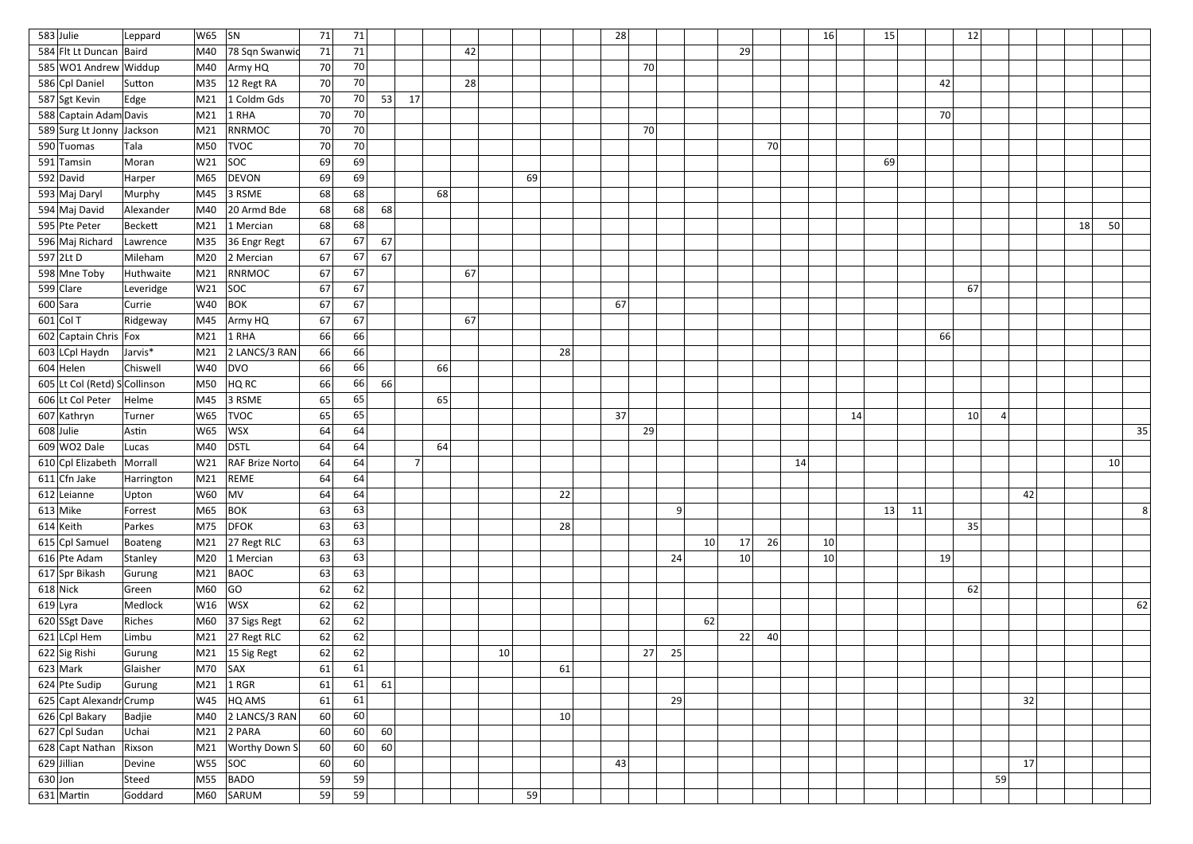| | | | | | | | | | | | | | | | | | | | | | | | | | | | | | | | | | | |
|---|---|---|---|---|---|---|---|---|---|---|---|---|---|---|---|---|---|---|---|---|---|---|---|---|---|---|---|---|---|---|---|---|---|---|
| 583 | Julie | Leppard | W65 | SN | 71 | 71 | | | | | | | | | 28 | | | | | | | | 16 | | 15 | | | 12 | | | | | | |
| 584 | Flt Lt Duncan | Baird | M40 | 78 Sqn Swanwic | 71 | 71 | | | | 42 | | | | | | | | | 29 | | | | | | | | | | | | | | | |
| 585 | WO1 Andrew | Widdup | M40 | Army HQ | 70 | 70 | | | | | | | | | | 70 | | | | | | | | | | | | | | | | | | |
| 586 | Cpl Daniel | Sutton | M35 | 12 Regt RA | 70 | 70 | | | | 28 | | | | | | | | | | | | | | | | | 42 | | | | | | | |
| 587 | Sgt Kevin | Edge | M21 | 1 Coldm Gds | 70 | 70 | 53 | 17 | | | | | | | | | | | | | | | | | | | | | | | | | | |
| 588 | Captain Adam | Davis | M21 | 1 RHA | 70 | 70 | | | | | | | | | | | | | | | | | | | | | 70 | | | | | | | |
| 589 | Surg Lt Jonny | Jackson | M21 | RNRMOC | 70 | 70 | | | | | | | | | | 70 | | | | | | | | | | | | | | | | | | |
| 590 | Tuomas | Tala | M50 | TVOC | 70 | 70 | | | | | | | | | | | | | | 70 | | | | | | | | | | | | | | |
| 591 | Tamsin | Moran | W21 | SOC | 69 | 69 | | | | | | | | | | | | | | | | | | | 69 | | | | | | | | | |
| 592 | David | Harper | M65 | DEVON | 69 | 69 | | | | | | 69 | | | | | | | | | | | | | | | | | | | | | | |
| 593 | Maj Daryl | Murphy | M45 | 3 RSME | 68 | 68 | | | 68 | | | | | | | | | | | | | | | | | | | | | | | | | |
| 594 | Maj David | Alexander | M40 | 20 Armd Bde | 68 | 68 | 68 | | | | | | | | | | | | | | | | | | | | | | | | | | | |
| 595 | Pte Peter | Beckett | M21 | 1 Mercian | 68 | 68 | | | | | | | | | | | | | | | | | | | | | | | | | | | 18 | 50 | |
| 596 | Maj Richard | Lawrence | M35 | 36 Engr Regt | 67 | 67 | 67 | | | | | | | | | | | | | | | | | | | | | | | | | | | |
| 597 | 2Lt D | Mileham | M20 | 2 Mercian | 67 | 67 | 67 | | | | | | | | | | | | | | | | | | | | | | | | | | | |
| 598 | Mne Toby | Huthwaite | M21 | RNRMOC | 67 | 67 | | | | 67 | | | | | | | | | | | | | | | | | | | | | | | | |
| 599 | Clare | Leveridge | W21 | SOC | 67 | 67 | | | | | | | | | | | | | | | | | | | | | | 67 | | | | | | |
| 600 | Sara | Currie | W40 | BOK | 67 | 67 | | | | | | | | | 67 | | | | | | | | | | | | | | | | | | | |
| 601 | Col T | Ridgeway | M45 | Army HQ | 67 | 67 | | | | 67 | | | | | | | | | | | | | | | | | | | | | | | | |
| 602 | Captain Chris | Fox | M21 | 1 RHA | 66 | 66 | | | | | | | | | | | | | | | | | | | | | 66 | | | | | | | |
| 603 | LCpl Haydn | Jarvis* | M21 | 2 LANCS/3 RAN | 66 | 66 | | | | | | | 28 | | | | | | | | | | | | | | | | | | | | | |
| 604 | Helen | Chiswell | W40 | DVO | 66 | 66 | | | 66 | | | | | | | | | | | | | | | | | | | | | | | | | |
| 605 | Lt Col (Retd) S | Collinson | M50 | HQ RC | 66 | 66 | 66 | | | | | | | | | | | | | | | | | | | | | | | | | | | |
| 606 | Lt Col Peter | Helme | M45 | 3 RSME | 65 | 65 | | | 65 | | | | | | | | | | | | | | | | | | | | | | | | | |
| 607 | Kathryn | Turner | W65 | TVOC | 65 | 65 | | | | | | | | | 37 | | | | | | | | | 14 | | | | 10 | 4 | | | | | |
| 608 | Julie | Astin | W65 | WSX | 64 | 64 | | | | | | | | | | 29 | | | | | | | | | | | | | | | | | | 35 |
| 609 | WO2 Dale | Lucas | M40 | DSTL | 64 | 64 | | | 64 | | | | | | | | | | | | | | | | | | | | | | | | | |
| 610 | Cpl Elizabeth | Morrall | W21 | RAF Brize Norto | 64 | 64 | | 7 | | | | | | | | | | | | | 14 | | | | | | | | | | | | 10 | |
| 611 | Cfn Jake | Harrington | M21 | REME | 64 | 64 | | | | | | | | | | | | | | | | | | | | | | | | | | | | |
| 612 | Leianne | Upton | W60 | MV | 64 | 64 | | | | | | | 22 | | | | | | | | | | | | | | | | | 42 | | | | |
| 613 | Mike | Forrest | M65 | BOK | 63 | 63 | | | | | | | | | | | 9 | | | | | | | | 13 | 11 | | | | | | | | 8 |
| 614 | Keith | Parkes | M75 | DFOK | 63 | 63 | | | | | | | 28 | | | | | | | | | | | | | | | 35 | | | | | | |
| 615 | Cpl Samuel | Boateng | M21 | 27 Regt RLC | 63 | 63 | | | | | | | | | | | | 10 | 17 | 26 | | 10 | | | | | | | | | | | | |
| 616 | Pte Adam | Stanley | M20 | 1 Mercian | 63 | 63 | | | | | | | | | | | 24 | | 10 | | | 10 | | | | | 19 | | | | | | | |
| 617 | Spr Bikash | Gurung | M21 | BAOC | 63 | 63 | | | | | | | | | | | | | | | | | | | | | | | | | | | | |
| 618 | Nick | Green | M60 | GO | 62 | 62 | | | | | | | | | | | | | | | | | | | | | | 62 | | | | | | |
| 619 | Lyra | Medlock | W16 | WSX | 62 | 62 | | | | | | | | | | | | | | | | | | | | | | | | | | | | 62 |
| 620 | SSgt Dave | Riches | M60 | 37 Sigs Regt | 62 | 62 | | | | | | | | | | | | 62 | | | | | | | | | | | | | | | | |
| 621 | LCpl Hem | Limbu | M21 | 27 Regt RLC | 62 | 62 | | | | | | | | | | | | | 22 | 40 | | | | | | | | | | | | | | |
| 622 | Sig Rishi | Gurung | M21 | 15 Sig Regt | 62 | 62 | | | | | 10 | | | | | 27 | 25 | | | | | | | | | | | | | | | | | |
| 623 | Mark | Glaisher | M70 | SAX | 61 | 61 | | | | | | | 61 | | | | | | | | | | | | | | | | | | | | | |
| 624 | Pte Sudip | Gurung | M21 | 1 RGR | 61 | 61 | 61 | | | | | | | | | | | | | | | | | | | | | | | | | | | |
| 625 | Capt Alexandr | Crump | W45 | HQ AMS | 61 | 61 | | | | | | | | | | | 29 | | | | | | | | | | | | | 32 | | | | |
| 626 | Cpl Bakary | Badjie | M40 | 2 LANCS/3 RAN | 60 | 60 | | | | | | | 10 | | | | | | | | | | | | | | | | | | | | | |
| 627 | Cpl Sudan | Uchai | M21 | 2 PARA | 60 | 60 | 60 | | | | | | | | | | | | | | | | | | | | | | | | | | | |
| 628 | Capt Nathan | Rixson | M21 | Worthy Down S | 60 | 60 | 60 | | | | | | | | | | | | | | | | | | | | | | | | | | | |
| 629 | Jillian | Devine | W55 | SOC | 60 | 60 | | | | | | | | | 43 | | | | | | | | | | | | | | | 17 | | | | |
| 630 | Jon | Steed | M55 | BADO | 59 | 59 | | | | | | | | | | | | | | | | | | | | | | | 59 | | | | | |
| 631 | Martin | Goddard | M60 | SARUM | 59 | 59 | | | | | | 59 | | | | | | | | | | | | | | | | | | | | | | |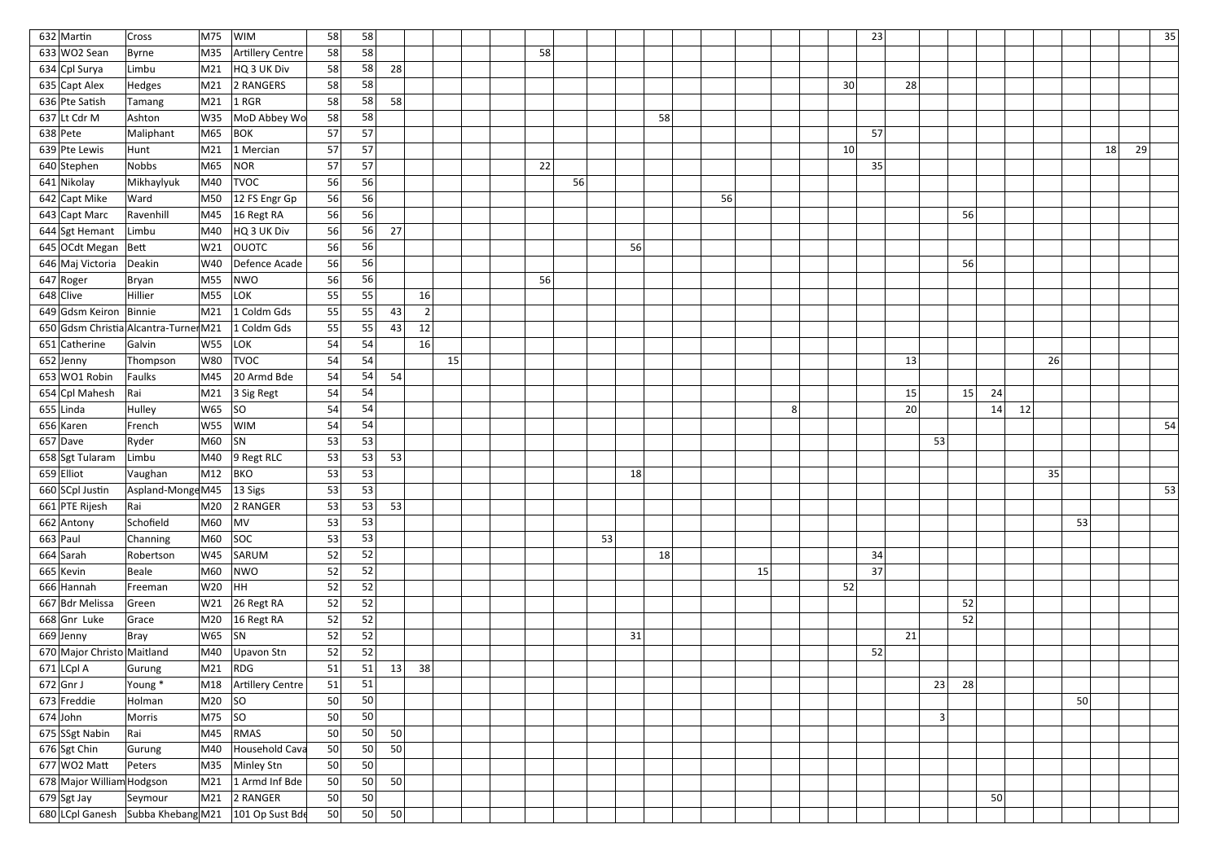| | | | | | | | | | | | | | | | | | | | | | | | | | | | | | | | | | |
|---|---|---|---|---|---|---|---|---|---|---|---|---|---|---|---|---|---|---|---|---|---|---|---|---|---|---|---|---|---|---|---|---|---|
| 632 | Martin | Cross | M75 | WIM | 58 | 58 | | | | | | | | | | | | | | | | | 23 | | | | | | | | | | 35 |
| 633 | WO2 Sean | Byrne | M35 | Artillery Centre | 58 | 58 | | | | | | 58 | | | | | | | | | | | | | | | | | | | | | |
| 634 | Cpl Surya | Limbu | M21 | HQ 3 UK Div | 58 | 58 | 28 | | | | | | | | | | | | | | | | | | | | | | | | | | |
| 635 | Capt Alex | Hedges | M21 | 2 RANGERS | 58 | 58 | | | | | | | | | | | | | | | | 30 | | 28 | | | | | | | | | |
| 636 | Pte Satish | Tamang | M21 | 1 RGR | 58 | 58 | 58 | | | | | | | | | | | | | | | | | | | | | | | | | | |
| 637 | Lt Cdr M | Ashton | W35 | MoD Abbey Wo | 58 | 58 | | | | | | | | | | 58 | | | | | | | | | | | | | | | | | |
| 638 | Pete | Maliphant | M65 | BOK | 57 | 57 | | | | | | | | | | | | | | | | | 57 | | | | | | | | | | |
| 639 | Pte Lewis | Hunt | M21 | 1 Mercian | 57 | 57 | | | | | | | | | | | | | | | | 10 | | | | | | | | | 18 | 29 | |
| 640 | Stephen | Nobbs | M65 | NOR | 57 | 57 | | | | | | 22 | | | | | | | | | | | 35 | | | | | | | | | | |
| 641 | Nikolay | Mikhaylyuk | M40 | TVOC | 56 | 56 | | | | | | | 56 | | | | | | | | | | | | | | | | | | | | |
| 642 | Capt Mike | Ward | M50 | 12 FS Engr Gp | 56 | 56 | | | | | | | | | | | | 56 | | | | | | | | | | | | | | | |
| 643 | Capt Marc | Ravenhill | M45 | 16 Regt RA | 56 | 56 | | | | | | | | | | | | | | | | | | | | 56 | | | | | | | |
| 644 | Sgt Hemant | Limbu | M40 | HQ 3 UK Div | 56 | 56 | 27 | | | | | | | | | | | | | | | | | | | | | | | | | | |
| 645 | OCdt Megan | Bett | W21 | OUOTC | 56 | 56 | | | | | | | | | 56 | | | | | | | | | | | | | | | | | | |
| 646 | Maj Victoria | Deakin | W40 | Defence Acade | 56 | 56 | | | | | | | | | | | | | | | | | | | | 56 | | | | | | | |
| 647 | Roger | Bryan | M55 | NWO | 56 | 56 | | | | | | 56 | | | | | | | | | | | | | | | | | | | | | |
| 648 | Clive | Hillier | M55 | LOK | 55 | 55 | | 16 | | | | | | | | | | | | | | | | | | | | | | | | | |
| 649 | Gdsm Keiron | Binnie | M21 | 1 Coldm Gds | 55 | 55 | 43 | 2 | | | | | | | | | | | | | | | | | | | | | | | | | |
| 650 | Gdsm Christia | Alcantra-Turner | M21 | 1 Coldm Gds | 55 | 55 | 43 | 12 | | | | | | | | | | | | | | | | | | | | | | | | | |
| 651 | Catherine | Galvin | W55 | LOK | 54 | 54 | | 16 | | | | | | | | | | | | | | | | | | | | | | | | | |
| 652 | Jenny | Thompson | W80 | TVOC | 54 | 54 | | | 15 | | | | | | | | | | | | | | | 13 | | | | | 26 | | | | |
| 653 | WO1 Robin | Faulks | M45 | 20 Armd Bde | 54 | 54 | 54 | | | | | | | | | | | | | | | | | | | | | | | | | | |
| 654 | Cpl Mahesh | Rai | M21 | 3 Sig Regt | 54 | 54 | | | | | | | | | | | | | | | | | | 15 | | 15 | 24 | | | | | | |
| 655 | Linda | Hulley | W65 | SO | 54 | 54 | | | | | | | | | | | | | | | 8 | | | 20 | | | 14 | 12 | | | | | |
| 656 | Karen | French | W55 | WIM | 54 | 54 | | | | | | | | | | | | | | | | | | | | | | | | | | | 54 |
| 657 | Dave | Ryder | M60 | SN | 53 | 53 | | | | | | | | | | | | | | | | | | | 53 | | | | | | | | |
| 658 | Sgt Tularam | Limbu | M40 | 9 Regt RLC | 53 | 53 | 53 | | | | | | | | | | | | | | | | | | | | | | | | | | |
| 659 | Elliot | Vaughan | M12 | BKO | 53 | 53 | | | | | | | | | 18 | | | | | | | | | | | | | | 35 | | | | |
| 660 | SCpl Justin | Aspland-Monge | M45 | 13 Sigs | 53 | 53 | | | | | | | | | | | | | | | | | | | | | | | | | | | 53 |
| 661 | PTE Rijesh | Rai | M20 | 2 RANGER | 53 | 53 | 53 | | | | | | | | | | | | | | | | | | | | | | | | | | |
| 662 | Antony | Schofield | M60 | MV | 53 | 53 | | | | | | | | | | | | | | | | | | | | | | | | 53 | | | |
| 663 | Paul | Channing | M60 | SOC | 53 | 53 | | | | | | | | 53 | | | | | | | | | | | | | | | | | | | |
| 664 | Sarah | Robertson | W45 | SARUM | 52 | 52 | | | | | | | | | | 18 | | | | | | | 34 | | | | | | | | | | |
| 665 | Kevin | Beale | M60 | NWO | 52 | 52 | | | | | | | | | | | | | 15 | | | | 37 | | | | | | | | | | |
| 666 | Hannah | Freeman | W20 | HH | 52 | 52 | | | | | | | | | | | | | | | | 52 | | | | | | | | | | | |
| 667 | Bdr Melissa | Green | W21 | 26 Regt RA | 52 | 52 | | | | | | | | | | | | | | | | | | | | 52 | | | | | | | |
| 668 | Gnr Luke | Grace | M20 | 16 Regt RA | 52 | 52 | | | | | | | | | | | | | | | | | | | | 52 | | | | | | | |
| 669 | Jenny | Bray | W65 | SN | 52 | 52 | | | | | | | | | 31 | | | | | | | | | 21 | | | | | | | | | |
| 670 | Major Christo | Maitland | M40 | Upavon Stn | 52 | 52 | | | | | | | | | | | | | | | | | 52 | | | | | | | | | | |
| 671 | LCpl A | Gurung | M21 | RDG | 51 | 51 | 13 | 38 | | | | | | | | | | | | | | | | | | | | | | | | | |
| 672 | Gnr J | Young * | M18 | Artillery Centre | 51 | 51 | | | | | | | | | | | | | | | | | | | 23 | 28 | | | | | | | |
| 673 | Freddie | Holman | M20 | SO | 50 | 50 | | | | | | | | | | | | | | | | | | | | | | | | 50 | | | |
| 674 | John | Morris | M75 | SO | 50 | 50 | | | | | | | | | | | | | | | | | | | 3 | | | | | | | | |
| 675 | SSgt Nabin | Rai | M45 | RMAS | 50 | 50 | 50 | | | | | | | | | | | | | | | | | | | | | | | | | | |
| 676 | Sgt Chin | Gurung | M40 | Household Cava | 50 | 50 | 50 | | | | | | | | | | | | | | | | | | | | | | | | | | |
| 677 | WO2 Matt | Peters | M35 | Minley Stn | 50 | 50 | | | | | | | | | | | | | | | | | | | | | | | | | | | |
| 678 | Major William | Hodgson | M21 | 1 Armd Inf Bde | 50 | 50 | 50 | | | | | | | | | | | | | | | | | | | | | | | | | | |
| 679 | Sgt Jay | Seymour | M21 | 2 RANGER | 50 | 50 | | | | | | | | | | | | | | | | | | | | | 50 | | | | | | |
| 680 | LCpl Ganesh | Subba Khebang | M21 | 101 Op Sust Bde | 50 | 50 | 50 | | | | | | | | | | | | | | | | | | | | | | | | | | |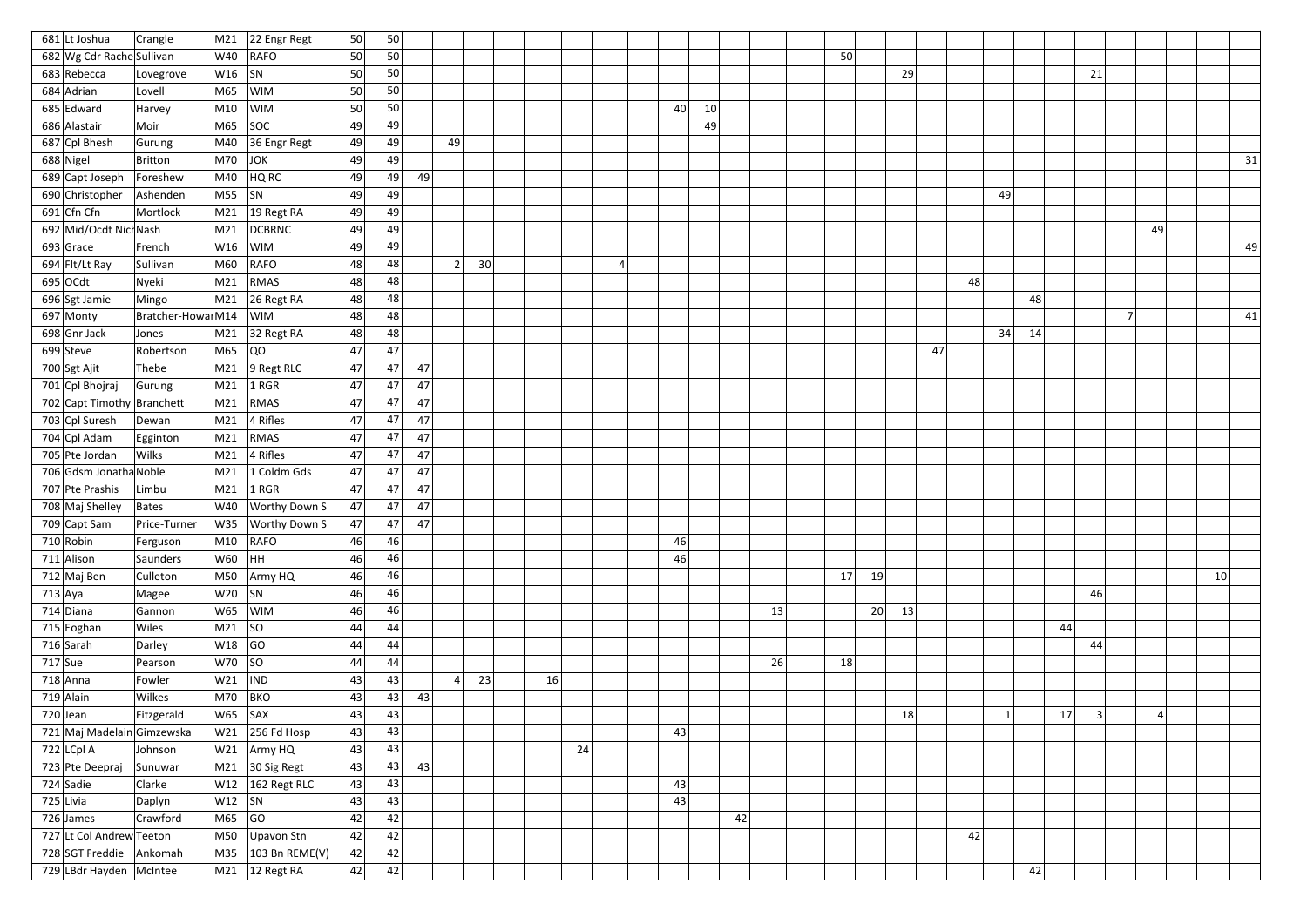| | | | | | | | | | | | | | | | | | | | | | | | | | | | | | | | | | | | |
|---|---|---|---|---|---|---|---|---|---|---|---|---|---|---|---|---|---|---|---|---|---|---|---|---|---|---|---|---|---|---|---|---|---|---|---|
| 681 | Lt Joshua | Crangle | M21 | 22 Engr Regt | 50 | 50 | | | | | | | | | | | | | | | | | | | | | | | | | | | | | |
| 682 | Wg Cdr Rache | Sullivan | W40 | RAFO | 50 | 50 | | | | | | | | | | | | | | | 50 | | | | | | | | | | | | | | |
| 683 | Rebecca | Lovegrove | W16 | SN | 50 | 50 | | | | | | | | | | | | | | | | | 29 | | | | | | 21 | | | | | | |
| 684 | Adrian | Lovell | M65 | WIM | 50 | 50 | | | | | | | | | | | | | | | | | | | | | | | | | | | | | |
| 685 | Edward | Harvey | M10 | WIM | 50 | 50 | | | | | | | | | 40 | 10 | | | | | | | | | | | | | | | | | | | |
| 686 | Alastair | Moir | M65 | SOC | 49 | 49 | | | | | | | | | | 49 | | | | | | | | | | | | | | | | | | | |
| 687 | Cpl Bhesh | Gurung | M40 | 36 Engr Regt | 49 | 49 | | 49 | | | | | | | | | | | | | | | | | | | | | | | | | | | |
| 688 | Nigel | Britton | M70 | JOK | 49 | 49 | | | | | | | | | | | | | | | | | | | | | | | | | | | | | 31 |
| 689 | Capt Joseph | Foreshew | M40 | HQ RC | 49 | 49 | 49 | | | | | | | | | | | | | | | | | | | | | | | | | | | | |
| 690 | Christopher | Ashenden | M55 | SN | 49 | 49 | | | | | | | | | | | | | | | | | | | | 49 | | | | | | | | | |
| 691 | Cfn Cfn | Mortlock | M21 | 19 Regt RA | 49 | 49 | | | | | | | | | | | | | | | | | | | | | | | | | | | | | |
| 692 | Mid/Ocdt Nich | Nash | M21 | DCBRNC | 49 | 49 | | | | | | | | | | | | | | | | | | | | | | | | | 49 | | | | |
| 693 | Grace | French | W16 | WIM | 49 | 49 | | | | | | | | | | | | | | | | | | | | | | | | | | | | | 49 |
| 694 | Flt/Lt Ray | Sullivan | M60 | RAFO | 48 | 48 | | 2 | 30 | | | | 4 | | | | | | | | | | | | | | | | | | | | | | |
| 695 | OCdt | Nyeki | M21 | RMAS | 48 | 48 | | | | | | | | | | | | | | | | | | | 48 | | | | | | | | | | |
| 696 | Sgt Jamie | Mingo | M21 | 26 Regt RA | 48 | 48 | | | | | | | | | | | | | | | | | | | | | 48 | | | | | | | | |
| 697 | Monty | Bratcher-Howar | M14 | WIM | 48 | 48 | | | | | | | | | | | | | | | | | | | | | | | | 7 | | | | | 41 |
| 698 | Gnr Jack | Jones | M21 | 32 Regt RA | 48 | 48 | | | | | | | | | | | | | | | | | | | | 34 | 14 | | | | | | | | |
| 699 | Steve | Robertson | M65 | QO | 47 | 47 | | | | | | | | | | | | | | | | | | 47 | | | | | | | | | | | |
| 700 | Sgt Ajit | Thebe | M21 | 9 Regt RLC | 47 | 47 | 47 | | | | | | | | | | | | | | | | | | | | | | | | | | | | |
| 701 | Cpl Bhojraj | Gurung | M21 | 1 RGR | 47 | 47 | 47 | | | | | | | | | | | | | | | | | | | | | | | | | | | | |
| 702 | Capt Timothy | Branchett | M21 | RMAS | 47 | 47 | 47 | | | | | | | | | | | | | | | | | | | | | | | | | | | | |
| 703 | Cpl Suresh | Dewan | M21 | 4 Rifles | 47 | 47 | 47 | | | | | | | | | | | | | | | | | | | | | | | | | | | | |
| 704 | Cpl Adam | Egginton | M21 | RMAS | 47 | 47 | 47 | | | | | | | | | | | | | | | | | | | | | | | | | | | | |
| 705 | Pte Jordan | Wilks | M21 | 4 Rifles | 47 | 47 | 47 | | | | | | | | | | | | | | | | | | | | | | | | | | | | |
| 706 | Gdsm Jonatha | Noble | M21 | 1 Coldm Gds | 47 | 47 | 47 | | | | | | | | | | | | | | | | | | | | | | | | | | | | |
| 707 | Pte Prashis | Limbu | M21 | 1 RGR | 47 | 47 | 47 | | | | | | | | | | | | | | | | | | | | | | | | | | | | |
| 708 | Maj Shelley | Bates | W40 | Worthy Down S | 47 | 47 | 47 | | | | | | | | | | | | | | | | | | | | | | | | | | | | |
| 709 | Capt Sam | Price-Turner | W35 | Worthy Down S | 47 | 47 | 47 | | | | | | | | | | | | | | | | | | | | | | | | | | | | |
| 710 | Robin | Ferguson | M10 | RAFO | 46 | 46 | | | | | | | | | 46 | | | | | | | | | | | | | | | | | | | | |
| 711 | Alison | Saunders | W60 | HH | 46 | 46 | | | | | | | | | 46 | | | | | | | | | | | | | | | | | | | | |
| 712 | Maj Ben | Culleton | M50 | Army HQ | 46 | 46 | | | | | | | | | | | | | | | 17 | 19 | | | | | | | | | | | 10 | | |
| 713 | Aya | Magee | W20 | SN | 46 | 46 | | | | | | | | | | | | | | | | | | | | | | | 46 | | | | | | |
| 714 | Diana | Gannon | W65 | WIM | 46 | 46 | | | | | | | | | | | | | 13 | | | 20 | 13 | | | | | | | | | | | | |
| 715 | Eoghan | Wiles | M21 | SO | 44 | 44 | | | | | | | | | | | | | | | | | | | | | | 44 | | | | | | | |
| 716 | Sarah | Darley | W18 | GO | 44 | 44 | | | | | | | | | | | | | | | | | | | | | | | 44 | | | | | | |
| 717 | Sue | Pearson | W70 | SO | 44 | 44 | | | | | | | | | | | | | 26 | | 18 | | | | | | | | | | | | | | |
| 718 | Anna | Fowler | W21 | IND | 43 | 43 | | 4 | 23 | | 16 | | | | | | | | | | | | | | | | | | | | | | | | |
| 719 | Alain | Wilkes | M70 | BKO | 43 | 43 | 43 | | | | | | | | | | | | | | | | | | | | | | | | | | | | |
| 720 | Jean | Fitzgerald | W65 | SAX | 43 | 43 | | | | | | | | | | | | | | | | | 18 | | | 1 | | 17 | 3 | | 4 | | | | |
| 721 | Maj Madelain | Gimzewska | W21 | 256 Fd Hosp | 43 | 43 | | | | | | | | | 43 | | | | | | | | | | | | | | | | | | | | |
| 722 | LCpl A | Johnson | W21 | Army HQ | 43 | 43 | | | | | | 24 | | | | | | | | | | | | | | | | | | | | | | | |
| 723 | Pte Deepraj | Sunuwar | M21 | 30 Sig Regt | 43 | 43 | 43 | | | | | | | | | | | | | | | | | | | | | | | | | | | | |
| 724 | Sadie | Clarke | W12 | 162 Regt RLC | 43 | 43 | | | | | | | | | 43 | | | | | | | | | | | | | | | | | | | | |
| 725 | Livia | Daplyn | W12 | SN | 43 | 43 | | | | | | | | | 43 | | | | | | | | | | | | | | | | | | | | |
| 726 | James | Crawford | M65 | GO | 42 | 42 | | | | | | | | | | | 42 | | | | | | | | | | | | | | | | | | |
| 727 | Lt Col Andrew | Teeton | M50 | Upavon Stn | 42 | 42 | | | | | | | | | | | | | | | | | | | 42 | | | | | | | | | | |
| 728 | SGT Freddie | Ankomah | M35 | 103 Bn REME(V) | 42 | 42 | | | | | | | | | | | | | | | | | | | | | | | | | | | | | |
| 729 | LBdr Hayden | McIntee | M21 | 12 Regt RA | 42 | 42 | | | | | | | | | | | | | | | | | | | | | 42 | | | | | | | | |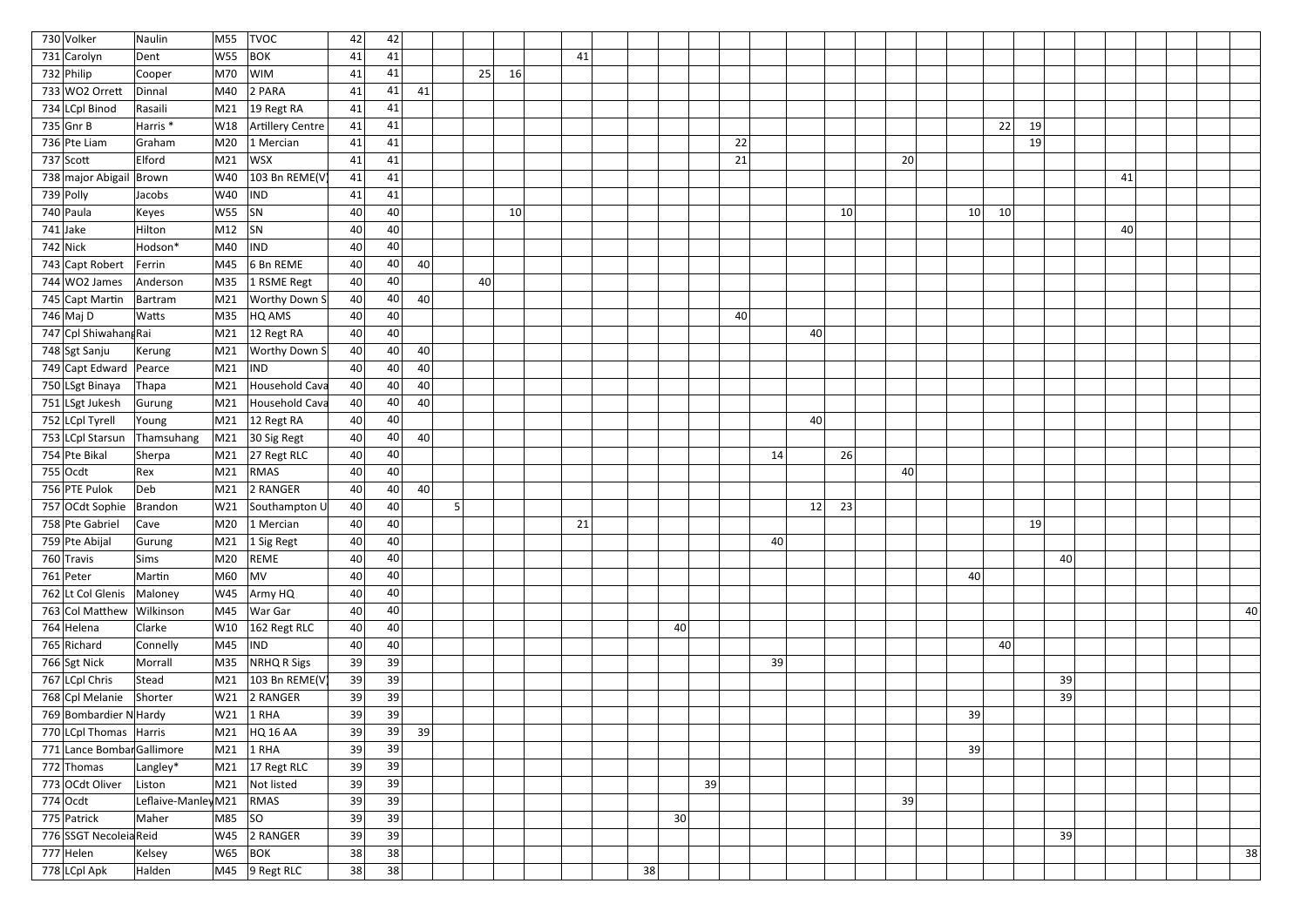| | | | | | | | | | | | | | | | | | | | | | | | | | | | | | | | | | | |
|---|---|---|---|---|---|---|---|---|---|---|---|---|---|---|---|---|---|---|---|---|---|---|---|---|---|---|---|---|---|---|---|---|---|---|
| 730 | Volker | Naulin | M55 | TVOC | 42 | 42 | | | | | | | | | | | | | | | | | | | | | | | | | | | | |
| 731 | Carolyn | Dent | W55 | BOK | 41 | 41 | | | | | | 41 | | | | | | | | | | | | | | | | | | | | | | |
| 732 | Philip | Cooper | M70 | WIM | 41 | 41 | | | 25 | 16 | | | | | | | | | | | | | | | | | | | | | | | | |
| 733 | WO2 Orrett | Dinnal | M40 | 2 PARA | 41 | 41 | 41 | | | | | | | | | | | | | | | | | | | | | | | | | | | |
| 734 | LCpl Binod | Rasaili | M21 | 19 Regt RA | 41 | 41 | | | | | | | | | | | | | | | | | | | | | | | | | | | | |
| 735 | Gnr B | Harris * | W18 | Artillery Centre | 41 | 41 | | | | | | | | | | | | | | | | | | | | | | | | 22 | 19 | | | | | | | | |
| 736 | Pte Liam | Graham | M20 | 1 Mercian | 41 | 41 | | | | | | | | | | 22 | | | | | | | | | | 19 | | | | | | | | |
| 737 | Scott | Elford | M21 | WSX | 41 | 41 | | | | | | | | | | 21 | | | | | 20 | | | | | | | | | | | | | |
| 738 | major Abigail | Brown | W40 | 103 Bn REME(V) | 41 | 41 | | | | | | | | | | | | | | | | | | | | | | 41 | | | | | | |
| 739 | Polly | Jacobs | W40 | IND | 41 | 41 | | | | | | | | | | | | | | | | | | | | | | | | | | | | |
| 740 | Paula | Keyes | W55 | SN | 40 | 40 | | | | 10 | | | | | | | | | 10 | | | | 10 | 10 | | | | | | | | | | |
| 741 | Jake | Hilton | M12 | SN | 40 | 40 | | | | | | | | | | | | | | | | | | | | | | 40 | | | | | | |
| 742 | Nick | Hodson* | M40 | IND | 40 | 40 | | | | | | | | | | | | | | | | | | | | | | | | | | | | |
| 743 | Capt Robert | Ferrin | M45 | 6 Bn REME | 40 | 40 | 40 | | | | | | | | | | | | | | | | | | | | | | | | | | | |
| 744 | WO2 James | Anderson | M35 | 1 RSME Regt | 40 | 40 | | | 40 | | | | | | | | | | | | | | | | | | | | | | | | | |
| 745 | Capt Martin | Bartram | M21 | Worthy Down S | 40 | 40 | 40 | | | | | | | | | | | | | | | | | | | | | | | | | | | |
| 746 | Maj D | Watts | M35 | HQ AMS | 40 | 40 | | | | | | | | | | 40 | | | | | | | | | | | | | | | | | | |
| 747 | Cpl Shiwahang | Rai | M21 | 12 Regt RA | 40 | 40 | | | | | | | | | | | | 40 | | | | | | | | | | | | | | | | |
| 748 | Sgt Sanju | Kerung | M21 | Worthy Down S | 40 | 40 | 40 | | | | | | | | | | | | | | | | | | | | | | | | | | | |
| 749 | Capt Edward | Pearce | M21 | IND | 40 | 40 | 40 | | | | | | | | | | | | | | | | | | | | | | | | | | | |
| 750 | LSgt Binaya | Thapa | M21 | Household Cava | 40 | 40 | 40 | | | | | | | | | | | | | | | | | | | | | | | | | | | |
| 751 | LSgt Jukesh | Gurung | M21 | Household Cava | 40 | 40 | 40 | | | | | | | | | | | | | | | | | | | | | | | | | | | |
| 752 | LCpl Tyrell | Young | M21 | 12 Regt RA | 40 | 40 | | | | | | | | | | | | 40 | | | | | | | | | | | | | | | | |
| 753 | LCpl Starsun | Thamsuhang | M21 | 30 Sig Regt | 40 | 40 | 40 | | | | | | | | | | | | | | | | | | | | | | | | | | | |
| 754 | Pte Bikal | Sherpa | M21 | 27 Regt RLC | 40 | 40 | | | | | | | | | | | 14 | | 26 | | | | | | | | | | | | | | | |
| 755 | Ocdt | Rex | M21 | RMAS | 40 | 40 | | | | | | | | | | | | | | | 40 | | | | | | | | | | | | | |
| 756 | PTE Pulok | Deb | M21 | 2 RANGER | 40 | 40 | 40 | | | | | | | | | | | | | | | | | | | | | | | | | | | |
| 757 | OCdt Sophie | Brandon | W21 | Southampton U | 40 | 40 | | 5 | | | | | | | | | | 12 | 23 | | | | | | | | | | | | | | | |
| 758 | Pte Gabriel | Cave | M20 | 1 Mercian | 40 | 40 | | | | | | 21 | | | | | | | | | | | | | 19 | | | | | | | | | |
| 759 | Pte Abijal | Gurung | M21 | 1 Sig Regt | 40 | 40 | | | | | | | | | | | 40 | | | | | | | | | | | | | | | | | |
| 760 | Travis | Sims | M20 | REME | 40 | 40 | | | | | | | | | | | | | | | | | | | | 40 | | | | | | | | |
| 761 | Peter | Martin | M60 | MV | 40 | 40 | | | | | | | | | | | | | | | | | 40 | | | | | | | | | | | |
| 762 | Lt Col Glenis | Maloney | W45 | Army HQ | 40 | 40 | | | | | | | | | | | | | | | | | | | | | | | | | | | | |
| 763 | Col Matthew | Wilkinson | M45 | War Gar | 40 | 40 | | | | | | | | | | | | | | | | | | | | | | | | | | | | 40 |
| 764 | Helena | Clarke | W10 | 162 Regt RLC | 40 | 40 | | | | | | | | | 40 | | | | | | | | | | | | | | | | | | | |
| 765 | Richard | Connelly | M45 | IND | 40 | 40 | | | | | | | | | | | | | | | | | | 40 | | | | | | | | | | |
| 766 | Sgt Nick | Morrall | M35 | NRHQ R Sigs | 39 | 39 | | | | | | | | | | | 39 | | | | | | | | | | | | | | | | | |
| 767 | LCpl Chris | Stead | M21 | 103 Bn REME(V) | 39 | 39 | | | | | | | | | | | | | | | | | | | | 39 | | | | | | | | |
| 768 | Cpl Melanie | Shorter | W21 | 2 RANGER | 39 | 39 | | | | | | | | | | | | | | | | | | | | 39 | | | | | | | | |
| 769 | Bombardier N | Hardy | W21 | 1 RHA | 39 | 39 | | | | | | | | | | | | | | | | | 39 | | | | | | | | | | | |
| 770 | LCpl Thomas | Harris | M21 | HQ 16 AA | 39 | 39 | 39 | | | | | | | | | | | | | | | | | | | | | | | | | | | |
| 771 | Lance Bombar | Gallimore | M21 | 1 RHA | 39 | 39 | | | | | | | | | | | | | | | | | 39 | | | | | | | | | | | |
| 772 | Thomas | Langley* | M21 | 17 Regt RLC | 39 | 39 | | | | | | | | | | | | | | | | | | | | | | | | | | | | |
| 773 | OCdt Oliver | Liston | M21 | Not listed | 39 | 39 | | | | | | | | | | 39 | | | | | | | | | | | | | | | | | | |
| 774 | Ocdt | Leflaive-Manley | M21 | RMAS | 39 | 39 | | | | | | | | | | | | | | | 39 | | | | | | | | | | | | | |
| 775 | Patrick | Maher | M85 | SO | 39 | 39 | | | | | | | | | 30 | | | | | | | | | | | | | | | | | | | |
| 776 | SSGT Necoleia | Reid | W45 | 2 RANGER | 39 | 39 | | | | | | | | | | | | | | | | | | | | 39 | | | | | | | | |
| 777 | Helen | Kelsey | W65 | BOK | 38 | 38 | | | | | | | | | | | | | | | | | | | | | | | | | | | | 38 |
| 778 | LCpl Apk | Halden | M45 | 9 Regt RLC | 38 | 38 | | | | | | | | 38 | | | | | | | | | | | | | | | | | | | | |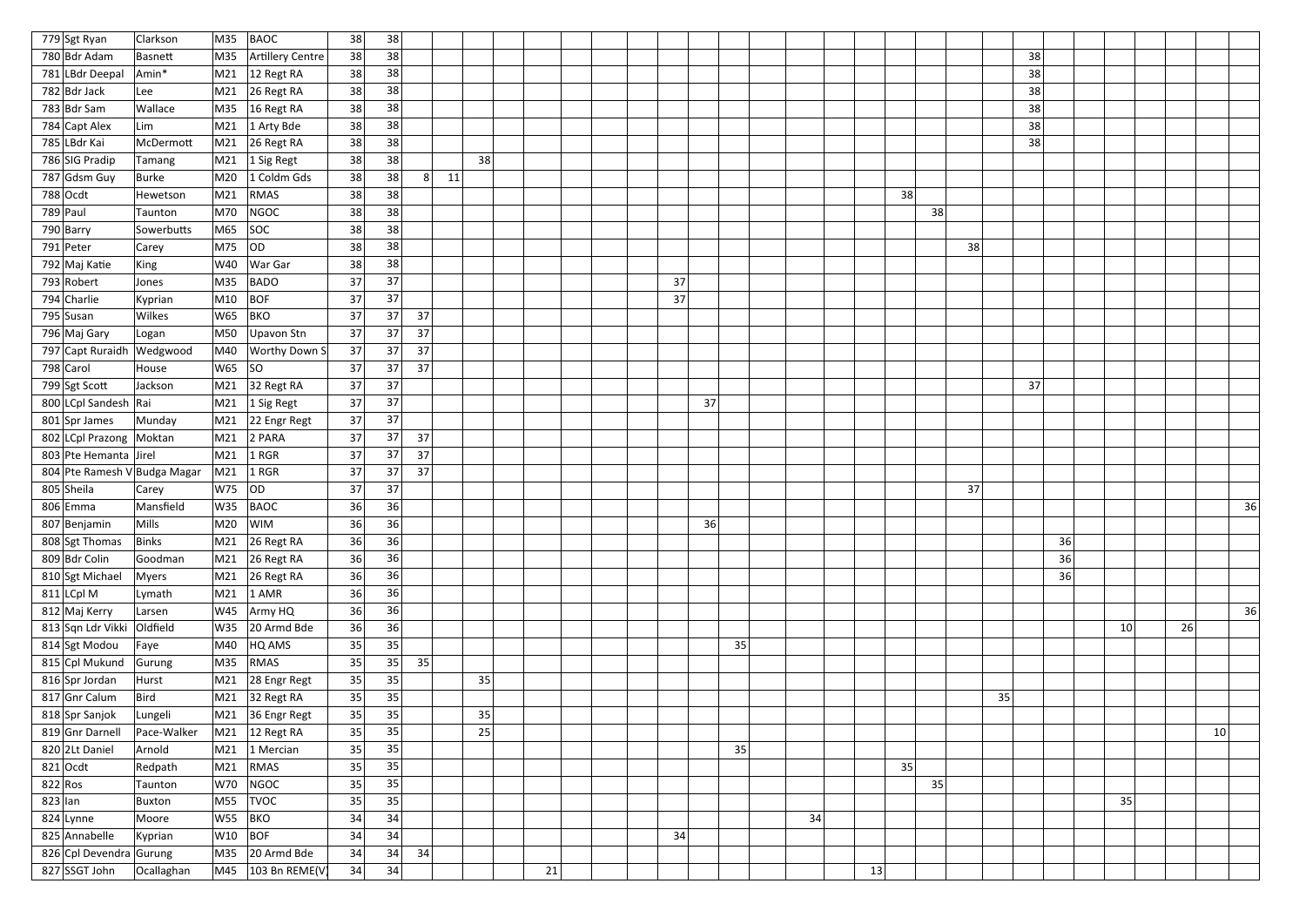| | | | | | | | | | | | | | | | | | | | | | | | | | | | | | | | | | |
|---|---|---|---|---|---|---|---|---|---|---|---|---|---|---|---|---|---|---|---|---|---|---|---|---|---|---|---|---|---|---|---|---|---|
| 779 | Sgt Ryan | Clarkson | M35 | BAOC | 38 | 38 | | | | | | | | | | | | | | | | | | | | | | | | | | | |
| 780 | Bdr Adam | Basnett | M35 | Artillery Centre | 38 | 38 | | | | | | | | | | | | | | | | | | | 38 | | | | | | | | |
| 781 | LBdr Deepal | Amin* | M21 | 12 Regt RA | 38 | 38 | | | | | | | | | | | | | | | | | | | 38 | | | | | | | | |
| 782 | Bdr Jack | Lee | M21 | 26 Regt RA | 38 | 38 | | | | | | | | | | | | | | | | | | | 38 | | | | | | | | |
| 783 | Bdr Sam | Wallace | M35 | 16 Regt RA | 38 | 38 | | | | | | | | | | | | | | | | | | | 38 | | | | | | | | |
| 784 | Capt Alex | Lim | M21 | 1 Arty Bde | 38 | 38 | | | | | | | | | | | | | | | | | | | 38 | | | | | | | | |
| 785 | LBdr Kai | McDermott | M21 | 26 Regt RA | 38 | 38 | | | | | | | | | | | | | | | | | | | 38 | | | | | | | | |
| 786 | SIG Pradip | Tamang | M21 | 1 Sig Regt | 38 | 38 | | | 38 | | | | | | | | | | | | | | | | | | | | | | | | |
| 787 | Gdsm Guy | Burke | M20 | 1 Coldm Gds | 38 | 38 | 8 | 11 | | | | | | | | | | | | | | | | | | | | | | | | | |
| 788 | Ocdt | Hewetson | M21 | RMAS | 38 | 38 | | | | | | | | | | | | | | | | 38 | | | | | | | | | | | |
| 789 | Paul | Taunton | M70 | NGOC | 38 | 38 | | | | | | | | | | | | | | | | | 38 | | | | | | | | | | |
| 790 | Barry | Sowerbutts | M65 | SOC | 38 | 38 | | | | | | | | | | | | | | | | | | | | | | | | | | | |
| 791 | Peter | Carey | M75 | OD | 38 | 38 | | | | | | | | | | | | | | | | | | 38 | | | | | | | | | |
| 792 | Maj Katie | King | W40 | War Gar | 38 | 38 | | | | | | | | | | | | | | | | | | | | | | | | | | | |
| 793 | Robert | Jones | M35 | BADO | 37 | 37 | | | | | | | | | 37 | | | | | | | | | | | | | | | | | | |
| 794 | Charlie | Kyprian | M10 | BOF | 37 | 37 | | | | | | | | | 37 | | | | | | | | | | | | | | | | | | |
| 795 | Susan | Wilkes | W65 | BKO | 37 | 37 | 37 | | | | | | | | | | | | | | | | | | | | | | | | | | |
| 796 | Maj Gary | Logan | M50 | Upavon Stn | 37 | 37 | 37 | | | | | | | | | | | | | | | | | | | | | | | | | | |
| 797 | Capt Ruraidh | Wedgwood | M40 | Worthy Down S | 37 | 37 | 37 | | | | | | | | | | | | | | | | | | | | | | | | | | |
| 798 | Carol | House | W65 | SO | 37 | 37 | 37 | | | | | | | | | | | | | | | | | | | | | | | | | | |
| 799 | Sgt Scott | Jackson | M21 | 32 Regt RA | 37 | 37 | | | | | | | | | | | | | | | | | | | 37 | | | | | | | | |
| 800 | LCpl Sandesh | Rai | M21 | 1 Sig Regt | 37 | 37 | | | | | | | | | | 37 | | | | | | | | | | | | | | | | | |
| 801 | Spr James | Munday | M21 | 22 Engr Regt | 37 | 37 | | | | | | | | | | | | | | | | | | | | | | | | | | | |
| 802 | LCpl Prazong | Moktan | M21 | 2 PARA | 37 | 37 | 37 | | | | | | | | | | | | | | | | | | | | | | | | | | |
| 803 | Pte Hemanta | Jirel | M21 | 1 RGR | 37 | 37 | 37 | | | | | | | | | | | | | | | | | | | | | | | | | | |
| 804 | Pte Ramesh V | Budga Magar | M21 | 1 RGR | 37 | 37 | 37 | | | | | | | | | | | | | | | | | | | | | | | | | | |
| 805 | Sheila | Carey | W75 | OD | 37 | 37 | | | | | | | | | | | | | | | | | | 37 | | | | | | | | | |
| 806 | Emma | Mansfield | W35 | BAOC | 36 | 36 | | | | | | | | | | | | | | | | | | | | | | | | | | | 36 |
| 807 | Benjamin | Mills | M20 | WIM | 36 | 36 | | | | | | | | | | 36 | | | | | | | | | | | | | | | | | |
| 808 | Sgt Thomas | Binks | M21 | 26 Regt RA | 36 | 36 | | | | | | | | | | | | | | | | | | | | 36 | | | | | | | |
| 809 | Bdr Colin | Goodman | M21 | 26 Regt RA | 36 | 36 | | | | | | | | | | | | | | | | | | | | 36 | | | | | | | |
| 810 | Sgt Michael | Myers | M21 | 26 Regt RA | 36 | 36 | | | | | | | | | | | | | | | | | | | | 36 | | | | | | | |
| 811 | LCpl M | Lymath | M21 | 1 AMR | 36 | 36 | | | | | | | | | | | | | | | | | | | | | | | | | | | |
| 812 | Maj Kerry | Larsen | W45 | Army HQ | 36 | 36 | | | | | | | | | | | | | | | | | | | | | | | | | | | 36 |
| 813 | Sqn Ldr Vikki | Oldfield | W35 | 20 Armd Bde | 36 | 36 | | | | | | | | | | | | | | | | | | | | | | 10 | | 26 | | | |
| 814 | Sgt Modou | Faye | M40 | HQ AMS | 35 | 35 | | | | | | | | | | | 35 | | | | | | | | | | | | | | | | |
| 815 | Cpl Mukund | Gurung | M35 | RMAS | 35 | 35 | 35 | | | | | | | | | | | | | | | | | | | | | | | | | | |
| 816 | Spr Jordan | Hurst | M21 | 28 Engr Regt | 35 | 35 | | | 35 | | | | | | | | | | | | | | | | | | | | | | | | |
| 817 | Gnr Calum | Bird | M21 | 32 Regt RA | 35 | 35 | | | | | | | | | | | | | | | | | | | 35 | | | | | | | | |
| 818 | Spr Sanjok | Lungeli | M21 | 36 Engr Regt | 35 | 35 | | | 35 | | | | | | | | | | | | | | | | | | | | | | | | |
| 819 | Gnr Darnell | Pace-Walker | M21 | 12 Regt RA | 35 | 35 | | | 25 | | | | | | | | | | | | | | | | | | | | | | 10 | | |
| 820 | 2Lt Daniel | Arnold | M21 | 1 Mercian | 35 | 35 | | | | | | | | | | | 35 | | | | | | | | | | | | | | | | |
| 821 | Ocdt | Redpath | M21 | RMAS | 35 | 35 | | | | | | | | | | | | | | | | 35 | | | | | | | | | | | |
| 822 | Ros | Taunton | W70 | NGOC | 35 | 35 | | | | | | | | | | | | | | | | | 35 | | | | | | | | | | |
| 823 | Ian | Buxton | M55 | TVOC | 35 | 35 | | | | | | | | | | | | | | | | | | | | | | 35 | | | | | |
| 824 | Lynne | Moore | W55 | BKO | 34 | 34 | | | | | | | | | | | | | 34 | | | | | | | | | | | | | | |
| 825 | Annabelle | Kyprian | W10 | BOF | 34 | 34 | | | | | | | | | 34 | | | | | | | | | | | | | | | | | | |
| 826 | Cpl Devendra | Gurung | M35 | 20 Armd Bde | 34 | 34 | 34 | | | | | | | | | | | | | | | | | | | | | | | | | | |
| 827 | SSGT John | Ocallaghan | M45 | 103 Bn REME(V) | 34 | 34 | | | | | 21 | | | | | | | | | | 13 | | | | | | | | | | | | |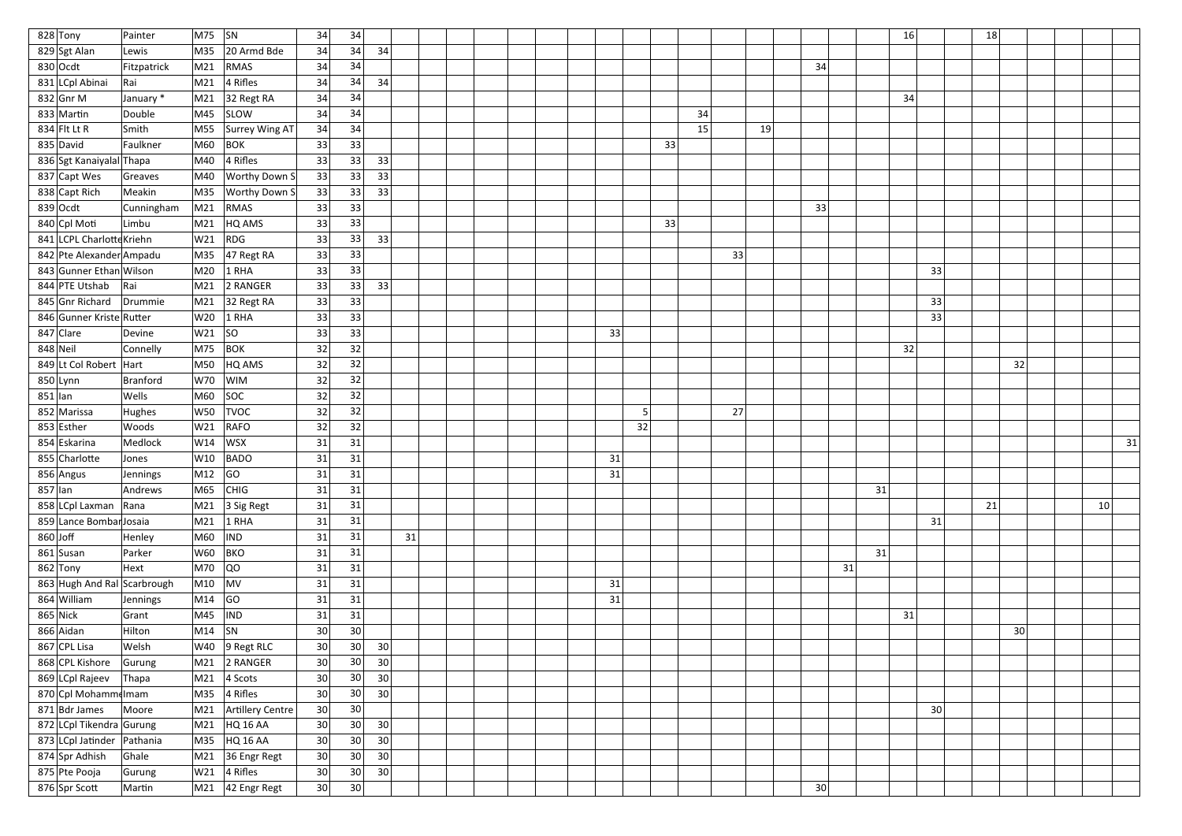| | | | | | | | | | | | | | | | | | | | | | | | | | | | | | | | | | | | |
|---|---|---|---|---|---|---|---|---|---|---|---|---|---|---|---|---|---|---|---|---|---|---|---|---|---|---|---|---|---|---|---|---|---|---|---|
| 828 | Tony | Painter | M75 | SN | 34 | 34 | | | | | | | | | | | | | | | | | | | | 16 | | | 18 | | | | | | |
| 829 | Sgt Alan | Lewis | M35 | 20 Armd Bde | 34 | 34 | 34 | | | | | | | | | | | | | | | | | | | | | | | | | | | | |
| 830 | Ocdt | Fitzpatrick | M21 | RMAS | 34 | 34 | | | | | | | | | | | | | | | | | 34 | | | | | | | | | | | | |
| 831 | LCpl Abinai | Rai | M21 | 4 Rifles | 34 | 34 | 34 | | | | | | | | | | | | | | | | | | | | | | | | | | | | |
| 832 | Gnr M | January * | M21 | 32 Regt RA | 34 | 34 | | | | | | | | | | | | | | | | | | | | 34 | | | | | | | | | |
| 833 | Martin | Double | M45 | SLOW | 34 | 34 | | | | | | | | | | | | | 34 | | | | | | | | | | | | | | | | |
| 834 | Flt Lt R | Smith | M55 | Surrey Wing AT | 34 | 34 | | | | | | | | | | | | | 15 | | 19 | | | | | | | | | | | | | | |
| 835 | David | Faulkner | M60 | BOK | 33 | 33 | | | | | | | | | | | | 33 | | | | | | | | | | | | | | | | | |
| 836 | Sgt Kanaiyalal | Thapa | M40 | 4 Rifles | 33 | 33 | 33 | | | | | | | | | | | | | | | | | | | | | | | | | | | | |
| 837 | Capt Wes | Greaves | M40 | Worthy Down S | 33 | 33 | 33 | | | | | | | | | | | | | | | | | | | | | | | | | | | | |
| 838 | Capt Rich | Meakin | M35 | Worthy Down S | 33 | 33 | 33 | | | | | | | | | | | | | | | | | | | | | | | | | | | | |
| 839 | Ocdt | Cunningham | M21 | RMAS | 33 | 33 | | | | | | | | | | | | | | | | | 33 | | | | | | | | | | | | |
| 840 | Cpl Moti | Limbu | M21 | HQ AMS | 33 | 33 | | | | | | | | | | | | 33 | | | | | | | | | | | | | | | | | |
| 841 | LCPL Charlotte | Kriehn | W21 | RDG | 33 | 33 | 33 | | | | | | | | | | | | | | | | | | | | | | | | | | | | |
| 842 | Pte Alexander | Ampadu | M35 | 47 Regt RA | 33 | 33 | | | | | | | | | | | | | | 33 | | | | | | | | | | | | | | | |
| 843 | Gunner Ethan | Wilson | M20 | 1 RHA | 33 | 33 | | | | | | | | | | | | | | | | | | | | | 33 | | | | | | | | |
| 844 | PTE Utshab | Rai | M21 | 2 RANGER | 33 | 33 | 33 | | | | | | | | | | | | | | | | | | | | | | | | | | | | |
| 845 | Gnr Richard | Drummie | M21 | 32 Regt RA | 33 | 33 | | | | | | | | | | | | | | | | | | | | | 33 | | | | | | | | |
| 846 | Gunner Kriste | Rutter | W20 | 1 RHA | 33 | 33 | | | | | | | | | | | | | | | | | | | | | 33 | | | | | | | | |
| 847 | Clare | Devine | W21 | SO | 33 | 33 | | | | | | | | | | 33 | | | | | | | | | | | | | | | | | | | |
| 848 | Neil | Connelly | M75 | BOK | 32 | 32 | | | | | | | | | | | | | | | | | | | | 32 | | | | | | | | | |
| 849 | Lt Col Robert | Hart | M50 | HQ AMS | 32 | 32 | | | | | | | | | | | | | | | | | | | | | | | | 32 | | | | | |
| 850 | Lynn | Branford | W70 | WIM | 32 | 32 | | | | | | | | | | | | | | | | | | | | | | | | | | | | | |
| 851 | Ian | Wells | M60 | SOC | 32 | 32 | | | | | | | | | | | | | | | | | | | | | | | | | | | | | |
| 852 | Marissa | Hughes | W50 | TVOC | 32 | 32 | | | | | | | | | | | 5 | | | 27 | | | | | | | | | | | | | | | |
| 853 | Esther | Woods | W21 | RAFO | 32 | 32 | | | | | | | | | | | 32 | | | | | | | | | | | | | | | | | | |
| 854 | Eskarina | Medlock | W14 | WSX | 31 | 31 | | | | | | | | | | | | | | | | | | | | | | | | | | | | | 31 |
| 855 | Charlotte | Jones | W10 | BADO | 31 | 31 | | | | | | | | | | 31 | | | | | | | | | | | | | | | | | | | |
| 856 | Angus | Jennings | M12 | GO | 31 | 31 | | | | | | | | | | 31 | | | | | | | | | | | | | | | | | | | |
| 857 | Ian | Andrews | M65 | CHIG | 31 | 31 | | | | | | | | | | | | | | | | | | | 31 | | | | | | | | | | |
| 858 | LCpl Laxman | Rana | M21 | 3 Sig Regt | 31 | 31 | | | | | | | | | | | | | | | | | | | | | | | 21 | | | | 10 | | |
| 859 | Lance Bombar | Josaia | M21 | 1 RHA | 31 | 31 | | | | | | | | | | | | | | | | | | | | | 31 | | | | | | | | |
| 860 | Joff | Henley | M60 | IND | 31 | 31 | | 31 | | | | | | | | | | | | | | | | | | | | | | | | | | | |
| 861 | Susan | Parker | W60 | BKO | 31 | 31 | | | | | | | | | | | | | | | | | | | 31 | | | | | | | | | | |
| 862 | Tony | Hext | M70 | QO | 31 | 31 | | | | | | | | | | | | | | | | | | 31 | | | | | | | | | | | |
| 863 | Hugh And Ral | Scarbrough | M10 | MV | 31 | 31 | | | | | | | | | | 31 | | | | | | | | | | | | | | | | | | | |
| 864 | William | Jennings | M14 | GO | 31 | 31 | | | | | | | | | | 31 | | | | | | | | | | | | | | | | | | | |
| 865 | Nick | Grant | M45 | IND | 31 | 31 | | | | | | | | | | | | | | | | | | | | 31 | | | | | | | | | |
| 866 | Aidan | Hilton | M14 | SN | 30 | 30 | | | | | | | | | | | | | | | | | | | | | | | | 30 | | | | | |
| 867 | CPL Lisa | Welsh | W40 | 9 Regt RLC | 30 | 30 | 30 | | | | | | | | | | | | | | | | | | | | | | | | | | | | |
| 868 | CPL Kishore | Gurung | M21 | 2 RANGER | 30 | 30 | 30 | | | | | | | | | | | | | | | | | | | | | | | | | | | | |
| 869 | LCpl Rajeev | Thapa | M21 | 4 Scots | 30 | 30 | 30 | | | | | | | | | | | | | | | | | | | | | | | | | | | | |
| 870 | Cpl Mohammed | Imam | M35 | 4 Rifles | 30 | 30 | 30 | | | | | | | | | | | | | | | | | | | | | | | | | | | | |
| 871 | Bdr James | Moore | M21 | Artillery Centre | 30 | 30 | | | | | | | | | | | | | | | | | | | | | 30 | | | | | | | | |
| 872 | LCpl Tikendra | Gurung | M21 | HQ 16 AA | 30 | 30 | 30 | | | | | | | | | | | | | | | | | | | | | | | | | | | | |
| 873 | LCpl Jatinder | Pathania | M35 | HQ 16 AA | 30 | 30 | 30 | | | | | | | | | | | | | | | | | | | | | | | | | | | | |
| 874 | Spr Adhish | Ghale | M21 | 36 Engr Regt | 30 | 30 | 30 | | | | | | | | | | | | | | | | | | | | | | | | | | | | |
| 875 | Pte Pooja | Gurung | W21 | 4 Rifles | 30 | 30 | 30 | | | | | | | | | | | | | | | | | | | | | | | | | | | | |
| 876 | Spr Scott | Martin | M21 | 42 Engr Regt | 30 | 30 | | | | | | | | | | | | | | | | | 30 | | | | | | | | | | | | |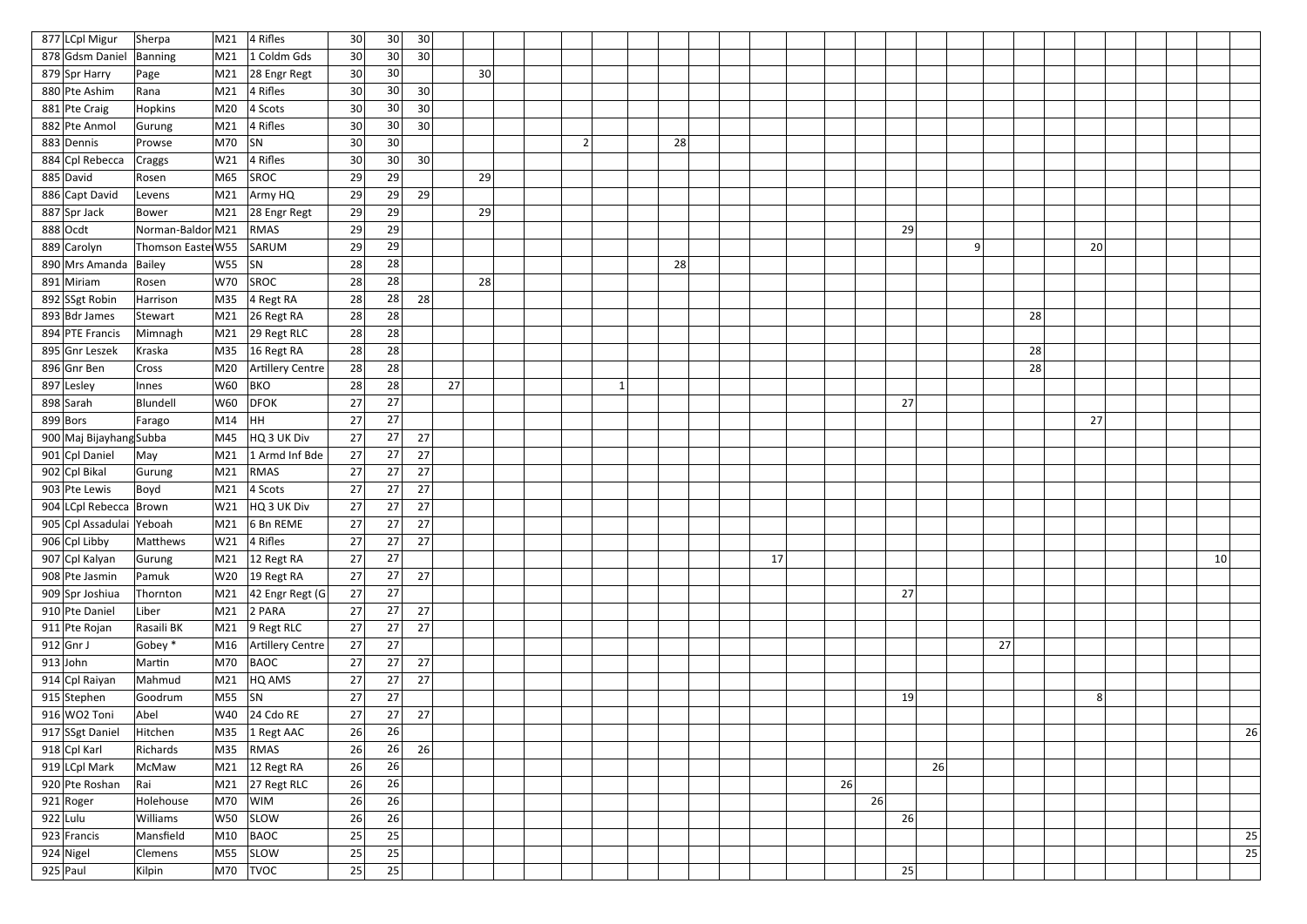| | | | | | | | | | | | | | | | | | | | | | | | | | | | | | | | | | | | |
|---|---|---|---|---|---|---|---|---|---|---|---|---|---|---|---|---|---|---|---|---|---|---|---|---|---|---|---|---|---|---|---|---|---|---|---|
| 877 | LCpl Migur | Sherpa | M21 | 4 Rifles | 30 | 30 | 30 | | | | | | | | | | | | | | | | | | | | | | | | | | | | |
| 878 | Gdsm Daniel | Banning | M21 | 1 Coldm Gds | 30 | 30 | 30 | | | | | | | | | | | | | | | | | | | | | | | | | | | | |
| 879 | Spr Harry | Page | M21 | 28 Engr Regt | 30 | 30 | | | 30 | | | | | | | | | | | | | | | | | | | | | | | | | | |
| 880 | Pte Ashim | Rana | M21 | 4 Rifles | 30 | 30 | 30 | | | | | | | | | | | | | | | | | | | | | | | | | | | | |
| 881 | Pte Craig | Hopkins | M20 | 4 Scots | 30 | 30 | 30 | | | | | | | | | | | | | | | | | | | | | | | | | | | | |
| 882 | Pte Anmol | Gurung | M21 | 4 Rifles | 30 | 30 | 30 | | | | | | | | | | | | | | | | | | | | | | | | | | | | |
| 883 | Dennis | Prowse | M70 | SN | 30 | 30 | | | | | | 2 | | | 28 | | | | | | | | | | | | | | | | | | | | |
| 884 | Cpl Rebecca | Craggs | W21 | 4 Rifles | 30 | 30 | 30 | | | | | | | | | | | | | | | | | | | | | | | | | | | | |
| 885 | David | Rosen | M65 | SROC | 29 | 29 | | | 29 | | | | | | | | | | | | | | | | | | | | | | | | | | |
| 886 | Capt David | Levens | M21 | Army HQ | 29 | 29 | 29 | | | | | | | | | | | | | | | | | | | | | | | | | | | | |
| 887 | Spr Jack | Bower | M21 | 28 Engr Regt | 29 | 29 | | | 29 | | | | | | | | | | | | | | | | | | | | | | | | | | |
| 888 | Ocdt | Norman-Baldor | M21 | RMAS | 29 | 29 | | | | | | | | | | | | | | | | | 29 | | | | | | | | | | | | |
| 889 | Carolyn | Thomson Easte | W55 | SARUM | 29 | 29 | | | | | | | | | | | | | | | | | | | 9 | | | | 20 | | | | | | |
| 890 | Mrs Amanda | Bailey | W55 | SN | 28 | 28 | | | | | | | | | 28 | | | | | | | | | | | | | | | | | | | | |
| 891 | Miriam | Rosen | W70 | SROC | 28 | 28 | | | 28 | | | | | | | | | | | | | | | | | | | | | | | | | | |
| 892 | SSgt Robin | Harrison | M35 | 4 Regt RA | 28 | 28 | 28 | | | | | | | | | | | | | | | | | | | | | | | | | | | | |
| 893 | Bdr James | Stewart | M21 | 26 Regt RA | 28 | 28 | | | | | | | | | | | | | | | | | | | | | 28 | | | | | | | | |
| 894 | PTE Francis | Mimnagh | M21 | 29 Regt RLC | 28 | 28 | | | | | | | | | | | | | | | | | | | | | | | | | | | | | |
| 895 | Gnr Leszek | Kraska | M35 | 16 Regt RA | 28 | 28 | | | | | | | | | | | | | | | | | | | | | 28 | | | | | | | | |
| 896 | Gnr Ben | Cross | M20 | Artillery Centre | 28 | 28 | | | | | | | | | | | | | | | | | | | | | 28 | | | | | | | | |
| 897 | Lesley | Innes | W60 | BKO | 28 | 28 | | 27 | | | | | 1 | | | | | | | | | | | | | | | | | | | | | | |
| 898 | Sarah | Blundell | W60 | DFOK | 27 | 27 | | | | | | | | | | | | | | | | | 27 | | | | | | | | | | | | |
| 899 | Bors | Farago | M14 | HH | 27 | 27 | | | | | | | | | | | | | | | | | | | | | | | 27 | | | | | | |
| 900 | Maj Bijayhang | Subba | M45 | HQ 3 UK Div | 27 | 27 | 27 | | | | | | | | | | | | | | | | | | | | | | | | | | | | |
| 901 | Cpl Daniel | May | M21 | 1 Armd Inf Bde | 27 | 27 | 27 | | | | | | | | | | | | | | | | | | | | | | | | | | | | |
| 902 | Cpl Bikal | Gurung | M21 | RMAS | 27 | 27 | 27 | | | | | | | | | | | | | | | | | | | | | | | | | | | | |
| 903 | Pte Lewis | Boyd | M21 | 4 Scots | 27 | 27 | 27 | | | | | | | | | | | | | | | | | | | | | | | | | | | | |
| 904 | LCpl Rebecca | Brown | W21 | HQ 3 UK Div | 27 | 27 | 27 | | | | | | | | | | | | | | | | | | | | | | | | | | | | |
| 905 | Cpl Assadulai | Yeboah | M21 | 6 Bn REME | 27 | 27 | 27 | | | | | | | | | | | | | | | | | | | | | | | | | | | | |
| 906 | Cpl Libby | Matthews | W21 | 4 Rifles | 27 | 27 | 27 | | | | | | | | | | | | | | | | | | | | | | | | | | | | |
| 907 | Cpl Kalyan | Gurung | M21 | 12 Regt RA | 27 | 27 | | | | | | | | | | | | 17 | | | | | | | | | | | | | | | 10 | | |
| 908 | Pte Jasmin | Pamuk | W20 | 19 Regt RA | 27 | 27 | 27 | | | | | | | | | | | | | | | | | | | | | | | | | | | | |
| 909 | Spr Joshiua | Thornton | M21 | 42 Engr Regt (G | 27 | 27 | | | | | | | | | | | | | | | | | 27 | | | | | | | | | | | | |
| 910 | Pte Daniel | Liber | M21 | 2 PARA | 27 | 27 | 27 | | | | | | | | | | | | | | | | | | | | | | | | | | | | |
| 911 | Pte Rojan | Rasaili BK | M21 | 9 Regt RLC | 27 | 27 | 27 | | | | | | | | | | | | | | | | | | | | | | | | | | | | |
| 912 | Gnr J | Gobey * | M16 | Artillery Centre | 27 | 27 | | | | | | | | | | | | | | | | | | | | 27 | | | | | | | | | |
| 913 | John | Martin | M70 | BAOC | 27 | 27 | 27 | | | | | | | | | | | | | | | | | | | | | | | | | | | | |
| 914 | Cpl Raiyan | Mahmud | M21 | HQ AMS | 27 | 27 | 27 | | | | | | | | | | | | | | | | | | | | | | | | | | | | |
| 915 | Stephen | Goodrum | M55 | SN | 27 | 27 | | | | | | | | | | | | | | | | | 19 | | | | | | 8 | | | | | | |
| 916 | WO2 Toni | Abel | W40 | 24 Cdo RE | 27 | 27 | 27 | | | | | | | | | | | | | | | | | | | | | | | | | | | | |
| 917 | SSgt Daniel | Hitchen | M35 | 1 Regt AAC | 26 | 26 | | | | | | | | | | | | | | | | | | | | | | | | | | | | | 26 |
| 918 | Cpl Karl | Richards | M35 | RMAS | 26 | 26 | 26 | | | | | | | | | | | | | | | | | | | | | | | | | | | | |
| 919 | LCpl Mark | McMaw | M21 | 12 Regt RA | 26 | 26 | | | | | | | | | | | | | | | | | | 26 | | | | | | | | | | | |
| 920 | Pte Roshan | Rai | M21 | 27 Regt RLC | 26 | 26 | | | | | | | | | | | | | | | 26 | | | | | | | | | | | | | | |
| 921 | Roger | Holehouse | M70 | WIM | 26 | 26 | | | | | | | | | | | | | | | | 26 | | | | | | | | | | | | | |
| 922 | Lulu | Williams | W50 | SLOW | 26 | 26 | | | | | | | | | | | | | | | | | 26 | | | | | | | | | | | | |
| 923 | Francis | Mansfield | M10 | BAOC | 25 | 25 | | | | | | | | | | | | | | | | | | | | | | | | | | | | | 25 |
| 924 | Nigel | Clemens | M55 | SLOW | 25 | 25 | | | | | | | | | | | | | | | | | | | | | | | | | | | | | 25 |
| 925 | Paul | Kilpin | M70 | TVOC | 25 | 25 | | | | | | | | | | | | | | | | | 25 | | | | | | | | | | | | |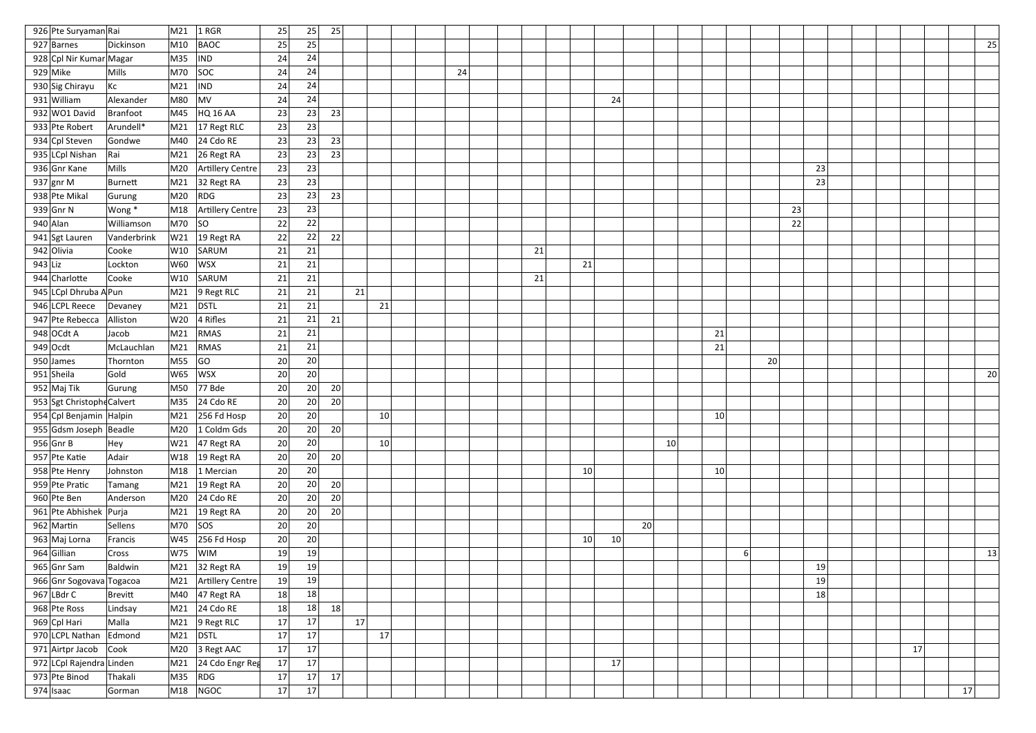| | | | | | | | | | | | | | | | | | | | | | | | | | | | | | | | | | |
|---|---|---|---|---|---|---|---|---|---|---|---|---|---|---|---|---|---|---|---|---|---|---|---|---|---|---|---|---|---|---|---|---|---|
| 926 | Pte Suryaman | Rai | M21 | 1 RGR | 25 | 25 | 25 | | | | | | | | | | | | | | | | | | | | | | | | | | |
| 927 | Barnes | Dickinson | M10 | BAOC | 25 | 25 | | | | | | | | | | | | | | | | | | | | | | | | | | | 25 |
| 928 | Cpl Nir Kumar | Magar | M35 | IND | 24 | 24 | | | | | | | | | | | | | | | | | | | | | | | | | | | |
| 929 | Mike | Mills | M70 | SOC | 24 | 24 | | | | | | 24 | | | | | | | | | | | | | | | | | | | | | |
| 930 | Sig Chirayu | Kc | M21 | IND | 24 | 24 | | | | | | | | | | | | | | | | | | | | | | | | | | | |
| 931 | William | Alexander | M80 | MV | 24 | 24 | | | | | | | | | | | 24 | | | | | | | | | | | | | | | | |
| 932 | WO1 David | Branfoot | M45 | HQ 16 AA | 23 | 23 | 23 | | | | | | | | | | | | | | | | | | | | | | | | | | |
| 933 | Pte Robert | Arundell* | M21 | 17 Regt RLC | 23 | 23 | | | | | | | | | | | | | | | | | | | | | | | | | | | |
| 934 | Cpl Steven | Gondwe | M40 | 24 Cdo RE | 23 | 23 | 23 | | | | | | | | | | | | | | | | | | | | | | | | | | |
| 935 | LCpl Nishan | Rai | M21 | 26 Regt RA | 23 | 23 | 23 | | | | | | | | | | | | | | | | | | | | | | | | | | |
| 936 | Gnr Kane | Mills | M20 | Artillery Centre | 23 | 23 | | | | | | | | | | | | | | | | | | | | 23 | | | | | | | |
| 937 | gnr M | Burnett | M21 | 32 Regt RA | 23 | 23 | | | | | | | | | | | | | | | | | | | | 23 | | | | | | | |
| 938 | Pte Mikal | Gurung | M20 | RDG | 23 | 23 | 23 | | | | | | | | | | | | | | | | | | | | | | | | | | |
| 939 | Gnr N | Wong * | M18 | Artillery Centre | 23 | 23 | | | | | | | | | | | | | | | | | | | 23 | | | | | | | | |
| 940 | Alan | Williamson | M70 | SO | 22 | 22 | | | | | | | | | | | | | | | | | | | 22 | | | | | | | | |
| 941 | Sgt Lauren | Vanderbrink | W21 | 19 Regt RA | 22 | 22 | 22 | | | | | | | | | | | | | | | | | | | | | | | | | | |
| 942 | Olivia | Cooke | W10 | SARUM | 21 | 21 | | | | | | | | 21 | | | | | | | | | | | | | | | | | | | |
| 943 | Liz | Lockton | W60 | WSX | 21 | 21 | | | | | | | | | | 21 | | | | | | | | | | | | | | | | | |
| 944 | Charlotte | Cooke | W10 | SARUM | 21 | 21 | | | | | | | | 21 | | | | | | | | | | | | | | | | | | | |
| 945 | LCpl Dhruba A | Pun | M21 | 9 Regt RLC | 21 | 21 | | 21 | | | | | | | | | | | | | | | | | | | | | | | | | |
| 946 | LCPL Reece | Devaney | M21 | DSTL | 21 | 21 | | | 21 | | | | | | | | | | | | | | | | | | | | | | | | |
| 947 | Pte Rebecca | Alliston | W20 | 4 Rifles | 21 | 21 | 21 | | | | | | | | | | | | | | | | | | | | | | | | | | |
| 948 | OCdt A | Jacob | M21 | RMAS | 21 | 21 | | | | | | | | | | | | | | | 21 | | | | | | | | | | | | |
| 949 | Ocdt | McLauchlan | M21 | RMAS | 21 | 21 | | | | | | | | | | | | | | | 21 | | | | | | | | | | | | |
| 950 | James | Thornton | M55 | GO | 20 | 20 | | | | | | | | | | | | | | | | | 20 | | | | | | | | | | |
| 951 | Sheila | Gold | W65 | WSX | 20 | 20 | | | | | | | | | | | | | | | | | | | | | | | | | | | 20 |
| 952 | Maj Tik | Gurung | M50 | 77 Bde | 20 | 20 | 20 | | | | | | | | | | | | | | | | | | | | | | | | | | |
| 953 | Sgt Christophe | Calvert | M35 | 24 Cdo RE | 20 | 20 | 20 | | | | | | | | | | | | | | | | | | | | | | | | | | |
| 954 | Cpl Benjamin | Halpin | M21 | 256 Fd Hosp | 20 | 20 | | | 10 | | | | | | | | | | | | 10 | | | | | | | | | | | | |
| 955 | Gdsm Joseph | Beadle | M20 | 1 Coldm Gds | 20 | 20 | 20 | | | | | | | | | | | | | | | | | | | | | | | | | | |
| 956 | Gnr B | Hey | W21 | 47 Regt RA | 20 | 20 | | | 10 | | | | | | | | | | 10 | | | | | | | | | | | | | | |
| 957 | Pte Katie | Adair | W18 | 19 Regt RA | 20 | 20 | 20 | | | | | | | | | | | | | | | | | | | | | | | | | | |
| 958 | Pte Henry | Johnston | M18 | 1 Mercian | 20 | 20 | | | | | | | | | | 10 | | | | | 10 | | | | | | | | | | | | |
| 959 | Pte Pratic | Tamang | M21 | 19 Regt RA | 20 | 20 | 20 | | | | | | | | | | | | | | | | | | | | | | | | | | |
| 960 | Pte Ben | Anderson | M20 | 24 Cdo RE | 20 | 20 | 20 | | | | | | | | | | | | | | | | | | | | | | | | | | |
| 961 | Pte Abhishek | Purja | M21 | 19 Regt RA | 20 | 20 | 20 | | | | | | | | | | | | | | | | | | | | | | | | | | |
| 962 | Martin | Sellens | M70 | SOS | 20 | 20 | | | | | | | | | | | | 20 | | | | | | | | | | | | | | | |
| 963 | Maj Lorna | Francis | W45 | 256 Fd Hosp | 20 | 20 | | | | | | | | | | 10 | 10 | | | | | | | | | | | | | | | | |
| 964 | Gillian | Cross | W75 | WIM | 19 | 19 | | | | | | | | | | | | | | | | 6 | | | | | | | | | | | 13 |
| 965 | Gnr Sam | Baldwin | M21 | 32 Regt RA | 19 | 19 | | | | | | | | | | | | | | | | | | | | 19 | | | | | | | |
| 966 | Gnr Sogovava | Togacoa | M21 | Artillery Centre | 19 | 19 | | | | | | | | | | | | | | | | | | | | 19 | | | | | | | |
| 967 | LBdr C | Brevitt | M40 | 47 Regt RA | 18 | 18 | | | | | | | | | | | | | | | | | | | | 18 | | | | | | | |
| 968 | Pte Ross | Lindsay | M21 | 24 Cdo RE | 18 | 18 | 18 | | | | | | | | | | | | | | | | | | | | | | | | | | |
| 969 | Cpl Hari | Malla | M21 | 9 Regt RLC | 17 | 17 | | 17 | | | | | | | | | | | | | | | | | | | | | | | | | |
| 970 | LCPL Nathan | Edmond | M21 | DSTL | 17 | 17 | | | 17 | | | | | | | | | | | | | | | | | | | | | | | | |
| 971 | Airtpr Jacob | Cook | M20 | 3 Regt AAC | 17 | 17 | | | | | | | | | | | | | | | | | | | | | | | | 17 | | | |
| 972 | LCpl Rajendra | Linden | M21 | 24 Cdo Engr Reg | 17 | 17 | | | | | | | | | | | 17 | | | | | | | | | | | | | | | | |
| 973 | Pte Binod | Thakali | M35 | RDG | 17 | 17 | 17 | | | | | | | | | | | | | | | | | | | | | | | | | | |
| 974 | Isaac | Gorman | M18 | NGOC | 17 | 17 | | | | | | | | | | | | | | | | | | | | | | | | | | 17 | |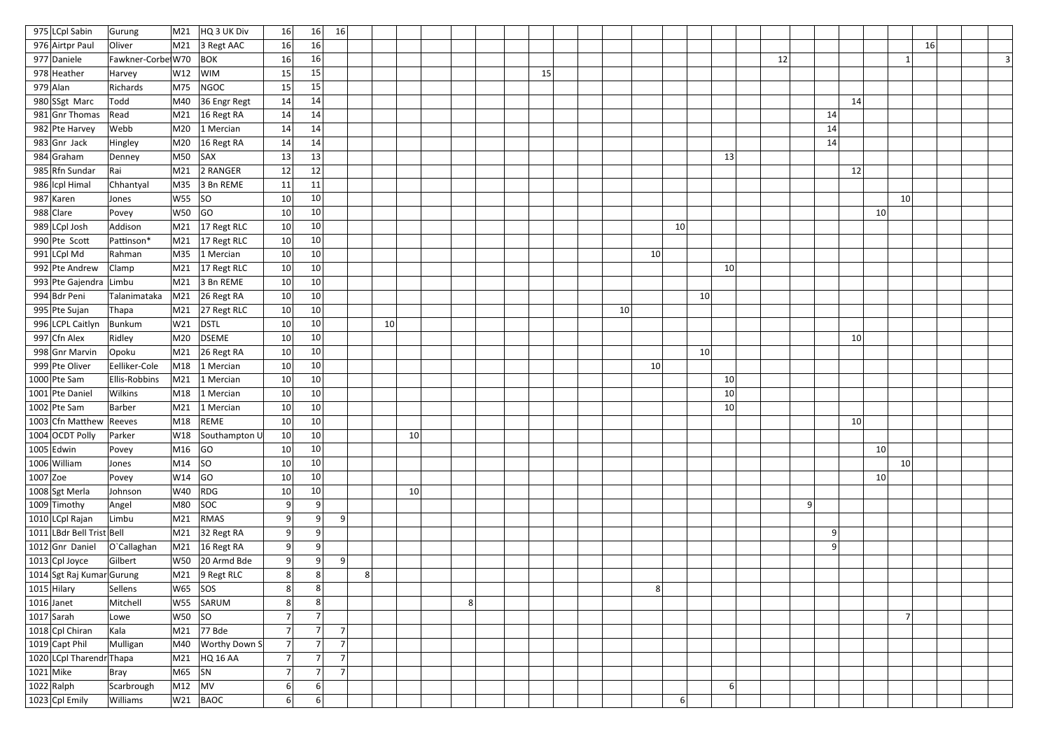| | | | | | | | | | | | | | | | | | | | | | | | | | | | | | | | | | | |
|---|---|---|---|---|---|---|---|---|---|---|---|---|---|---|---|---|---|---|---|---|---|---|---|---|---|---|---|---|---|---|---|---|---|---|
| 975 LCpl Sabin | Gurung | M21 | HQ 3 UK Div | 16 | 16 | 16 | | | | | | | | | | | | | | | | | | | | | | | | | | | | |
| 976 Airtpr Paul | Oliver | M21 | 3 Regt AAC | 16 | 16 | | | | | | | | | | | | | | | | | | | | | | | | | 16 | | | | |
| 977 Daniele | Fawkner-Corbe | W70 | BOK | 16 | 16 | | | | | | | | | | | | | | | | | | | 12 | | | | | 1 | | | | | 3 |
| 978 Heather | Harvey | W12 | WIM | 15 | 15 | | | | | | | | | | 15 | | | | | | | | | | | | | | | | | | | |
| 979 Alan | Richards | M75 | NGOC | 15 | 15 | | | | | | | | | | | | | | | | | | | | | | | | | | | | | |
| 980 SSgt Marc | Todd | M40 | 36 Engr Regt | 14 | 14 | | | | | | | | | | | | | | | | | | | | | | 14 | | | | | | | |
| 981 Gnr Thomas | Read | M21 | 16 Regt RA | 14 | 14 | | | | | | | | | | | | | | | | | | | | | 14 | | | | | | | | |
| 982 Pte Harvey | Webb | M20 | 1 Mercian | 14 | 14 | | | | | | | | | | | | | | | | | | | | | 14 | | | | | | | | |
| 983 Gnr Jack | Hingley | M20 | 16 Regt RA | 14 | 14 | | | | | | | | | | | | | | | | | | | | | 14 | | | | | | | | |
| 984 Graham | Denney | M50 | SAX | 13 | 13 | | | | | | | | | | | | | | | | | | 13 | | | | | | | | | | | |
| 985 Rfn Sundar | Rai | M21 | 2 RANGER | 12 | 12 | | | | | | | | | | | | | | | | | | | | | | 12 | | | | | | | |
| 986 lcpl Himal | Chhantyal | M35 | 3 Bn REME | 11 | 11 | | | | | | | | | | | | | | | | | | | | | | | | | | | | | |
| 987 Karen | Jones | W55 | SO | 10 | 10 | | | | | | | | | | | | | | | | | | | | | | | | 10 | | | | | |
| 988 Clare | Povey | W50 | GO | 10 | 10 | | | | | | | | | | | | | | | | | | | | | | | 10 | | | | | | |
| 989 LCpl Josh | Addison | M21 | 17 Regt RLC | 10 | 10 | | | | | | | | | | | | | | | | 10 | | | | | | | | | | | | | |
| 990 Pte Scott | Pattinson* | M21 | 17 Regt RLC | 10 | 10 | | | | | | | | | | | | | | | | | | | | | | | | | | | | | |
| 991 LCpl Md | Rahman | M35 | 1 Mercian | 10 | 10 | | | | | | | | | | | | | | | 10 | | | | | | | | | | | | | | |
| 992 Pte Andrew | Clamp | M21 | 17 Regt RLC | 10 | 10 | | | | | | | | | | | | | | | | | | 10 | | | | | | | | | | | |
| 993 Pte Gajendra | Limbu | M21 | 3 Bn REME | 10 | 10 | | | | | | | | | | | | | | | | | | | | | | | | | | | | | |
| 994 Bdr Peni | Talanimataka | M21 | 26 Regt RA | 10 | 10 | | | | | | | | | | | | | | | | | 10 | | | | | | | | | | | | |
| 995 Pte Sujan | Thapa | M21 | 27 Regt RLC | 10 | 10 | | | | | | | | | | | | | | 10 | | | | | | | | | | | | | | | |
| 996 LCPL Caitlyn | Bunkum | W21 | DSTL | 10 | 10 | | | | 10 | | | | | | | | | | | | | | | | | | | | | | | | | |
| 997 Cfn Alex | Ridley | M20 | DSEME | 10 | 10 | | | | | | | | | | | | | | | | | | | | | | 10 | | | | | | | |
| 998 Gnr Marvin | Opoku | M21 | 26 Regt RA | 10 | 10 | | | | | | | | | | | | | | | | | 10 | | | | | | | | | | | | |
| 999 Pte Oliver | Eelliker-Cole | M18 | 1 Mercian | 10 | 10 | | | | | | | | | | | | | | | 10 | | | | | | | | | | | | | | |
| 1000 Pte Sam | Ellis-Robbins | M21 | 1 Mercian | 10 | 10 | | | | | | | | | | | | | | | | | | 10 | | | | | | | | | | | |
| 1001 Pte Daniel | Wilkins | M18 | 1 Mercian | 10 | 10 | | | | | | | | | | | | | | | | | | 10 | | | | | | | | | | | |
| 1002 Pte Sam | Barber | M21 | 1 Mercian | 10 | 10 | | | | | | | | | | | | | | | | | | 10 | | | | | | | | | | | |
| 1003 Cfn Matthew | Reeves | M18 | REME | 10 | 10 | | | | | | | | | | | | | | | | | | | | | | 10 | | | | | | | |
| 1004 OCDT Polly | Parker | W18 | Southampton U | 10 | 10 | | | | | 10 | | | | | | | | | | | | | | | | | | | | | | | | |
| 1005 Edwin | Povey | M16 | GO | 10 | 10 | | | | | | | | | | | | | | | | | | | | | | | 10 | | | | | | |
| 1006 William | Jones | M14 | SO | 10 | 10 | | | | | | | | | | | | | | | | | | | | | | | | 10 | | | | | |
| 1007 Zoe | Povey | W14 | GO | 10 | 10 | | | | | | | | | | | | | | | | | | | | | | | 10 | | | | | | |
| 1008 Sgt Merla | Johnson | W40 | RDG | 10 | 10 | | | | | 10 | | | | | | | | | | | | | | | | | | | | | | | | |
| 1009 Timothy | Angel | M80 | SOC | 9 | 9 | | | | | | | | | | | | | | | | | | | | 9 | | | | | | | | | |
| 1010 LCpl Rajan | Limbu | M21 | RMAS | 9 | 9 | 9 | | | | | | | | | | | | | | | | | | | | | | | | | | | | |
| 1011 LBdr Bell Trist | Bell | M21 | 32 Regt RA | 9 | 9 | | | | | | | | | | | | | | | | | | | | | 9 | | | | | | | | |
| 1012 Gnr Daniel | O`Callaghan | M21 | 16 Regt RA | 9 | 9 | | | | | | | | | | | | | | | | | | | | | 9 | | | | | | | | |
| 1013 Cpl Joyce | Gilbert | W50 | 20 Armd Bde | 9 | 9 | 9 | | | | | | | | | | | | | | | | | | | | | | | | | | | | |
| 1014 Sgt Raj Kumar | Gurung | M21 | 9 Regt RLC | 8 | 8 | | | 8 | | | | | | | | | | | | | | | | | | | | | | | | | | |
| 1015 Hilary | Sellens | W65 | SOS | 8 | 8 | | | | | | | | | | | | | | | 8 | | | | | | | | | | | | | | |
| 1016 Janet | Mitchell | W55 | SARUM | 8 | 8 | | | | | | | 8 | | | | | | | | | | | | | | | | | | | | | | |
| 1017 Sarah | Lowe | W50 | SO | 7 | 7 | | | | | | | | | | | | | | | | | | | | | | | | 7 | | | | | |
| 1018 Cpl Chiran | Kala | M21 | 77 Bde | 7 | 7 | 7 | | | | | | | | | | | | | | | | | | | | | | | | | | | | |
| 1019 Capt Phil | Mulligan | M40 | Worthy Down S | 7 | 7 | 7 | | | | | | | | | | | | | | | | | | | | | | | | | | | | |
| 1020 LCpl Tharendr | Thapa | M21 | HQ 16 AA | 7 | 7 | 7 | | | | | | | | | | | | | | | | | | | | | | | | | | | | |
| 1021 Mike | Bray | M65 | SN | 7 | 7 | 7 | | | | | | | | | | | | | | | | | | | | | | | | | | | | |
| 1022 Ralph | Scarbrough | M12 | MV | 6 | 6 | | | | | | | | | | | | | | | | | | 6 | | | | | | | | | | | |
| 1023 Cpl Emily | Williams | W21 | BAOC | 6 | 6 | | | | | | | | | | | | | | | | 6 | | | | | | | | | | | | | |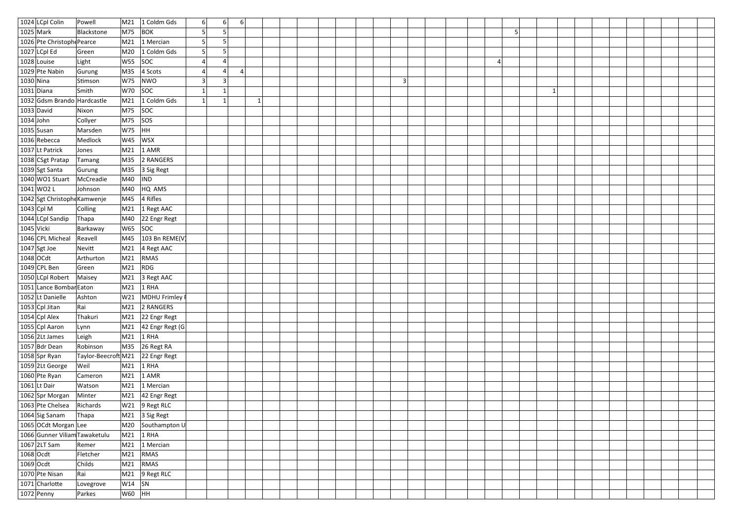| | | | | | | | | | | | | | | | | | | | | | | | | | | | | | | |
|---|---|---|---|---|---|---|---|---|---|---|---|---|---|---|---|---|---|---|---|---|---|---|---|---|---|---|---|---|---|---|
| 1024 | LCpl Colin | Powell | M21 | 1 Coldm Gds | 6 | 6 | 6 | | | | | | | | | | | | | | | | | | | | | | | |
| 1025 | Mark | Blackstone | M75 | BOK | 5 | 5 | | | | | | | | | | | | | | | 5 | | | | | | | | | |
| 1026 | Pte Christophe | Pearce | M21 | 1 Mercian | 5 | 5 | | | | | | | | | | | | | | | | | | | | | | | | |
| 1027 | LCpl Ed | Green | M20 | 1 Coldm Gds | 5 | 5 | | | | | | | | | | | | | | | | | | | | | | | | |
| 1028 | Louise | Light | W55 | SOC | 4 | 4 | | | | | | | | | | | | | | 4 | | | | | | | | | | |
| 1029 | Pte Nabin | Gurung | M35 | 4 Scots | 4 | 4 | 4 | | | | | | | | | | | | | | | | | | | | | | | |
| 1030 | Nina | Stimson | W75 | NWO | 3 | 3 | | | | | | | | | | 3 | | | | | | | | | | | | | | |
| 1031 | Diana | Smith | W70 | SOC | 1 | 1 | | | | | | | | | | | | | | | | | | 1 | | | | | | |
| 1032 | Gdsm Brando | Hardcastle | M21 | 1 Coldm Gds | 1 | 1 | | 1 | | | | | | | | | | | | | | | | | | | | | | |
| 1033 | David | Nixon | M75 | SOC | | | | | | | | | | | | | | | | | | | | | | | | | | |
| 1034 | John | Collyer | M75 | SOS | | | | | | | | | | | | | | | | | | | | | | | | | | |
| 1035 | Susan | Marsden | W75 | HH | | | | | | | | | | | | | | | | | | | | | | | | | | |
| 1036 | Rebecca | Medlock | W45 | WSX | | | | | | | | | | | | | | | | | | | | | | | | | | |
| 1037 | Lt Patrick | Jones | M21 | 1 AMR | | | | | | | | | | | | | | | | | | | | | | | | | | |
| 1038 | CSgt Pratap | Tamang | M35 | 2 RANGERS | | | | | | | | | | | | | | | | | | | | | | | | | | |
| 1039 | Sgt Santa | Gurung | M35 | 3 Sig Regt | | | | | | | | | | | | | | | | | | | | | | | | | | |
| 1040 | WO1 Stuart | McCreadie | M40 | IND | | | | | | | | | | | | | | | | | | | | | | | | | | |
| 1041 | WO2 L | Johnson | M40 | HQ AMS | | | | | | | | | | | | | | | | | | | | | | | | | | |
| 1042 | Sgt Christophe | Kamwenje | M45 | 4 Rifles | | | | | | | | | | | | | | | | | | | | | | | | | | |
| 1043 | Cpl M | Colling | M21 | 1 Regt AAC | | | | | | | | | | | | | | | | | | | | | | | | | | |
| 1044 | LCpl Sandip | Thapa | M40 | 22 Engr Regt | | | | | | | | | | | | | | | | | | | | | | | | | | |
| 1045 | Vicki | Barkaway | W65 | SOC | | | | | | | | | | | | | | | | | | | | | | | | | | |
| 1046 | CPL Micheal | Reavell | M45 | 103 Bn REME(V) | | | | | | | | | | | | | | | | | | | | | | | | | | |
| 1047 | Sgt Joe | Nevitt | M21 | 4 Regt AAC | | | | | | | | | | | | | | | | | | | | | | | | | | |
| 1048 | OCdt | Arthurton | M21 | RMAS | | | | | | | | | | | | | | | | | | | | | | | | | | |
| 1049 | CPL Ben | Green | M21 | RDG | | | | | | | | | | | | | | | | | | | | | | | | | | |
| 1050 | LCpl Robert | Maisey | M21 | 3 Regt AAC | | | | | | | | | | | | | | | | | | | | | | | | | | |
| 1051 | Lance Bombar | Eaton | M21 | 1 RHA | | | | | | | | | | | | | | | | | | | | | | | | | | |
| 1052 | Lt Danielle | Ashton | W21 | MDHU Frimley P | | | | | | | | | | | | | | | | | | | | | | | | | | |
| 1053 | Cpl Jitan | Rai | M21 | 2 RANGERS | | | | | | | | | | | | | | | | | | | | | | | | | | |
| 1054 | Cpl Alex | Thakuri | M21 | 22 Engr Regt | | | | | | | | | | | | | | | | | | | | | | | | | | |
| 1055 | Cpl Aaron | Lynn | M21 | 42 Engr Regt (G | | | | | | | | | | | | | | | | | | | | | | | | | | |
| 1056 | 2Lt James | Leigh | M21 | 1 RHA | | | | | | | | | | | | | | | | | | | | | | | | | | |
| 1057 | Bdr Dean | Robinson | M35 | 26 Regt RA | | | | | | | | | | | | | | | | | | | | | | | | | | |
| 1058 | Spr Ryan | Taylor-Beecroft | M21 | 22 Engr Regt | | | | | | | | | | | | | | | | | | | | | | | | | | |
| 1059 | 2Lt George | Weil | M21 | 1 RHA | | | | | | | | | | | | | | | | | | | | | | | | | | |
| 1060 | Pte Ryan | Cameron | M21 | 1 AMR | | | | | | | | | | | | | | | | | | | | | | | | | | |
| 1061 | Lt Dair | Watson | M21 | 1 Mercian | | | | | | | | | | | | | | | | | | | | | | | | | | |
| 1062 | Spr Morgan | Minter | M21 | 42 Engr Regt | | | | | | | | | | | | | | | | | | | | | | | | | | |
| 1063 | Pte Chelsea | Richards | W21 | 9 Regt RLC | | | | | | | | | | | | | | | | | | | | | | | | | | |
| 1064 | Sig Sanam | Thapa | M21 | 3 Sig Regt | | | | | | | | | | | | | | | | | | | | | | | | | | |
| 1065 | OCdt Morgan | Lee | M20 | Southampton U | | | | | | | | | | | | | | | | | | | | | | | | | | |
| 1066 | Gunner Viliam | Tawaketulu | M21 | 1 RHA | | | | | | | | | | | | | | | | | | | | | | | | | | |
| 1067 | 2LT Sam | Remer | M21 | 1 Mercian | | | | | | | | | | | | | | | | | | | | | | | | | | |
| 1068 | Ocdt | Fletcher | M21 | RMAS | | | | | | | | | | | | | | | | | | | | | | | | | | |
| 1069 | Ocdt | Childs | M21 | RMAS | | | | | | | | | | | | | | | | | | | | | | | | | | |
| 1070 | Pte Nisan | Rai | M21 | 9 Regt RLC | | | | | | | | | | | | | | | | | | | | | | | | | | |
| 1071 | Charlotte | Lovegrove | W14 | SN | | | | | | | | | | | | | | | | | | | | | | | | | | |
| 1072 | Penny | Parkes | W60 | HH | | | | | | | | | | | | | | | | | | | | | | | | | | |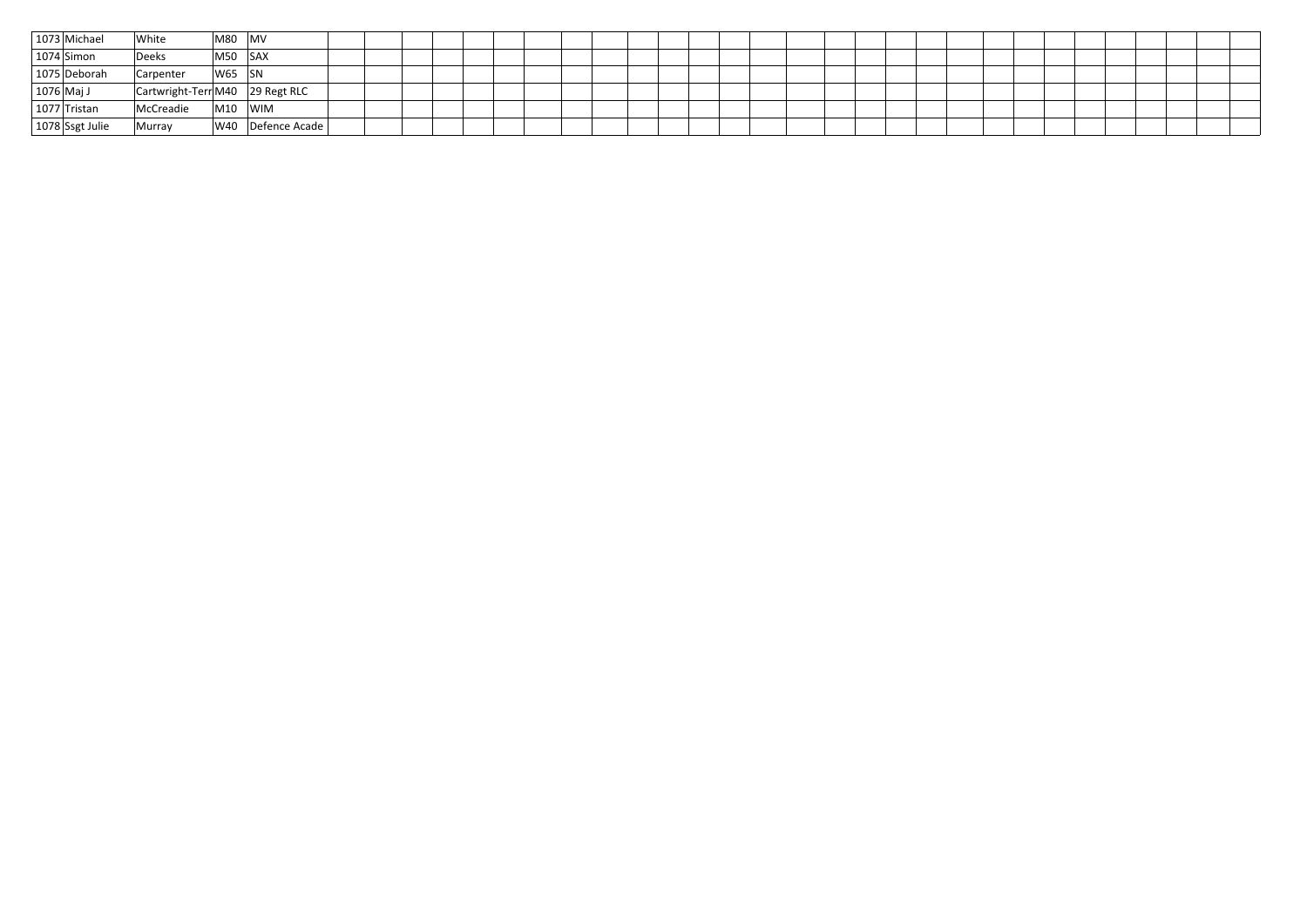| | | | | | | | | | | | | | | | | | | | | | | | | | | | | | | | | | | |
|---|---|---|---|---|---|---|---|---|---|---|---|---|---|---|---|---|---|---|---|---|---|---|---|---|---|---|---|---|---|---|---|---|---|
| 1073 | Michael | White | M80 | MV | | | | | | | | | | | | | | | | | | | | | | | | | | | | | |
| 1074 | Simon | Deeks | M50 | SAX | | | | | | | | | | | | | | | | | | | | | | | | | | | | | |
| 1075 | Deborah | Carpenter | W65 | SN | | | | | | | | | | | | | | | | | | | | | | | | | | | | | |
| 1076 | Maj J | Cartwright-Terr | M40 | 29 Regt RLC | | | | | | | | | | | | | | | | | | | | | | | | | | | | | |
| 1077 | Tristan | McCreadie | M10 | WIM | | | | | | | | | | | | | | | | | | | | | | | | | | | | | |
| 1078 | Ssgt Julie | Murray | W40 | Defence Acade | | | | | | | | | | | | | | | | | | | | | | | | | | | | | |